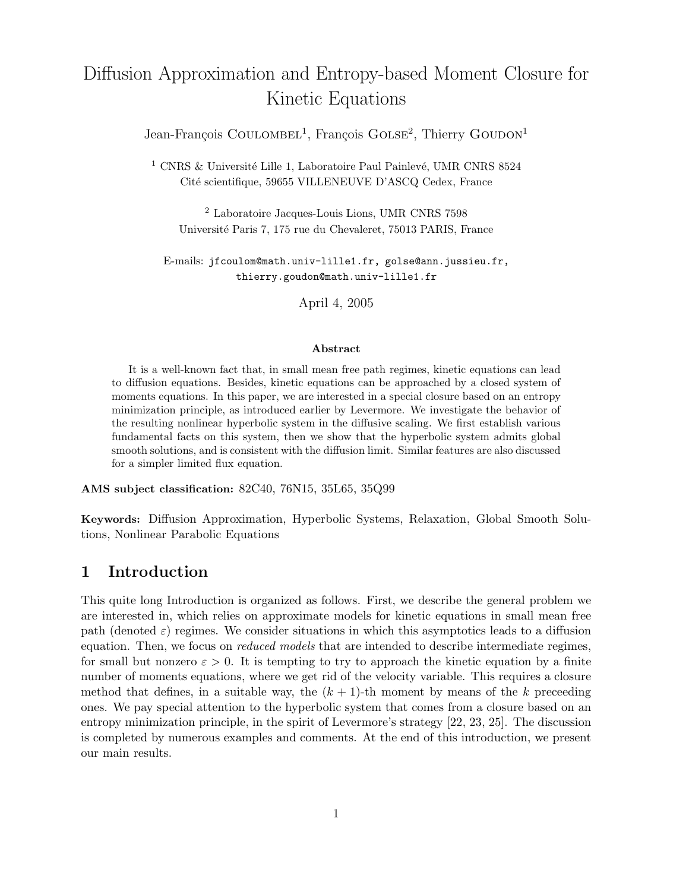# Diffusion Approximation and Entropy-based Moment Closure for Kinetic Equations

Jean-François Coulombel[1], François Golse[2], Thierry Goudon[1]

[1] CNRS & Université Lille 1, Laboratoire Paul Painlevé, UMR CNRS 8524
Cité scientifique, 59655 VILLENEUVE D'ASCQ Cedex, France

[2] Laboratoire Jacques-Louis Lions, UMR CNRS 7598
Université Paris 7, 175 rue du Chevaleret, 75013 PARIS, France

E-mails: jfcoulom@math.univ-lille1.fr, golse@ann.jussieu.fr, thierry.goudon@math.univ-lille1.fr

April 4, 2005

**Abstract**

It is a well-known fact that, in small mean free path regimes, kinetic equations can lead to diffusion equations. Besides, kinetic equations can be approached by a closed system of moments equations. In this paper, we are interested in a special closure based on an entropy minimization principle, as introduced earlier by Levermore. We investigate the behavior of the resulting nonlinear hyperbolic system in the diffusive scaling. We first establish various fundamental facts on this system, then we show that the hyperbolic system admits global smooth solutions, and is consistent with the diffusion limit. Similar features are also discussed for a simpler limited flux equation.

**AMS subject classification:** 82C40, 76N15, 35L65, 35Q99

**Keywords:** Diffusion Approximation, Hyperbolic Systems, Relaxation, Global Smooth Solutions, Nonlinear Parabolic Equations

## 1 Introduction

This quite long Introduction is organized as follows. First, we describe the general problem we are interested in, which relies on approximate models for kinetic equations in small mean free path (denoted $\varepsilon$) regimes. We consider situations in which this asymptotics leads to a diffusion equation. Then, we focus on *reduced models* that are intended to describe intermediate regimes, for small but nonzero $\varepsilon > 0$. It is tempting to try to approach the kinetic equation by a finite number of moments equations, where we get rid of the velocity variable. This requires a closure method that defines, in a suitable way, the $(k + 1)$-th moment by means of the $k$ preceeding ones. We pay special attention to the hyperbolic system that comes from a closure based on an entropy minimization principle, in the spirit of Levermore's strategy [22, 23, 25]. The discussion is completed by numerous examples and comments. At the end of this introduction, we present our main results.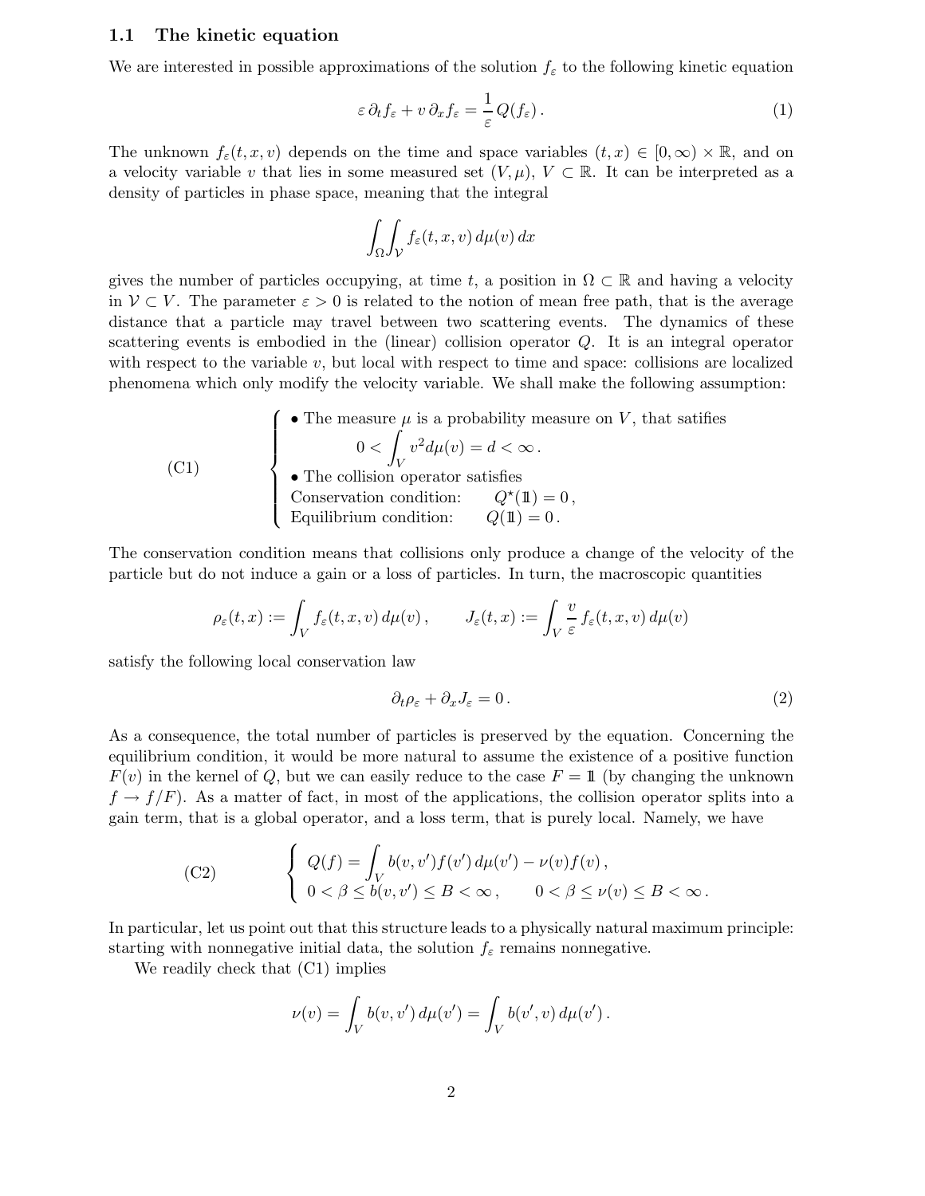### 1.1 The kinetic equation

We are interested in possible approximations of the solution $f_\varepsilon$ to the following kinetic equation

$$\varepsilon\, \partial_t f_\varepsilon + v\, \partial_x f_\varepsilon = \frac{1}{\varepsilon} Q(f_\varepsilon)\,. \tag{1}$$

The unknown $f_\varepsilon(t, x, v)$ depends on the time and space variables $(t, x) \in [0, \infty) \times \mathbb{R}$, and on a velocity variable $v$ that lies in some measured set $(V, \mu)$, $V \subset \mathbb{R}$. It can be interpreted as a density of particles in phase space, meaning that the integral

$$\int_\Omega \int_{\mathcal{V}} f_\varepsilon(t, x, v)\, d\mu(v)\, dx$$

gives the number of particles occupying, at time $t$, a position in $\Omega \subset \mathbb{R}$ and having a velocity in $\mathcal{V} \subset V$. The parameter $\varepsilon > 0$ is related to the notion of mean free path, that is the average distance that a particle may travel between two scattering events. The dynamics of these scattering events is embodied in the (linear) collision operator $Q$. It is an integral operator with respect to the variable $v$, but local with respect to time and space: collisions are localized phenomena which only modify the velocity variable. We shall make the following assumption:

$$\text{(C1)} \qquad \begin{cases} \bullet \text{ The measure } \mu \text{ is a probability measure on } V\text{, that satifies} \\ \qquad\qquad 0 < \displaystyle\int_V v^2 d\mu(v) = d < \infty\,. \\ \bullet \text{ The collision operator satisfies} \\ \text{Conservation condition:} \qquad Q^\star(\mathbb{1}) = 0\,, \\ \text{Equilibrium condition:} \qquad Q(\mathbb{1}) = 0\,. \end{cases}$$

The conservation condition means that collisions only produce a change of the velocity of the particle but do not induce a gain or a loss of particles. In turn, the macroscopic quantities

$$\rho_\varepsilon(t, x) := \int_V f_\varepsilon(t, x, v)\, d\mu(v)\,, \qquad J_\varepsilon(t, x) := \int_V \frac{v}{\varepsilon} f_\varepsilon(t, x, v)\, d\mu(v)$$

satisfy the following local conservation law

$$\partial_t \rho_\varepsilon + \partial_x J_\varepsilon = 0\,. \tag{2}$$

As a consequence, the total number of particles is preserved by the equation. Concerning the equilibrium condition, it would be more natural to assume the existence of a positive function $F(v)$ in the kernel of $Q$, but we can easily reduce to the case $F = \mathbb{1}$ (by changing the unknown $f \to f/F$). As a matter of fact, in most of the applications, the collision operator splits into a gain term, that is a global operator, and a loss term, that is purely local. Namely, we have

$$\text{(C2)} \qquad \begin{cases} Q(f) = \displaystyle\int_V b(v, v') f(v')\, d\mu(v') - \nu(v) f(v)\,, \\ 0 < \beta \le b(v, v') \le B < \infty\,, \qquad 0 < \beta \le \nu(v) \le B < \infty\,. \end{cases}$$

In particular, let us point out that this structure leads to a physically natural maximum principle: starting with nonnegative initial data, the solution $f_\varepsilon$ remains nonnegative.

We readily check that (C1) implies

$$\nu(v) = \int_V b(v, v')\, d\mu(v') = \int_V b(v', v)\, d\mu(v')\,.$$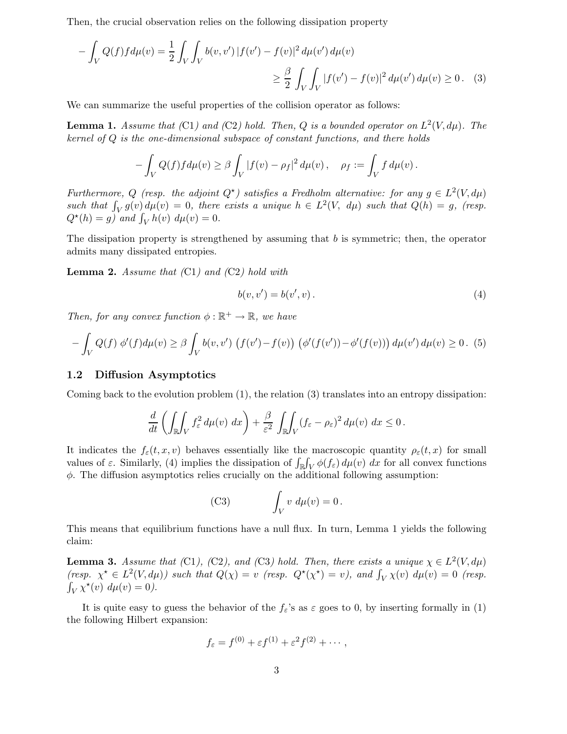Then, the crucial observation relies on the following dissipation property

$$
-\int_V Q(f) f \, d\mu(v) = \frac{1}{2} \int_V \int_V b(v,v') \, |f(v') - f(v)|^2 \, d\mu(v') \, d\mu(v)
$$

$$
\geq \frac{\beta}{2} \int_V \int_V |f(v') - f(v)|^2 \, d\mu(v') \, d\mu(v) \geq 0 \,. \quad (3)
$$

We can summarize the useful properties of the collision operator as follows:

**Lemma 1.** *Assume that (C1) and (C2) hold. Then, $Q$ is a bounded operator on $L^2(V, d\mu)$. The kernel of $Q$ is the one-dimensional subspace of constant functions, and there holds*

$$
-\int_V Q(f) f \, d\mu(v) \geq \beta \int_V |f(v) - \rho_f|^2 \, d\mu(v) \,, \quad \rho_f := \int_V f \, d\mu(v) \,.
$$

*Furthermore, $Q$ (resp. the adjoint $Q^\star$) satisfies a Fredholm alternative: for any $g \in L^2(V, d\mu)$ such that $\int_V g(v) \, d\mu(v) = 0$, there exists a unique $h \in L^2(V, \, d\mu)$ such that $Q(h) = g$, (resp. $Q^\star(h) = g$) and $\int_V h(v) \, d\mu(v) = 0$.*

The dissipation property is strengthened by assuming that $b$ is symmetric; then, the operator admits many dissipated entropies.

**Lemma 2.** *Assume that (C1) and (C2) hold with*

$$
b(v, v') = b(v', v) \,. \quad (4)
$$

*Then, for any convex function $\phi : \mathbb{R}^+ \to \mathbb{R}$, we have*

$$
-\int_V Q(f) \, \phi'(f) d\mu(v) \geq \beta \int_V b(v,v') \, \big(f(v') - f(v)\big) \, \big(\phi'(f(v')) - \phi'(f(v))\big) \, d\mu(v') \, d\mu(v) \geq 0 \,. \quad (5)
$$

## 1.2 Diffusion Asymptotics

Coming back to the evolution problem (1), the relation (3) translates into an entropy dissipation:

$$
\frac{d}{dt} \left( \int\!\!\int_{\mathbb{R}} \int_V f_\varepsilon^2 \, d\mu(v) \, dx \right) + \frac{\beta}{\varepsilon^2} \int\!\!\int_{\mathbb{R}} \int_V (f_\varepsilon - \rho_\varepsilon)^2 \, d\mu(v) \, dx \leq 0 \,.
$$

It indicates the $f_\varepsilon(t, x, v)$ behaves essentially like the macroscopic quantity $\rho_\varepsilon(t, x)$ for small values of $\varepsilon$. Similarly, (4) implies the dissipation of $\int_{\mathbb{R}} \int_V \phi(f_\varepsilon) \, d\mu(v) \, dx$ for all convex functions $\phi$. The diffusion asymptotics relies crucially on the additional following assumption:

$$
\text{(C3)} \qquad \int_V v \, d\mu(v) = 0 \,.
$$

This means that equilibrium functions have a null flux. In turn, Lemma 1 yields the following claim:

**Lemma 3.** *Assume that (C1), (C2), and (C3) hold. Then, there exists a unique $\chi \in L^2(V, d\mu)$ (resp. $\chi^\star \in L^2(V, d\mu)$) such that $Q(\chi) = v$ (resp. $Q^\star(\chi^\star) = v$), and $\int_V \chi(v) \, d\mu(v) = 0$ (resp. $\int_V \chi^\star(v) \, d\mu(v) = 0$).*

It is quite easy to guess the behavior of the $f_\varepsilon$'s as $\varepsilon$ goes to 0, by inserting formally in (1) the following Hilbert expansion:

$$
f_\varepsilon = f^{(0)} + \varepsilon f^{(1)} + \varepsilon^2 f^{(2)} + \cdots \,,
$$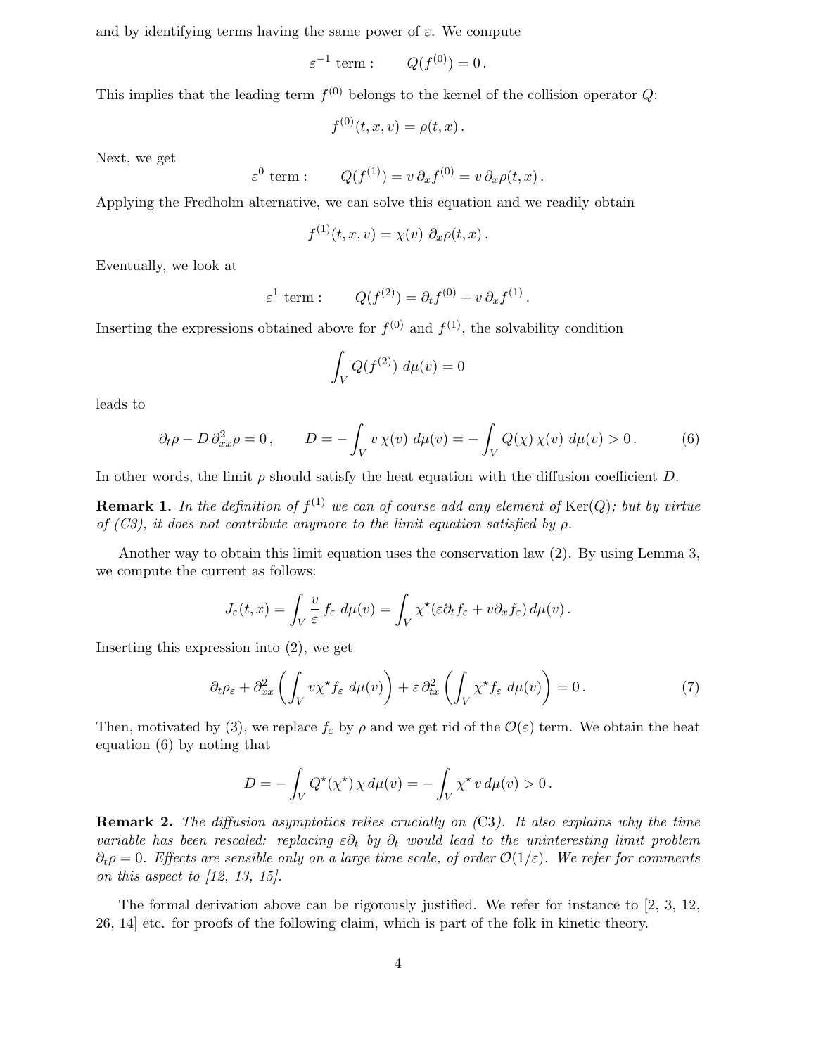and by identifying terms having the same power of $\varepsilon$. We compute

$$\varepsilon^{-1} \text{ term :} \qquad Q(f^{(0)}) = 0\,.$$

This implies that the leading term $f^{(0)}$ belongs to the kernel of the collision operator $Q$:

$$f^{(0)}(t,x,v) = \rho(t,x)\,.$$

Next, we get

$$\varepsilon^{0} \text{ term :} \qquad Q(f^{(1)}) = v\,\partial_x f^{(0)} = v\,\partial_x \rho(t,x)\,.$$

Applying the Fredholm alternative, we can solve this equation and we readily obtain

$$f^{(1)}(t,x,v) = \chi(v)\;\partial_x \rho(t,x)\,.$$

Eventually, we look at

$$\varepsilon^{1} \text{ term :} \qquad Q(f^{(2)}) = \partial_t f^{(0)} + v\,\partial_x f^{(1)}\,.$$

Inserting the expressions obtained above for $f^{(0)}$ and $f^{(1)}$, the solvability condition

$$\int_V Q(f^{(2)})\;d\mu(v) = 0$$

leads to

$$\partial_t \rho - D\,\partial^2_{xx}\rho = 0\,, \qquad D = -\int_V v\,\chi(v)\;d\mu(v) = -\int_V Q(\chi)\,\chi(v)\;d\mu(v) > 0\,. \tag{6}$$

In other words, the limit $\rho$ should satisfy the heat equation with the diffusion coefficient $D$.

**Remark 1.** *In the definition of $f^{(1)}$ we can of course add any element of $\mathrm{Ker}(Q)$; but by virtue of (C3), it does not contribute anymore to the limit equation satisfied by $\rho$.*

Another way to obtain this limit equation uses the conservation law (2). By using Lemma 3, we compute the current as follows:

$$J_\varepsilon(t,x) = \int_V \frac{v}{\varepsilon}\,f_\varepsilon\;d\mu(v) = \int_V \chi^\star(\varepsilon\partial_t f_\varepsilon + v\partial_x f_\varepsilon)\,d\mu(v)\,.$$

Inserting this expression into (2), we get

$$\partial_t \rho_\varepsilon + \partial^2_{xx}\left(\int_V v\chi^\star f_\varepsilon\;d\mu(v)\right) + \varepsilon\,\partial^2_{tx}\left(\int_V \chi^\star f_\varepsilon\;d\mu(v)\right) = 0\,. \tag{7}$$

Then, motivated by (3), we replace $f_\varepsilon$ by $\rho$ and we get rid of the $\mathcal{O}(\varepsilon)$ term. We obtain the heat equation (6) by noting that

$$D = -\int_V Q^\star(\chi^\star)\,\chi\,d\mu(v) = -\int_V \chi^\star\,v\,d\mu(v) > 0\,.$$

**Remark 2.** *The diffusion asymptotics relies crucially on (C3). It also explains why the time variable has been rescaled: replacing $\varepsilon\partial_t$ by $\partial_t$ would lead to the uninteresting limit problem $\partial_t\rho = 0$. Effects are sensible only on a large time scale, of order $\mathcal{O}(1/\varepsilon)$. We refer for comments on this aspect to [12, 13, 15].*

The formal derivation above can be rigorously justified. We refer for instance to [2, 3, 12, 26, 14] etc. for proofs of the following claim, which is part of the folk in kinetic theory.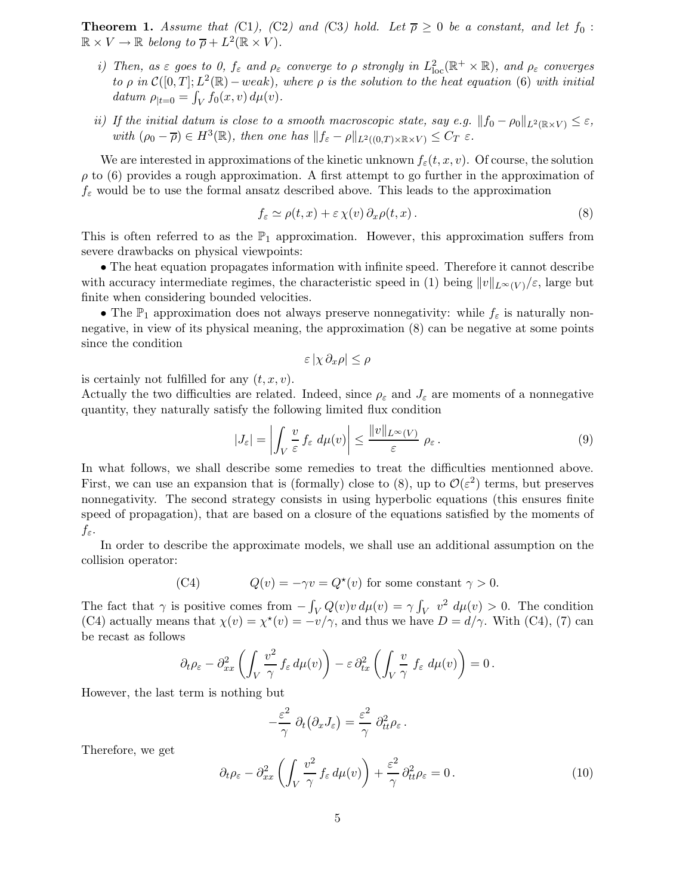**Theorem 1.** *Assume that (C1), (C2) and (C3) hold. Let $\overline{\rho} \geq 0$ be a constant, and let $f_0 : \mathbb{R} \times V \to \mathbb{R}$ belong to $\overline{\rho} + L^2(\mathbb{R} \times V)$.*

*i) Then, as $\varepsilon$ goes to 0, $f_\varepsilon$ and $\rho_\varepsilon$ converge to $\rho$ strongly in $L^2_{\text{loc}}(\mathbb{R}^+ \times \mathbb{R})$, and $\rho_\varepsilon$ converges to $\rho$ in $\mathcal{C}([0,T]; L^2(\mathbb{R}) - weak)$, where $\rho$ is the solution to the heat equation (6) with initial datum $\rho_{|t=0} = \int_V f_0(x,v)\, d\mu(v)$.*

*ii) If the initial datum is close to a smooth macroscopic state, say e.g. $\|f_0 - \rho_0\|_{L^2(\mathbb{R}\times V)} \leq \varepsilon$, with $(\rho_0 - \overline{\rho}) \in H^3(\mathbb{R})$, then one has $\|f_\varepsilon - \rho\|_{L^2((0,T)\times\mathbb{R}\times V)} \leq C_T\ \varepsilon$.*

We are interested in approximations of the kinetic unknown $f_\varepsilon(t,x,v)$. Of course, the solution $\rho$ to (6) provides a rough approximation. A first attempt to go further in the approximation of $f_\varepsilon$ would be to use the formal ansatz described above. This leads to the approximation

$$f_\varepsilon \simeq \rho(t,x) + \varepsilon\, \chi(v)\, \partial_x \rho(t,x)\,. \tag{8}$$

This is often referred to as the $\mathbb{P}_1$ approximation. However, this approximation suffers from severe drawbacks on physical viewpoints:

• The heat equation propagates information with infinite speed. Therefore it cannot describe with accuracy intermediate regimes, the characteristic speed in (1) being $\|v\|_{L^\infty(V)}/\varepsilon$, large but finite when considering bounded velocities.

• The $\mathbb{P}_1$ approximation does not always preserve nonnegativity: while $f_\varepsilon$ is naturally nonnegative, in view of its physical meaning, the approximation (8) can be negative at some points since the condition

$$\varepsilon\, |\chi\, \partial_x \rho| \leq \rho$$

is certainly not fulfilled for any $(t,x,v)$.
Actually the two difficulties are related. Indeed, since $\rho_\varepsilon$ and $J_\varepsilon$ are moments of a nonnegative quantity, they naturally satisfy the following limited flux condition

$$|J_\varepsilon| = \left| \int_V \frac{v}{\varepsilon}\, f_\varepsilon\ d\mu(v) \right| \leq \frac{\|v\|_{L^\infty(V)}}{\varepsilon}\ \rho_\varepsilon\,. \tag{9}$$

In what follows, we shall describe some remedies to treat the difficulties mentionned above. First, we can use an expansion that is (formally) close to (8), up to $\mathcal{O}(\varepsilon^2)$ terms, but preserves nonnegativity. The second strategy consists in using hyperbolic equations (this ensures finite speed of propagation), that are based on a closure of the equations satisfied by the moments of $f_\varepsilon$.

In order to describe the approximate models, we shall use an additional assumption on the collision operator:

$$\text{(C4)} \qquad Q(v) = -\gamma v = Q^\star(v) \text{ for some constant } \gamma > 0.$$

The fact that $\gamma$ is positive comes from $-\int_V Q(v) v\, d\mu(v) = \gamma \int_V\ v^2\ d\mu(v) > 0$. The condition (C4) actually means that $\chi(v) = \chi^\star(v) = -v/\gamma$, and thus we have $D = d/\gamma$. With (C4), (7) can be recast as follows

$$\partial_t \rho_\varepsilon - \partial^2_{xx} \left( \int_V \frac{v^2}{\gamma}\, f_\varepsilon\, d\mu(v) \right) - \varepsilon\, \partial^2_{tx} \left( \int_V \frac{v}{\gamma}\ f_\varepsilon\ d\mu(v) \right) = 0\,.$$

However, the last term is nothing but

$$-\frac{\varepsilon^2}{\gamma}\ \partial_t\big(\partial_x J_\varepsilon\big) = \frac{\varepsilon^2}{\gamma}\ \partial^2_{tt} \rho_\varepsilon\,.$$

Therefore, we get

$$\partial_t \rho_\varepsilon - \partial^2_{xx} \left( \int_V \frac{v^2}{\gamma}\, f_\varepsilon\, d\mu(v) \right) + \frac{\varepsilon^2}{\gamma}\, \partial^2_{tt} \rho_\varepsilon = 0\,. \tag{10}$$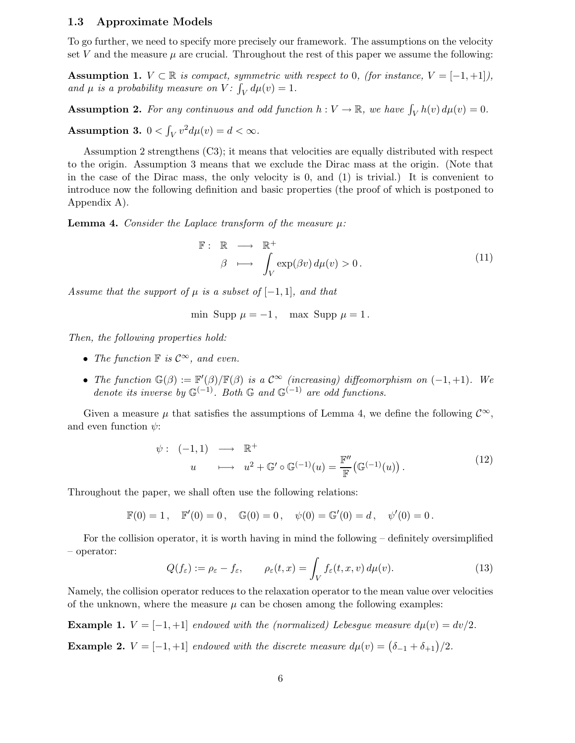### 1.3 Approximate Models

To go further, we need to specify more precisely our framework. The assumptions on the velocity set $V$ and the measure $\mu$ are crucial. Throughout the rest of this paper we assume the following:

**Assumption 1.** *$V \subset \mathbb{R}$ is compact, symmetric with respect to 0, (for instance, $V = [-1, +1]$), and $\mu$ is a probability measure on $V$: $\int_V d\mu(v) = 1$.*

**Assumption 2.** *For any continuous and odd function $h : V \to \mathbb{R}$, we have $\int_V h(v)\, d\mu(v) = 0$.*

**Assumption 3.** $0 < \int_V v^2 d\mu(v) = d < \infty$.

Assumption 2 strengthens (C3); it means that velocities are equally distributed with respect to the origin. Assumption 3 means that we exclude the Dirac mass at the origin. (Note that in the case of the Dirac mass, the only velocity is 0, and (1) is trivial.) It is convenient to introduce now the following definition and basic properties (the proof of which is postponed to Appendix A).

**Lemma 4.** *Consider the Laplace transform of the measure $\mu$:*

$$
\begin{array}{rccl}
\mathbb{F}: & \mathbb{R} & \longrightarrow & \mathbb{R}^+ \\
& \beta & \longmapsto & \displaystyle\int_V \exp(\beta v)\, d\mu(v) > 0\,.
\end{array}
\tag{11}
$$

*Assume that the support of $\mu$ is a subset of $[-1, 1]$, and that*

$$
\min\ \mathrm{Supp}\ \mu = -1\,, \quad \max\ \mathrm{Supp}\ \mu = 1\,.
$$

*Then, the following properties hold:*

- *The function $\mathbb{F}$ is $\mathcal{C}^\infty$, and even.*
- *The function $\mathbb{G}(\beta) := \mathbb{F}'(\beta)/\mathbb{F}(\beta)$ is a $\mathcal{C}^\infty$ (increasing) diffeomorphism on $(-1, +1)$. We denote its inverse by $\mathbb{G}^{(-1)}$. Both $\mathbb{G}$ and $\mathbb{G}^{(-1)}$ are odd functions.*

Given a measure $\mu$ that satisfies the assumptions of Lemma 4, we define the following $\mathcal{C}^\infty$, and even function $\psi$:

$$
\begin{array}{rccl}
\psi: & (-1, 1) & \longrightarrow & \mathbb{R}^+ \\
& u & \longmapsto & u^2 + \mathbb{G}' \circ \mathbb{G}^{(-1)}(u) = \dfrac{\mathbb{F}''}{\mathbb{F}}\big(\mathbb{G}^{(-1)}(u)\big)\,.
\end{array}
\tag{12}
$$

Throughout the paper, we shall often use the following relations:

$$
\mathbb{F}(0) = 1\,, \quad \mathbb{F}'(0) = 0\,, \quad \mathbb{G}(0) = 0\,, \quad \psi(0) = \mathbb{G}'(0) = d\,, \quad \psi'(0) = 0\,.
$$

For the collision operator, it is worth having in mind the following – definitely oversimplified – operator:

$$
Q(f_\varepsilon) := \rho_\varepsilon - f_\varepsilon, \qquad \rho_\varepsilon(t, x) = \int_V f_\varepsilon(t, x, v)\, d\mu(v). \tag{13}
$$

Namely, the collision operator reduces to the relaxation operator to the mean value over velocities of the unknown, where the measure $\mu$ can be chosen among the following examples:

**Example 1.** *$V = [-1, +1]$ endowed with the (normalized) Lebesgue measure $d\mu(v) = dv/2$.*

**Example 2.** *$V = [-1, +1]$ endowed with the discrete measure $d\mu(v) = \big(\delta_{-1} + \delta_{+1}\big)/2$.*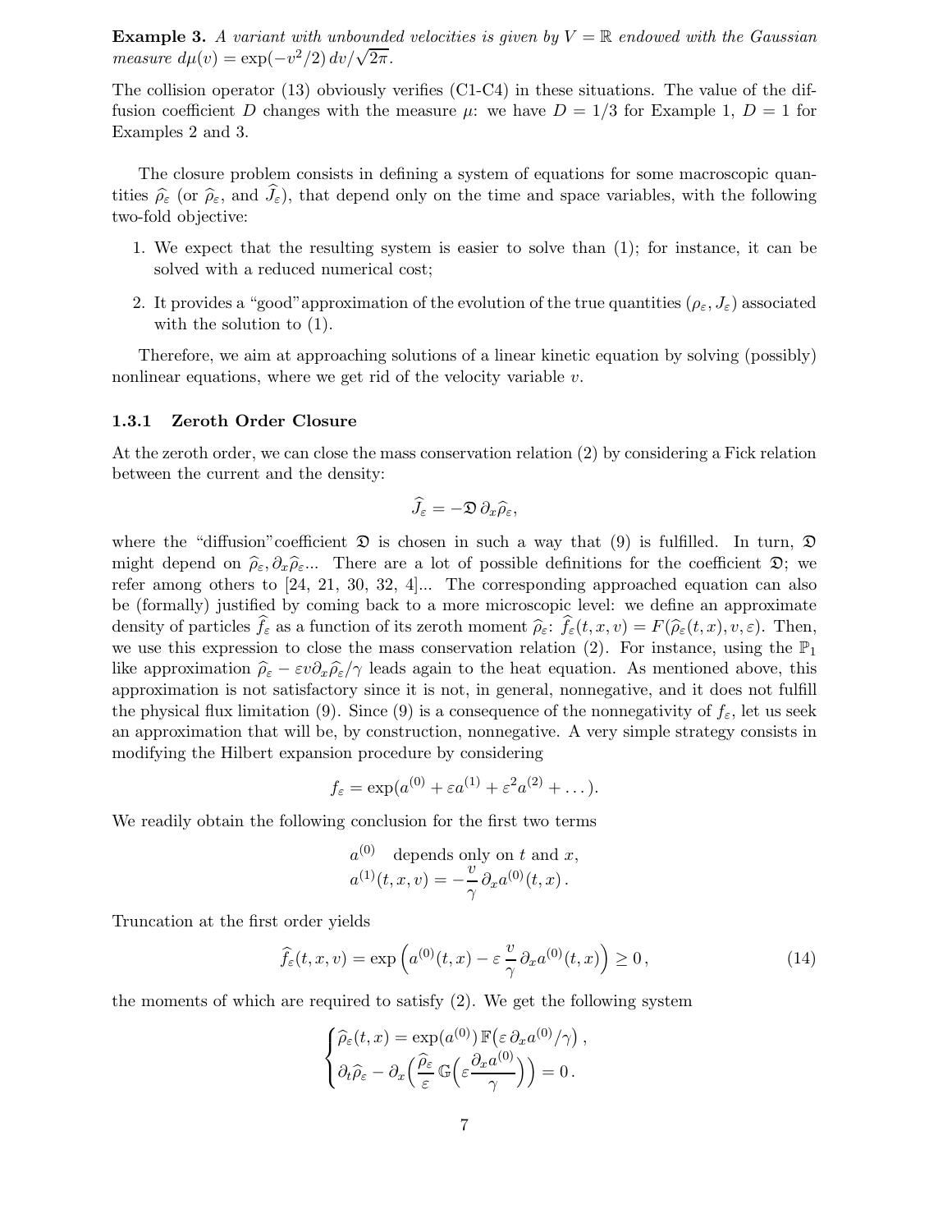**Example 3.** *A variant with unbounded velocities is given by $V = \mathbb{R}$ endowed with the Gaussian measure $d\mu(v) = \exp(-v^2/2)\,dv/\sqrt{2\pi}$.*

The collision operator (13) obviously verifies (C1-C4) in these situations. The value of the diffusion coefficient $D$ changes with the measure $\mu$: we have $D = 1/3$ for Example 1, $D = 1$ for Examples 2 and 3.

The closure problem consists in defining a system of equations for some macroscopic quantities $\widehat{\rho}_\varepsilon$ (or $\widehat{\rho}_\varepsilon$, and $\widehat{J}_\varepsilon$), that depend only on the time and space variables, with the following two-fold objective:

1. We expect that the resulting system is easier to solve than (1); for instance, it can be solved with a reduced numerical cost;
2. It provides a "good" approximation of the evolution of the true quantities $(\rho_\varepsilon, J_\varepsilon)$ associated with the solution to (1).

Therefore, we aim at approaching solutions of a linear kinetic equation by solving (possibly) nonlinear equations, where we get rid of the velocity variable $v$.

### 1.3.1 Zeroth Order Closure

At the zeroth order, we can close the mass conservation relation (2) by considering a Fick relation between the current and the density:

$$\widehat{J}_\varepsilon = -\mathfrak{D}\,\partial_x \widehat{\rho}_\varepsilon,$$

where the "diffusion" coefficient $\mathfrak{D}$ is chosen in such a way that (9) is fulfilled. In turn, $\mathfrak{D}$ might depend on $\widehat{\rho}_\varepsilon, \partial_x\widehat{\rho}_\varepsilon$... There are a lot of possible definitions for the coefficient $\mathfrak{D}$; we refer among others to [24, 21, 30, 32, 4]... The corresponding approached equation can also be (formally) justified by coming back to a more microscopic level: we define an approximate density of particles $\widehat{f}_\varepsilon$ as a function of its zeroth moment $\widehat{\rho}_\varepsilon$: $\widehat{f}_\varepsilon(t,x,v) = F(\widehat{\rho}_\varepsilon(t,x), v, \varepsilon)$. Then, we use this expression to close the mass conservation relation (2). For instance, using the $\mathbb{P}_1$ like approximation $\widehat{\rho}_\varepsilon - \varepsilon v \partial_x \widehat{\rho}_\varepsilon/\gamma$ leads again to the heat equation. As mentioned above, this approximation is not satisfactory since it is not, in general, nonnegative, and it does not fulfill the physical flux limitation (9). Since (9) is a consequence of the nonnegativity of $f_\varepsilon$, let us seek an approximation that will be, by construction, nonnegative. A very simple strategy consists in modifying the Hilbert expansion procedure by considering

$$f_\varepsilon = \exp(a^{(0)} + \varepsilon a^{(1)} + \varepsilon^2 a^{(2)} + \dots).$$

We readily obtain the following conclusion for the first two terms

$$a^{(0)} \quad \text{depends only on } t \text{ and } x,$$
$$a^{(1)}(t,x,v) = -\frac{v}{\gamma}\,\partial_x a^{(0)}(t,x)\,.$$

Truncation at the first order yields

$$\widehat{f}_\varepsilon(t,x,v) = \exp\Big(a^{(0)}(t,x) - \varepsilon\,\frac{v}{\gamma}\,\partial_x a^{(0)}(t,x)\Big) \geq 0\,, \tag{14}$$

the moments of which are required to satisfy (2). We get the following system

$$\begin{cases} \widehat{\rho}_\varepsilon(t,x) = \exp(a^{(0)})\,\mathbb{F}\big(\varepsilon\,\partial_x a^{(0)}/\gamma\big)\,, \\ \partial_t \widehat{\rho}_\varepsilon - \partial_x\Big(\dfrac{\widehat{\rho}_\varepsilon}{\varepsilon}\,\mathbb{G}\Big(\varepsilon\dfrac{\partial_x a^{(0)}}{\gamma}\Big)\Big) = 0\,. \end{cases}$$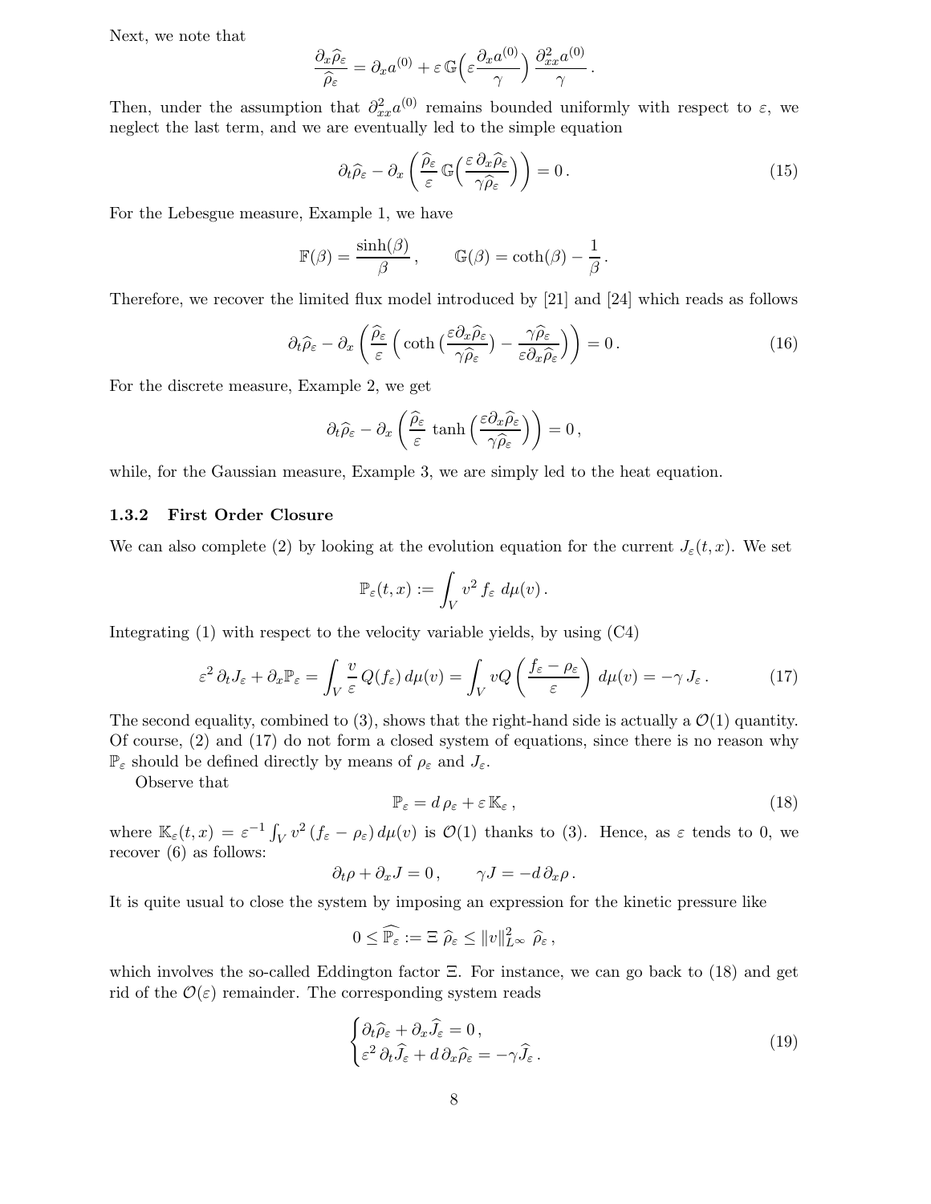Next, we note that

$$\frac{\partial_x \widehat{\rho}_\varepsilon}{\widehat{\rho}_\varepsilon} = \partial_x a^{(0)} + \varepsilon\, \mathbb{G}\Big(\varepsilon \frac{\partial_x a^{(0)}}{\gamma}\Big)\, \frac{\partial^2_{xx} a^{(0)}}{\gamma}\,.$$

Then, under the assumption that $\partial^2_{xx} a^{(0)}$ remains bounded uniformly with respect to $\varepsilon$, we neglect the last term, and we are eventually led to the simple equation

$$\partial_t \widehat{\rho}_\varepsilon - \partial_x \left( \frac{\widehat{\rho}_\varepsilon}{\varepsilon}\, \mathbb{G}\Big( \frac{\varepsilon\, \partial_x \widehat{\rho}_\varepsilon}{\gamma \widehat{\rho}_\varepsilon}\Big) \right) = 0\,. \tag{15}$$

For the Lebesgue measure, Example 1, we have

$$\mathbb{F}(\beta) = \frac{\sinh(\beta)}{\beta}\,, \qquad \mathbb{G}(\beta) = \coth(\beta) - \frac{1}{\beta}\,.$$

Therefore, we recover the limited flux model introduced by [21] and [24] which reads as follows

$$\partial_t \widehat{\rho}_\varepsilon - \partial_x \left( \frac{\widehat{\rho}_\varepsilon}{\varepsilon} \Big( \coth\big( \frac{\varepsilon \partial_x \widehat{\rho}_\varepsilon}{\gamma \widehat{\rho}_\varepsilon}\big) - \frac{\gamma \widehat{\rho}_\varepsilon}{\varepsilon \partial_x \widehat{\rho}_\varepsilon} \Big) \right) = 0\,. \tag{16}$$

For the discrete measure, Example 2, we get

$$\partial_t \widehat{\rho}_\varepsilon - \partial_x \left( \frac{\widehat{\rho}_\varepsilon}{\varepsilon}\, \tanh\Big( \frac{\varepsilon \partial_x \widehat{\rho}_\varepsilon}{\gamma \widehat{\rho}_\varepsilon}\Big) \right) = 0\,,$$

while, for the Gaussian measure, Example 3, we are simply led to the heat equation.

### 1.3.2 First Order Closure

We can also complete (2) by looking at the evolution equation for the current $J_\varepsilon(t,x)$. We set

$$\mathbb{P}_\varepsilon(t,x) := \int_V v^2\, f_\varepsilon\; d\mu(v)\,.$$

Integrating (1) with respect to the velocity variable yields, by using (C4)

$$\varepsilon^2\, \partial_t J_\varepsilon + \partial_x \mathbb{P}_\varepsilon = \int_V \frac{v}{\varepsilon}\, Q(f_\varepsilon)\, d\mu(v) = \int_V v Q\left( \frac{f_\varepsilon - \rho_\varepsilon}{\varepsilon} \right) d\mu(v) = -\gamma\, J_\varepsilon\,. \tag{17}$$

The second equality, combined to (3), shows that the right-hand side is actually a $\mathcal{O}(1)$ quantity. Of course, (2) and (17) do not form a closed system of equations, since there is no reason why $\mathbb{P}_\varepsilon$ should be defined directly by means of $\rho_\varepsilon$ and $J_\varepsilon$.

Observe that

$$\mathbb{P}_\varepsilon = d\, \rho_\varepsilon + \varepsilon\, \mathbb{K}_\varepsilon\,, \tag{18}$$

where $\mathbb{K}_\varepsilon(t,x) = \varepsilon^{-1} \int_V v^2\, (f_\varepsilon - \rho_\varepsilon)\, d\mu(v)$ is $\mathcal{O}(1)$ thanks to (3). Hence, as $\varepsilon$ tends to 0, we recover (6) as follows:

$$\partial_t \rho + \partial_x J = 0\,, \qquad \gamma J = -d\, \partial_x \rho\,.$$

It is quite usual to close the system by imposing an expression for the kinetic pressure like

$$0 \leq \widehat{\mathbb{P}_\varepsilon} := \Xi\; \widehat{\rho}_\varepsilon \leq \|v\|^2_{L^\infty}\; \widehat{\rho}_\varepsilon\,,$$

which involves the so-called Eddington factor $\Xi$. For instance, we can go back to (18) and get rid of the $\mathcal{O}(\varepsilon)$ remainder. The corresponding system reads

$$\begin{cases} \partial_t \widehat{\rho}_\varepsilon + \partial_x \widehat{J}_\varepsilon = 0\,, \\ \varepsilon^2\, \partial_t \widehat{J}_\varepsilon + d\, \partial_x \widehat{\rho}_\varepsilon = -\gamma \widehat{J}_\varepsilon\,. \end{cases} \tag{19}$$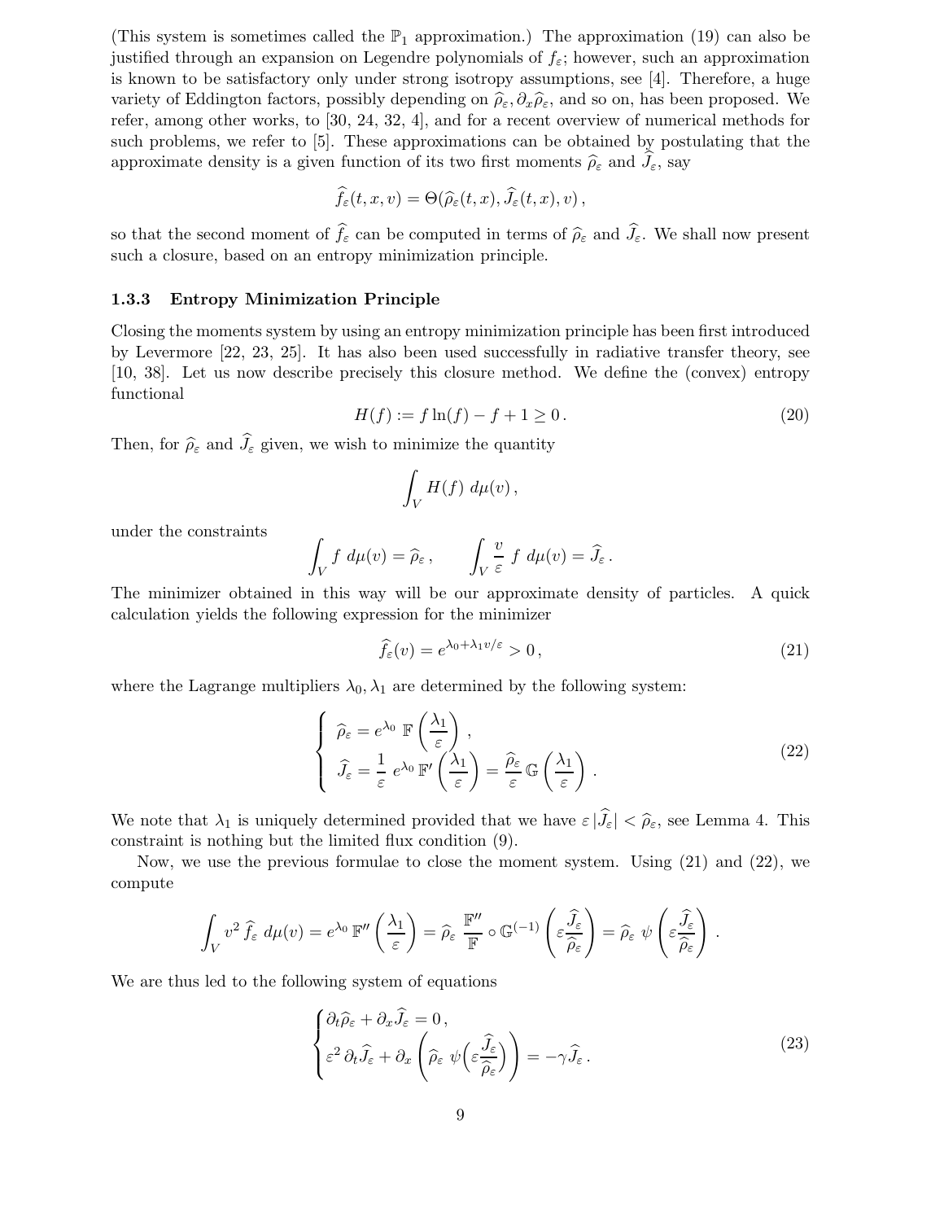(This system is sometimes called the $\mathbb{P}_1$ approximation.) The approximation (19) can also be justified through an expansion on Legendre polynomials of $f_\varepsilon$; however, such an approximation is known to be satisfactory only under strong isotropy assumptions, see [4]. Therefore, a huge variety of Eddington factors, possibly depending on $\widehat{\rho}_\varepsilon, \partial_x\widehat{\rho}_\varepsilon$, and so on, has been proposed. We refer, among other works, to [30, 24, 32, 4], and for a recent overview of numerical methods for such problems, we refer to [5]. These approximations can be obtained by postulating that the approximate density is a given function of its two first moments $\widehat{\rho}_\varepsilon$ and $\widehat{J}_\varepsilon$, say

$$\widehat{f}_\varepsilon(t,x,v) = \Theta(\widehat{\rho}_\varepsilon(t,x), \widehat{J}_\varepsilon(t,x), v)\,,$$

so that the second moment of $\widehat{f}_\varepsilon$ can be computed in terms of $\widehat{\rho}_\varepsilon$ and $\widehat{J}_\varepsilon$. We shall now present such a closure, based on an entropy minimization principle.

### 1.3.3 Entropy Minimization Principle

Closing the moments system by using an entropy minimization principle has been first introduced by Levermore [22, 23, 25]. It has also been used successfully in radiative transfer theory, see [10, 38]. Let us now describe precisely this closure method. We define the (convex) entropy functional

$$H(f) := f\ln(f) - f + 1 \geq 0\,. \tag{20}$$

Then, for $\widehat{\rho}_\varepsilon$ and $\widehat{J}_\varepsilon$ given, we wish to minimize the quantity

$$\int_V H(f)\; d\mu(v)\,,$$

under the constraints

$$\int_V f\; d\mu(v) = \widehat{\rho}_\varepsilon\,, \qquad \int_V \frac{v}{\varepsilon}\; f\; d\mu(v) = \widehat{J}_\varepsilon\,.$$

The minimizer obtained in this way will be our approximate density of particles. A quick calculation yields the following expression for the minimizer

$$\widehat{f}_\varepsilon(v) = e^{\lambda_0 + \lambda_1 v/\varepsilon} > 0\,, \tag{21}$$

where the Lagrange multipliers $\lambda_0, \lambda_1$ are determined by the following system:

$$\left\{\begin{array}{l} \widehat{\rho}_\varepsilon = e^{\lambda_0}\; \mathbb{F}\left(\dfrac{\lambda_1}{\varepsilon}\right)\,, \\[2ex] \widehat{J}_\varepsilon = \dfrac{1}{\varepsilon}\; e^{\lambda_0}\, \mathbb{F}'\left(\dfrac{\lambda_1}{\varepsilon}\right) = \dfrac{\widehat{\rho}_\varepsilon}{\varepsilon}\, \mathbb{G}\left(\dfrac{\lambda_1}{\varepsilon}\right)\,. \end{array}\right. \tag{22}$$

We note that $\lambda_1$ is uniquely determined provided that we have $\varepsilon\,|\widehat{J}_\varepsilon| < \widehat{\rho}_\varepsilon$, see Lemma 4. This constraint is nothing but the limited flux condition (9).

Now, we use the previous formulae to close the moment system. Using (21) and (22), we compute

$$\int_V v^2\, \widehat{f}_\varepsilon\; d\mu(v) = e^{\lambda_0}\, \mathbb{F}''\left(\frac{\lambda_1}{\varepsilon}\right) = \widehat{\rho}_\varepsilon\; \frac{\mathbb{F}''}{\mathbb{F}} \circ \mathbb{G}^{(-1)}\left(\varepsilon\frac{\widehat{J}_\varepsilon}{\widehat{\rho}_\varepsilon}\right) = \widehat{\rho}_\varepsilon\; \psi\left(\varepsilon\frac{\widehat{J}_\varepsilon}{\widehat{\rho}_\varepsilon}\right)\,.$$

We are thus led to the following system of equations

$$\begin{cases} \partial_t\widehat{\rho}_\varepsilon + \partial_x\widehat{J}_\varepsilon = 0\,, \\ \varepsilon^2\,\partial_t\widehat{J}_\varepsilon + \partial_x\left(\widehat{\rho}_\varepsilon\;\psi\Big(\varepsilon\dfrac{\widehat{J}_\varepsilon}{\widehat{\rho}_\varepsilon}\Big)\right) = -\gamma\widehat{J}_\varepsilon\,. \end{cases} \tag{23}$$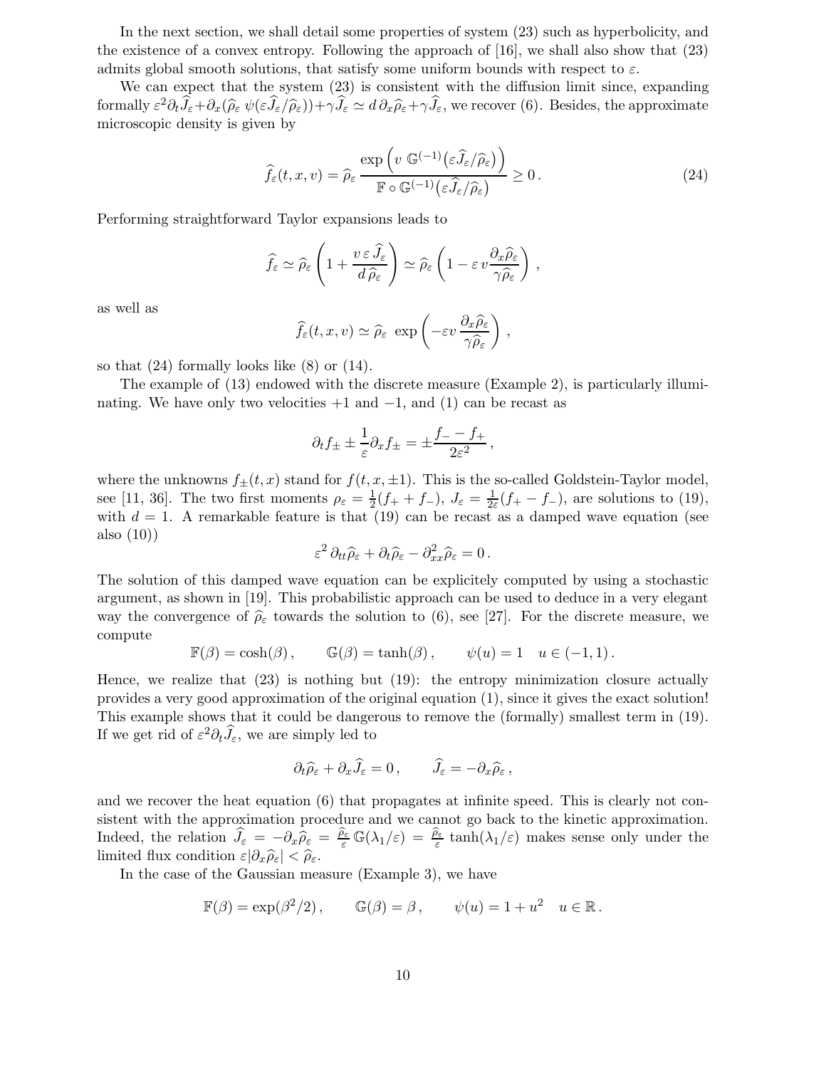In the next section, we shall detail some properties of system (23) such as hyperbolicity, and the existence of a convex entropy. Following the approach of [16], we shall also show that (23) admits global smooth solutions, that satisfy some uniform bounds with respect to $\varepsilon$.

We can expect that the system (23) is consistent with the diffusion limit since, expanding formally $\varepsilon^2 \partial_t \widehat{J}_\varepsilon + \partial_x(\widehat{\rho}_\varepsilon \, \psi(\varepsilon \widehat{J}_\varepsilon/\widehat{\rho}_\varepsilon)) + \gamma \widehat{J}_\varepsilon \simeq d\, \partial_x \widehat{\rho}_\varepsilon + \gamma \widehat{J}_\varepsilon$, we recover (6). Besides, the approximate microscopic density is given by

$$
\widehat{f}_\varepsilon(t,x,v) = \widehat{\rho}_\varepsilon \, \frac{\exp\Big(v \; \mathbb{G}^{(-1)}\big(\varepsilon \widehat{J}_\varepsilon/\widehat{\rho}_\varepsilon\big)\Big)}{\mathbb{F} \circ \mathbb{G}^{(-1)}\big(\varepsilon \widehat{J}_\varepsilon/\widehat{\rho}_\varepsilon\big)} \geq 0\,. \tag{24}
$$

Performing straightforward Taylor expansions leads to

$$
\widehat{f}_\varepsilon \simeq \widehat{\rho}_\varepsilon \left( 1 + \frac{v\, \varepsilon\, \widehat{J}_\varepsilon}{d\, \widehat{\rho}_\varepsilon} \right) \simeq \widehat{\rho}_\varepsilon \left( 1 - \varepsilon\, v \frac{\partial_x \widehat{\rho}_\varepsilon}{\gamma \widehat{\rho}_\varepsilon} \right) ,
$$

as well as

$$
\widehat{f}_\varepsilon(t,x,v) \simeq \widehat{\rho}_\varepsilon \;\exp\left( -\varepsilon v \, \frac{\partial_x \widehat{\rho}_\varepsilon}{\gamma \widehat{\rho}_\varepsilon} \right) ,
$$

so that (24) formally looks like (8) or (14).

The example of (13) endowed with the discrete measure (Example 2), is particularly illuminating. We have only two velocities $+1$ and $-1$, and (1) can be recast as

$$
\partial_t f_\pm \pm \frac{1}{\varepsilon} \partial_x f_\pm = \pm \frac{f_- - f_+}{2\varepsilon^2}\,,
$$

where the unknowns $f_\pm(t,x)$ stand for $f(t,x,\pm 1)$. This is the so-called Goldstein-Taylor model, see [11, 36]. The two first moments $\rho_\varepsilon = \frac{1}{2}(f_+ + f_-)$, $J_\varepsilon = \frac{1}{2\varepsilon}(f_+ - f_-)$, are solutions to (19), with $d = 1$. A remarkable feature is that (19) can be recast as a damped wave equation (see also (10))

$$
\varepsilon^2 \, \partial_{tt} \widehat{\rho}_\varepsilon + \partial_t \widehat{\rho}_\varepsilon - \partial^2_{xx} \widehat{\rho}_\varepsilon = 0\,.
$$

The solution of this damped wave equation can be explicitely computed by using a stochastic argument, as shown in [19]. This probabilistic approach can be used to deduce in a very elegant way the convergence of $\widehat{\rho}_\varepsilon$ towards the solution to (6), see [27]. For the discrete measure, we compute

$$
\mathbb{F}(\beta) = \cosh(\beta)\,, \qquad \mathbb{G}(\beta) = \tanh(\beta)\,, \qquad \psi(u) = 1 \quad u \in (-1,1)\,.
$$

Hence, we realize that (23) is nothing but (19): the entropy minimization closure actually provides a very good approximation of the original equation (1), since it gives the exact solution! This example shows that it could be dangerous to remove the (formally) smallest term in (19). If we get rid of $\varepsilon^2 \partial_t \widehat{J}_\varepsilon$, we are simply led to

$$
\partial_t \widehat{\rho}_\varepsilon + \partial_x \widehat{J}_\varepsilon = 0\,, \qquad \widehat{J}_\varepsilon = -\partial_x \widehat{\rho}_\varepsilon\,,
$$

and we recover the heat equation (6) that propagates at infinite speed. This is clearly not consistent with the approximation procedure and we cannot go back to the kinetic approximation. Indeed, the relation $\widehat{J}_\varepsilon = -\partial_x \widehat{\rho}_\varepsilon = \frac{\widehat{\rho}_\varepsilon}{\varepsilon} \mathbb{G}(\lambda_1/\varepsilon) = \frac{\widehat{\rho}_\varepsilon}{\varepsilon} \tanh(\lambda_1/\varepsilon)$ makes sense only under the limited flux condition $\varepsilon |\partial_x \widehat{\rho}_\varepsilon| < \widehat{\rho}_\varepsilon$.

In the case of the Gaussian measure (Example 3), we have

$$
\mathbb{F}(\beta) = \exp(\beta^2/2)\,, \qquad \mathbb{G}(\beta) = \beta\,, \qquad \psi(u) = 1 + u^2 \quad u \in \mathbb{R}\,.
$$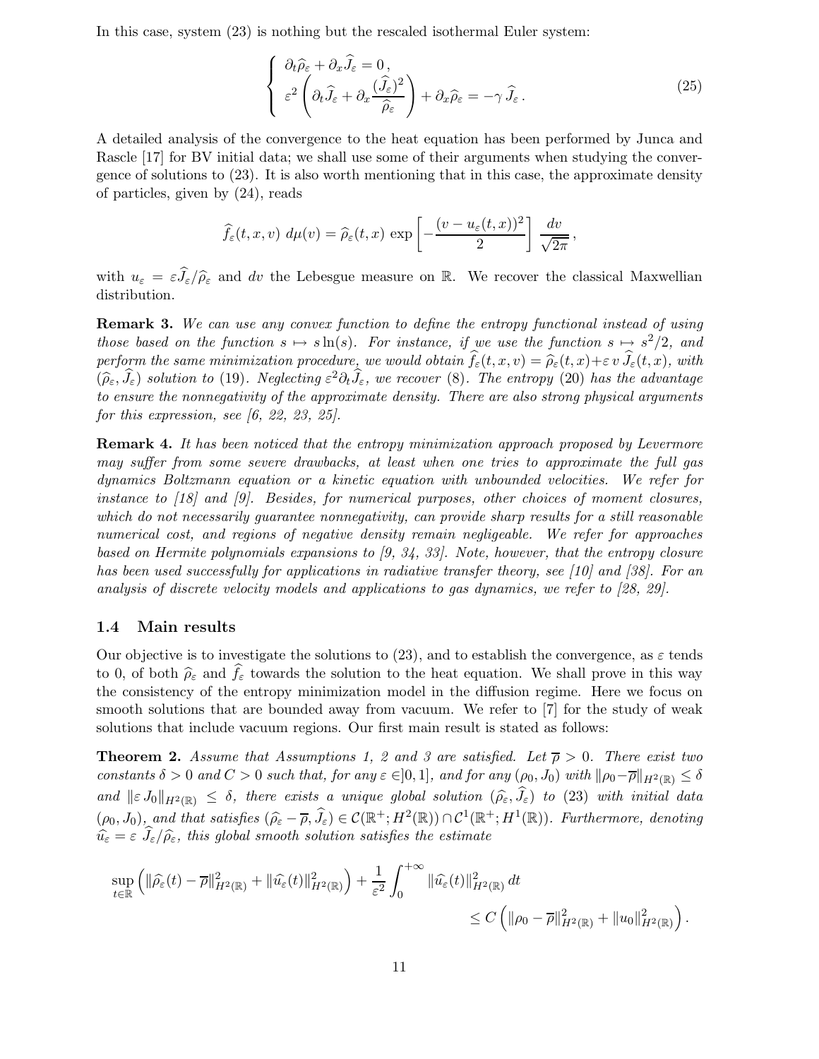In this case, system (23) is nothing but the rescaled isothermal Euler system:

$$
\left\{
\begin{array}{l}
\partial_t \widehat{\rho}_\varepsilon + \partial_x \widehat{J}_\varepsilon = 0\,, \\
\varepsilon^2 \left( \partial_t \widehat{J}_\varepsilon + \partial_x \dfrac{(\widehat{J}_\varepsilon)^2}{\widehat{\rho}_\varepsilon} \right) + \partial_x \widehat{\rho}_\varepsilon = -\gamma\, \widehat{J}_\varepsilon\,.
\end{array}
\right.
\tag{25}
$$

A detailed analysis of the convergence to the heat equation has been performed by Junca and Rascle [17] for BV initial data; we shall use some of their arguments when studying the convergence of solutions to (23). It is also worth mentioning that in this case, the approximate density of particles, given by (24), reads

$$
\widehat{f}_\varepsilon(t,x,v)\ d\mu(v) = \widehat{\rho}_\varepsilon(t,x)\ \exp\left[ -\frac{(v-u_\varepsilon(t,x))^2}{2} \right] \frac{dv}{\sqrt{2\pi}}\,,
$$

with $u_\varepsilon = \varepsilon \widehat{J}_\varepsilon / \widehat{\rho}_\varepsilon$ and $dv$ the Lebesgue measure on $\mathbb{R}$. We recover the classical Maxwellian distribution.

**Remark 3.** *We can use any convex function to define the entropy functional instead of using those based on the function $s \mapsto s\ln(s)$. For instance, if we use the function $s \mapsto s^2/2$, and perform the same minimization procedure, we would obtain $\widehat{f}_\varepsilon(t,x,v) = \widehat{\rho}_\varepsilon(t,x) + \varepsilon\, v\, \widehat{J}_\varepsilon(t,x)$, with $(\widehat{\rho}_\varepsilon, \widehat{J}_\varepsilon)$ solution to (19). Neglecting $\varepsilon^2 \partial_t \widehat{J}_\varepsilon$, we recover (8). The entropy (20) has the advantage to ensure the nonnegativity of the approximate density. There are also strong physical arguments for this expression, see [6, 22, 23, 25].*

**Remark 4.** *It has been noticed that the entropy minimization approach proposed by Levermore may suffer from some severe drawbacks, at least when one tries to approximate the full gas dynamics Boltzmann equation or a kinetic equation with unbounded velocities. We refer for instance to [18] and [9]. Besides, for numerical purposes, other choices of moment closures, which do not necessarily guarantee nonnegativity, can provide sharp results for a still reasonable numerical cost, and regions of negative density remain negligeable. We refer for approaches based on Hermite polynomials expansions to [9, 34, 33]. Note, however, that the entropy closure has been used successfully for applications in radiative transfer theory, see [10] and [38]. For an analysis of discrete velocity models and applications to gas dynamics, we refer to [28, 29].*

### 1.4 Main results

Our objective is to investigate the solutions to (23), and to establish the convergence, as $\varepsilon$ tends to 0, of both $\widehat{\rho}_\varepsilon$ and $\widehat{f}_\varepsilon$ towards the solution to the heat equation. We shall prove in this way the consistency of the entropy minimization model in the diffusion regime. Here we focus on smooth solutions that are bounded away from vacuum. We refer to [7] for the study of weak solutions that include vacuum regions. Our first main result is stated as follows:

**Theorem 2.** *Assume that Assumptions 1, 2 and 3 are satisfied. Let $\overline{\rho} > 0$. There exist two constants $\delta > 0$ and $C > 0$ such that, for any $\varepsilon \in ]0,1]$, and for any $(\rho_0, J_0)$ with $\|\rho_0 - \overline{\rho}\|_{H^2(\mathbb{R})} \leq \delta$ and $\|\varepsilon\, J_0\|_{H^2(\mathbb{R})} \leq \delta$, there exists a unique global solution $(\widehat{\rho}_\varepsilon, \widehat{J}_\varepsilon)$ to (23) with initial data $(\rho_0, J_0)$, and that satisfies $(\widehat{\rho}_\varepsilon - \overline{\rho}, \widehat{J}_\varepsilon) \in \mathcal{C}(\mathbb{R}^+; H^2(\mathbb{R})) \cap \mathcal{C}^1(\mathbb{R}^+; H^1(\mathbb{R}))$. Furthermore, denoting $\widehat{u}_\varepsilon = \varepsilon\ \widehat{J}_\varepsilon / \widehat{\rho}_\varepsilon$, this global smooth solution satisfies the estimate*

$$
\sup_{t\in\mathbb{R}} \left( \|\widehat{\rho}_\varepsilon(t) - \overline{\rho}\|^2_{H^2(\mathbb{R})} + \|\widehat{u}_\varepsilon(t)\|^2_{H^2(\mathbb{R})} \right) + \frac{1}{\varepsilon^2} \int_0^{+\infty} \|\widehat{u}_\varepsilon(t)\|^2_{H^2(\mathbb{R})}\, dt
\leq C \left( \|\rho_0 - \overline{\rho}\|^2_{H^2(\mathbb{R})} + \|u_0\|^2_{H^2(\mathbb{R})} \right).
$$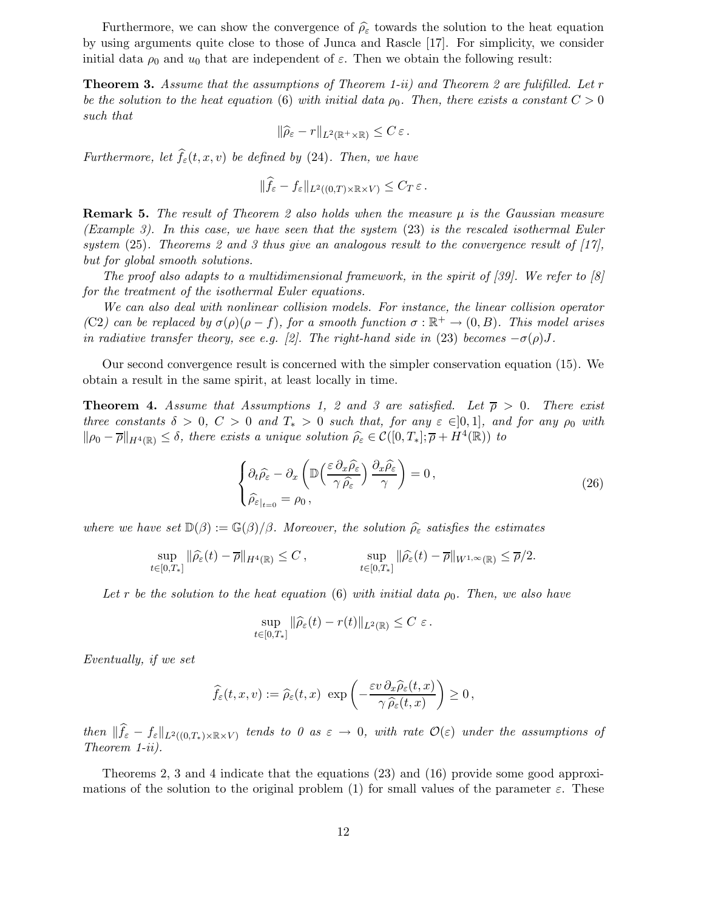Furthermore, we can show the convergence of $\widehat{\rho}_\varepsilon$ towards the solution to the heat equation by using arguments quite close to those of Junca and Rascle [17]. For simplicity, we consider initial data $\rho_0$ and $u_0$ that are independent of $\varepsilon$. Then we obtain the following result:

**Theorem 3.** *Assume that the assumptions of Theorem 1-ii) and Theorem 2 are fulfilled. Let $r$ be the solution to the heat equation (6) with initial data $\rho_0$. Then, there exists a constant $C > 0$ such that*

$$\|\widehat{\rho}_\varepsilon - r\|_{L^2(\mathbb{R}^+\times\mathbb{R})} \leq C\,\varepsilon\,.$$

*Furthermore, let $\widehat{f}_\varepsilon(t,x,v)$ be defined by (24). Then, we have*

$$\|\widehat{f}_\varepsilon - f_\varepsilon\|_{L^2((0,T)\times\mathbb{R}\times V)} \leq C_T\,\varepsilon\,.$$

**Remark 5.** *The result of Theorem 2 also holds when the measure $\mu$ is the Gaussian measure (Example 3). In this case, we have seen that the system (23) is the rescaled isothermal Euler system (25). Theorems 2 and 3 thus give an analogous result to the convergence result of [17], but for global smooth solutions.*

*The proof also adapts to a multidimensional framework, in the spirit of [39]. We refer to [8] for the treatment of the isothermal Euler equations.*

*We can also deal with nonlinear collision models. For instance, the linear collision operator (C2) can be replaced by $\sigma(\rho)(\rho - f)$, for a smooth function $\sigma : \mathbb{R}^+ \to (0,B)$. This model arises in radiative transfer theory, see e.g. [2]. The right-hand side in (23) becomes $-\sigma(\rho)J$.*

Our second convergence result is concerned with the simpler conservation equation (15). We obtain a result in the same spirit, at least locally in time.

**Theorem 4.** *Assume that Assumptions 1, 2 and 3 are satisfied. Let $\overline{\rho} > 0$. There exist three constants $\delta > 0$, $C > 0$ and $T_* > 0$ such that, for any $\varepsilon \in ]0,1]$, and for any $\rho_0$ with $\|\rho_0 - \overline{\rho}\|_{H^4(\mathbb{R})} \leq \delta$, there exists a unique solution $\widehat{\rho}_\varepsilon \in \mathcal{C}([0,T_*];\overline{\rho} + H^4(\mathbb{R}))$ to*

$$\begin{cases} \partial_t \widehat{\rho}_\varepsilon - \partial_x \left( \mathbb{D}\Big(\dfrac{\varepsilon\,\partial_x\widehat{\rho}_\varepsilon}{\gamma\,\widehat{\rho}_\varepsilon}\Big)\,\dfrac{\partial_x\widehat{\rho}_\varepsilon}{\gamma}\right) = 0\,, \\ \widehat{\rho}_\varepsilon{}_{|_{t=0}} = \rho_0\,, \end{cases} \tag{26}$$

*where we have set $\mathbb{D}(\beta) := \mathbb{G}(\beta)/\beta$. Moreover, the solution $\widehat{\rho}_\varepsilon$ satisfies the estimates*

$$\sup_{t\in[0,T_*]} \|\widehat{\rho}_\varepsilon(t) - \overline{\rho}\|_{H^4(\mathbb{R})} \leq C\,, \qquad\qquad \sup_{t\in[0,T_*]} \|\widehat{\rho}_\varepsilon(t) - \overline{\rho}\|_{W^{1,\infty}(\mathbb{R})} \leq \overline{\rho}/2.$$

*Let $r$ be the solution to the heat equation (6) with initial data $\rho_0$. Then, we also have*

$$\sup_{t\in[0,T_*]} \|\widehat{\rho}_\varepsilon(t) - r(t)\|_{L^2(\mathbb{R})} \leq C\,\varepsilon\,.$$

*Eventually, if we set*

$$\widehat{f}_\varepsilon(t,x,v) := \widehat{\rho}_\varepsilon(t,x)\,\exp\left(-\frac{\varepsilon v\,\partial_x\widehat{\rho}_\varepsilon(t,x)}{\gamma\,\widehat{\rho}_\varepsilon(t,x)}\right) \geq 0\,,$$

*then $\|\widehat{f}_\varepsilon - f_\varepsilon\|_{L^2((0,T_*)\times\mathbb{R}\times V)}$ tends to 0 as $\varepsilon \to 0$, with rate $\mathcal{O}(\varepsilon)$ under the assumptions of Theorem 1-ii).*

Theorems 2, 3 and 4 indicate that the equations (23) and (16) provide some good approximations of the solution to the original problem (1) for small values of the parameter $\varepsilon$. These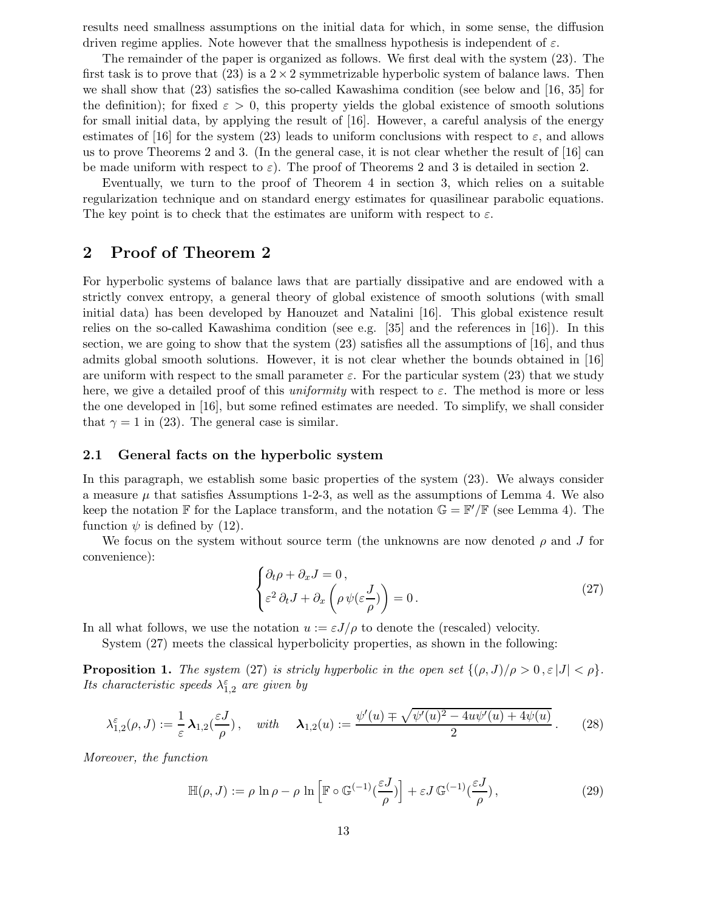results need smallness assumptions on the initial data for which, in some sense, the diffusion driven regime applies. Note however that the smallness hypothesis is independent of $\varepsilon$.

The remainder of the paper is organized as follows. We first deal with the system (23). The first task is to prove that (23) is a $2\times 2$ symmetrizable hyperbolic system of balance laws. Then we shall show that (23) satisfies the so-called Kawashima condition (see below and [16, 35] for the definition); for fixed $\varepsilon > 0$, this property yields the global existence of smooth solutions for small initial data, by applying the result of [16]. However, a careful analysis of the energy estimates of [16] for the system (23) leads to uniform conclusions with respect to $\varepsilon$, and allows us to prove Theorems 2 and 3. (In the general case, it is not clear whether the result of [16] can be made uniform with respect to $\varepsilon$). The proof of Theorems 2 and 3 is detailed in section 2.

Eventually, we turn to the proof of Theorem 4 in section 3, which relies on a suitable regularization technique and on standard energy estimates for quasilinear parabolic equations. The key point is to check that the estimates are uniform with respect to $\varepsilon$.

## 2 Proof of Theorem 2

For hyperbolic systems of balance laws that are partially dissipative and are endowed with a strictly convex entropy, a general theory of global existence of smooth solutions (with small initial data) has been developed by Hanouzet and Natalini [16]. This global existence result relies on the so-called Kawashima condition (see e.g. [35] and the references in [16]). In this section, we are going to show that the system (23) satisfies all the assumptions of [16], and thus admits global smooth solutions. However, it is not clear whether the bounds obtained in [16] are uniform with respect to the small parameter $\varepsilon$. For the particular system (23) that we study here, we give a detailed proof of this *uniformity* with respect to $\varepsilon$. The method is more or less the one developed in [16], but some refined estimates are needed. To simplify, we shall consider that $\gamma = 1$ in (23). The general case is similar.

### 2.1 General facts on the hyperbolic system

In this paragraph, we establish some basic properties of the system (23). We always consider a measure $\mu$ that satisfies Assumptions 1-2-3, as well as the assumptions of Lemma 4. We also keep the notation $\mathbb{F}$ for the Laplace transform, and the notation $\mathbb{G} = \mathbb{F}'/\mathbb{F}$ (see Lemma 4). The function $\psi$ is defined by (12).

We focus on the system without source term (the unknowns are now denoted $\rho$ and $J$ for convenience):

$$
\begin{cases}
\partial_t \rho + \partial_x J = 0\,,\\
\varepsilon^2\, \partial_t J + \partial_x \left(\rho\, \psi(\varepsilon \dfrac{J}{\rho})\right) = 0\,.
\end{cases}
\tag{27}
$$

In all what follows, we use the notation $u := \varepsilon J/\rho$ to denote the (rescaled) velocity.

System (27) meets the classical hyperbolicity properties, as shown in the following:

**Proposition 1.** *The system* (27) *is stricly hyperbolic in the open set* $\{(\rho, J)/\rho > 0\,, \varepsilon\,|J| < \rho\}$. *Its characteristic speeds* $\lambda^\varepsilon_{1,2}$ *are given by*

$$
\lambda^\varepsilon_{1,2}(\rho, J) := \frac{1}{\varepsilon}\,\boldsymbol{\lambda}_{1,2}(\frac{\varepsilon J}{\rho})\,, \quad \textit{with} \quad \boldsymbol{\lambda}_{1,2}(u) := \frac{\psi'(u) \mp \sqrt{\psi'(u)^2 - 4u\psi'(u) + 4\psi(u)}}{2}\,.
\tag{28}
$$

*Moreover, the function*

$$
\mathbb{H}(\rho, J) := \rho\, \ln \rho - \rho\, \ln\left[\mathbb{F}\circ\mathbb{G}^{(-1)}(\frac{\varepsilon J}{\rho})\right] + \varepsilon J\, \mathbb{G}^{(-1)}(\frac{\varepsilon J}{\rho})\,,
\tag{29}
$$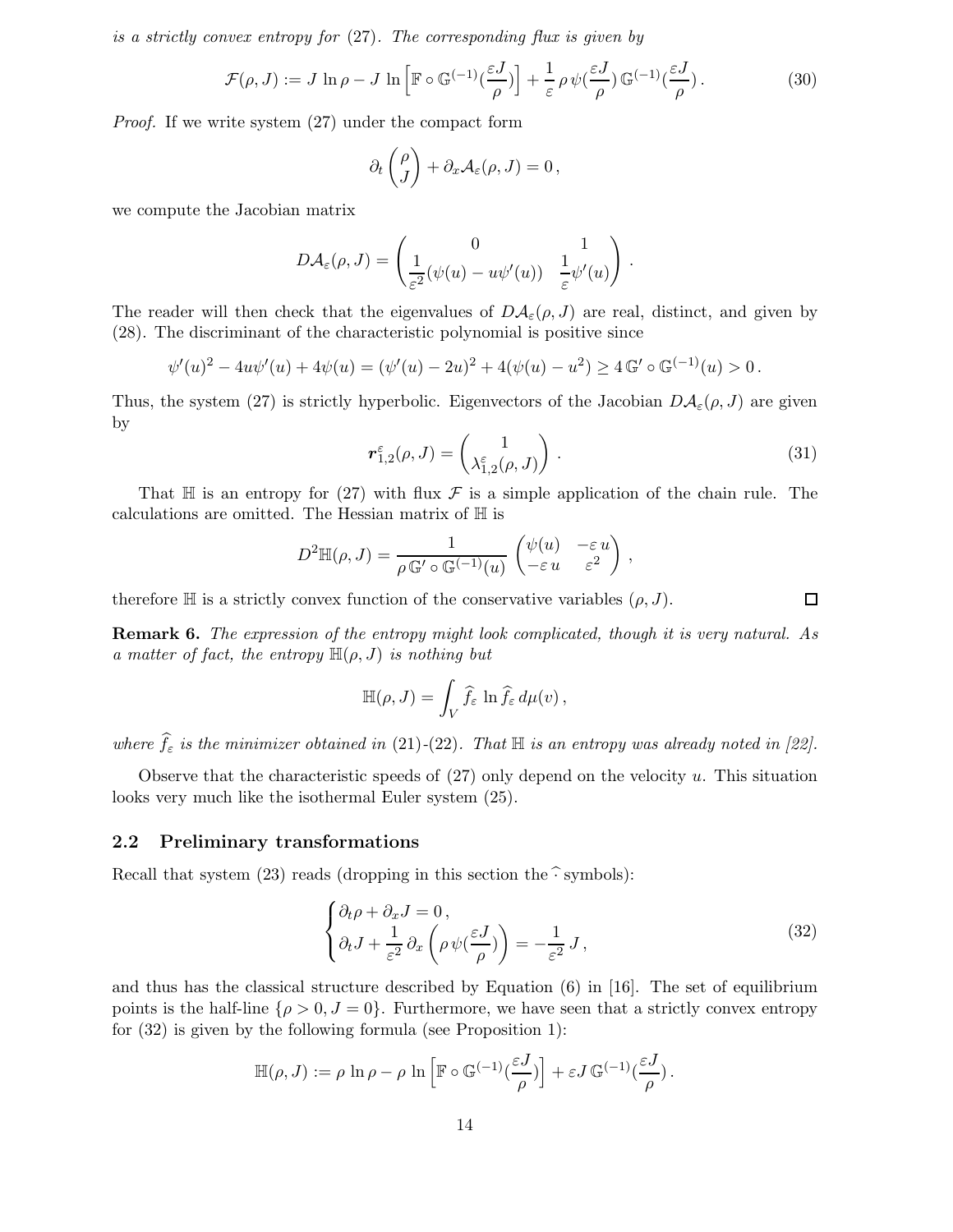*is a strictly convex entropy for* (27)*. The corresponding flux is given by*

$$\mathcal{F}(\rho, J) := J \ln \rho - J \ln \Big[ \mathbb{F} \circ \mathbb{G}^{(-1)}(\frac{\varepsilon J}{\rho}) \Big] + \frac{1}{\varepsilon}\, \rho\, \psi(\frac{\varepsilon J}{\rho})\, \mathbb{G}^{(-1)}(\frac{\varepsilon J}{\rho})\,. \tag{30}$$

*Proof.* If we write system (27) under the compact form

$$\partial_t \begin{pmatrix} \rho \\ J \end{pmatrix} + \partial_x \mathcal{A}_\varepsilon(\rho, J) = 0\,,$$

we compute the Jacobian matrix

$$D\mathcal{A}_\varepsilon(\rho, J) = \begin{pmatrix} 0 & 1 \\ \dfrac{1}{\varepsilon^2}(\psi(u) - u\psi'(u)) & \dfrac{1}{\varepsilon}\psi'(u) \end{pmatrix}\,.$$

The reader will then check that the eigenvalues of $D\mathcal{A}_\varepsilon(\rho, J)$ are real, distinct, and given by (28). The discriminant of the characteristic polynomial is positive since

$$\psi'(u)^2 - 4u\psi'(u) + 4\psi(u) = (\psi'(u) - 2u)^2 + 4(\psi(u) - u^2) \geq 4\, \mathbb{G}' \circ \mathbb{G}^{(-1)}(u) > 0\,.$$

Thus, the system (27) is strictly hyperbolic. Eigenvectors of the Jacobian $D\mathcal{A}_\varepsilon(\rho, J)$ are given by

$$\boldsymbol{r}^\varepsilon_{1,2}(\rho, J) = \begin{pmatrix} 1 \\ \lambda^\varepsilon_{1,2}(\rho, J) \end{pmatrix}\,. \tag{31}$$

That $\mathbb{H}$ is an entropy for (27) with flux $\mathcal{F}$ is a simple application of the chain rule. The calculations are omitted. The Hessian matrix of $\mathbb{H}$ is

$$D^2\mathbb{H}(\rho, J) = \frac{1}{\rho\, \mathbb{G}' \circ \mathbb{G}^{(-1)}(u)} \begin{pmatrix} \psi(u) & -\varepsilon\, u \\ -\varepsilon\, u & \varepsilon^2 \end{pmatrix}\,,$$

therefore $\mathbb{H}$ is a strictly convex function of the conservative variables $(\rho, J)$. ∎

**Remark 6.** *The expression of the entropy might look complicated, though it is very natural. As a matter of fact, the entropy* $\mathbb{H}(\rho, J)$ *is nothing but*

$$\mathbb{H}(\rho, J) = \int_V \widehat{f}_\varepsilon \ln \widehat{f}_\varepsilon \, d\mu(v)\,,$$

*where* $\widehat{f}_\varepsilon$ *is the minimizer obtained in* (21)*-*(22)*. That* $\mathbb{H}$ *is an entropy was already noted in [22].*

Observe that the characteristic speeds of (27) only depend on the velocity $u$. This situation looks very much like the isothermal Euler system (25).

## 2.2 Preliminary transformations

Recall that system (23) reads (dropping in this section the $\widehat{\cdot}$ symbols):

$$\begin{cases} \partial_t \rho + \partial_x J = 0\,, \\ \partial_t J + \dfrac{1}{\varepsilon^2}\, \partial_x \left( \rho\, \psi(\dfrac{\varepsilon J}{\rho}) \right) = -\dfrac{1}{\varepsilon^2}\, J\,, \end{cases} \tag{32}$$

and thus has the classical structure described by Equation (6) in [16]. The set of equilibrium points is the half-line $\{\rho > 0, J = 0\}$. Furthermore, we have seen that a strictly convex entropy for (32) is given by the following formula (see Proposition 1):

$$\mathbb{H}(\rho, J) := \rho \ln \rho - \rho \ln \Big[ \mathbb{F} \circ \mathbb{G}^{(-1)}(\frac{\varepsilon J}{\rho}) \Big] + \varepsilon J\, \mathbb{G}^{(-1)}(\frac{\varepsilon J}{\rho})\,.$$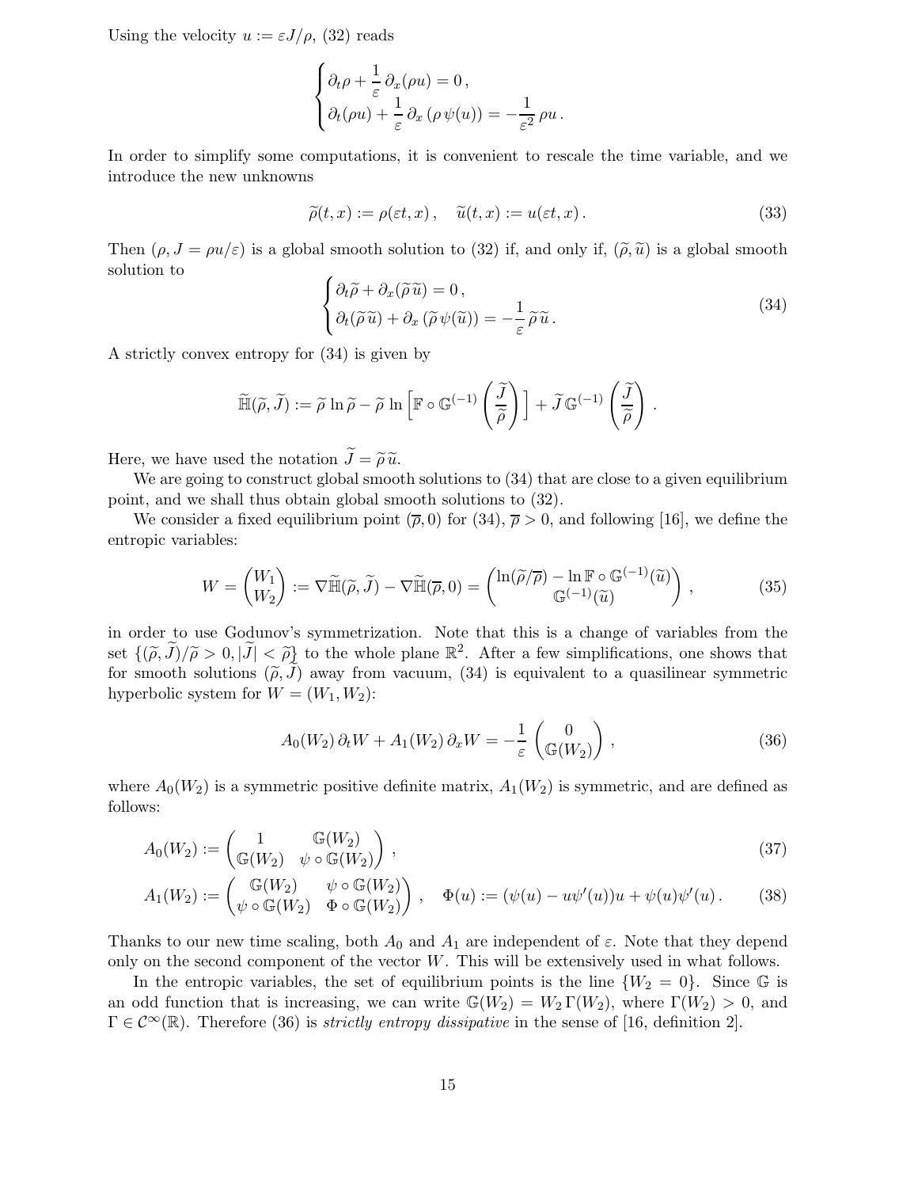Using the velocity $u := \varepsilon J/\rho$, (32) reads

$$
\begin{cases}
\partial_t \rho + \dfrac{1}{\varepsilon}\, \partial_x(\rho u) = 0\,, \\
\partial_t(\rho u) + \dfrac{1}{\varepsilon}\, \partial_x\left(\rho\, \psi(u)\right) = -\dfrac{1}{\varepsilon^2}\, \rho u\,.
\end{cases}
$$

In order to simplify some computations, it is convenient to rescale the time variable, and we introduce the new unknowns

$$
\widetilde{\rho}(t,x) := \rho(\varepsilon t, x)\,, \quad \widetilde{u}(t,x) := u(\varepsilon t, x)\,. \tag{33}
$$

Then $(\rho, J = \rho u/\varepsilon)$ is a global smooth solution to (32) if, and only if, $(\widetilde{\rho}, \widetilde{u})$ is a global smooth solution to

$$
\begin{cases}
\partial_t \widetilde{\rho} + \partial_x(\widetilde{\rho}\, \widetilde{u}) = 0\,, \\
\partial_t(\widetilde{\rho}\, \widetilde{u}) + \partial_x\left(\widetilde{\rho}\, \psi(\widetilde{u})\right) = -\dfrac{1}{\varepsilon}\, \widetilde{\rho}\, \widetilde{u}\,.
\end{cases} \tag{34}
$$

A strictly convex entropy for (34) is given by

$$
\widetilde{\mathbb{H}}(\widetilde{\rho}, \widetilde{J}) := \widetilde{\rho}\, \ln \widetilde{\rho} - \widetilde{\rho}\, \ln\left[\mathbb{F} \circ \mathbb{G}^{(-1)}\left(\frac{\widetilde{J}}{\widetilde{\rho}}\right)\right] + \widetilde{J}\, \mathbb{G}^{(-1)}\left(\frac{\widetilde{J}}{\widetilde{\rho}}\right)\,.
$$

Here, we have used the notation $\widetilde{J} = \widetilde{\rho}\, \widetilde{u}$.

We are going to construct global smooth solutions to (34) that are close to a given equilibrium point, and we shall thus obtain global smooth solutions to (32).

We consider a fixed equilibrium point $(\overline{\rho}, 0)$ for (34), $\overline{\rho} > 0$, and following [16], we define the entropic variables:

$$
W = \begin{pmatrix} W_1 \\ W_2 \end{pmatrix} := \nabla \widetilde{\mathbb{H}}(\widetilde{\rho}, \widetilde{J}) - \nabla \widetilde{\mathbb{H}}(\overline{\rho}, 0) = \begin{pmatrix} \ln(\widetilde{\rho}/\overline{\rho}) - \ln \mathbb{F} \circ \mathbb{G}^{(-1)}(\widetilde{u}) \\ \mathbb{G}^{(-1)}(\widetilde{u}) \end{pmatrix}\,, \tag{35}
$$

in order to use Godunov's symmetrization. Note that this is a change of variables from the set $\{(\widetilde{\rho}, \widetilde{J})/\widetilde{\rho} > 0, |\widetilde{J}| < \widetilde{\rho}\}$ to the whole plane $\mathbb{R}^2$. After a few simplifications, one shows that for smooth solutions $(\widetilde{\rho}, \widetilde{J})$ away from vacuum, (34) is equivalent to a quasilinear symmetric hyperbolic system for $W = (W_1, W_2)$:

$$
A_0(W_2)\, \partial_t W + A_1(W_2)\, \partial_x W = -\frac{1}{\varepsilon} \begin{pmatrix} 0 \\ \mathbb{G}(W_2) \end{pmatrix}\,, \tag{36}
$$

where $A_0(W_2)$ is a symmetric positive definite matrix, $A_1(W_2)$ is symmetric, and are defined as follows:

$$
A_0(W_2) := \begin{pmatrix} 1 & \mathbb{G}(W_2) \\ \mathbb{G}(W_2) & \psi \circ \mathbb{G}(W_2) \end{pmatrix}\,, \tag{37}
$$

$$
A_1(W_2) := \begin{pmatrix} \mathbb{G}(W_2) & \psi \circ \mathbb{G}(W_2) \\ \psi \circ \mathbb{G}(W_2) & \Phi \circ \mathbb{G}(W_2) \end{pmatrix}\,, \quad \Phi(u) := (\psi(u) - u\psi'(u))u + \psi(u)\psi'(u)\,. \tag{38}
$$

Thanks to our new time scaling, both $A_0$ and $A_1$ are independent of $\varepsilon$. Note that they depend only on the second component of the vector $W$. This will be extensively used in what follows.

In the entropic variables, the set of equilibrium points is the line $\{W_2 = 0\}$. Since $\mathbb{G}$ is an odd function that is increasing, we can write $\mathbb{G}(W_2) = W_2\, \Gamma(W_2)$, where $\Gamma(W_2) > 0$, and $\Gamma \in \mathcal{C}^\infty(\mathbb{R})$. Therefore (36) is *strictly entropy dissipative* in the sense of [16, definition 2].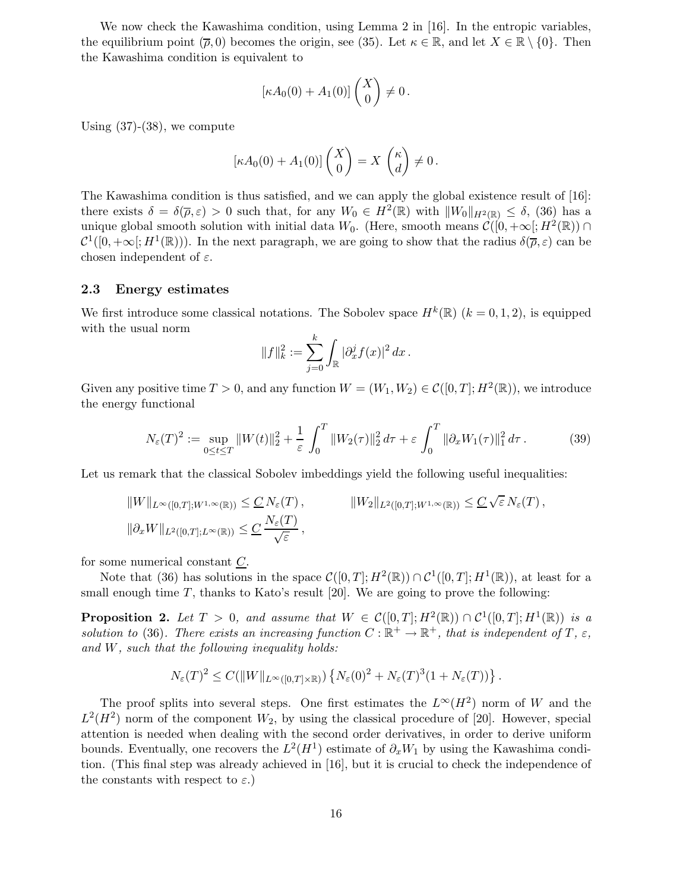We now check the Kawashima condition, using Lemma 2 in [16]. In the entropic variables, the equilibrium point $(\overline{\rho}, 0)$ becomes the origin, see (35). Let $\kappa \in \mathbb{R}$, and let $X \in \mathbb{R} \setminus \{0\}$. Then the Kawashima condition is equivalent to

$$
[\kappa A_0(0) + A_1(0)] \begin{pmatrix} X \\ 0 \end{pmatrix} \neq 0 \,.
$$

Using (37)-(38), we compute

$$
[\kappa A_0(0) + A_1(0)] \begin{pmatrix} X \\ 0 \end{pmatrix} = X \begin{pmatrix} \kappa \\ d \end{pmatrix} \neq 0 \,.
$$

The Kawashima condition is thus satisfied, and we can apply the global existence result of [16]: there exists $\delta = \delta(\overline{\rho}, \varepsilon) > 0$ such that, for any $W_0 \in H^2(\mathbb{R})$ with $\|W_0\|_{H^2(\mathbb{R})} \leq \delta$, (36) has a unique global smooth solution with initial data $W_0$. (Here, smooth means $\mathcal{C}([0, +\infty[; H^2(\mathbb{R})) \cap \mathcal{C}^1([0, +\infty[; H^1(\mathbb{R})))$. In the next paragraph, we are going to show that the radius $\delta(\overline{\rho}, \varepsilon)$ can be chosen independent of $\varepsilon$.

### 2.3 Energy estimates

We first introduce some classical notations. The Sobolev space $H^k(\mathbb{R})$ $(k = 0, 1, 2)$, is equipped with the usual norm

$$
\|f\|_k^2 := \sum_{j=0}^{k} \int_{\mathbb{R}} |\partial_x^j f(x)|^2 \, dx \,.
$$

Given any positive time $T > 0$, and any function $W = (W_1, W_2) \in \mathcal{C}([0, T]; H^2(\mathbb{R}))$, we introduce the energy functional

$$
N_\varepsilon(T)^2 := \sup_{0 \leq t \leq T} \|W(t)\|_2^2 + \frac{1}{\varepsilon} \int_0^T \|W_2(\tau)\|_2^2 \, d\tau + \varepsilon \int_0^T \|\partial_x W_1(\tau)\|_1^2 \, d\tau \,. \tag{39}
$$

Let us remark that the classical Sobolev imbeddings yield the following useful inequalities:

$$
\|W\|_{L^\infty([0,T]; W^{1,\infty}(\mathbb{R}))} \leq \underline{C} \, N_\varepsilon(T) \,, \qquad \|W_2\|_{L^2([0,T]; W^{1,\infty}(\mathbb{R}))} \leq \underline{C} \, \sqrt{\varepsilon} \, N_\varepsilon(T) \,,
$$

$$
\|\partial_x W\|_{L^2([0,T]; L^\infty(\mathbb{R}))} \leq \underline{C} \, \frac{N_\varepsilon(T)}{\sqrt{\varepsilon}} \,,
$$

for some numerical constant $\underline{C}$.

Note that (36) has solutions in the space $\mathcal{C}([0, T]; H^2(\mathbb{R})) \cap \mathcal{C}^1([0, T]; H^1(\mathbb{R}))$, at least for a small enough time $T$, thanks to Kato's result [20]. We are going to prove the following:

**Proposition 2.** *Let $T > 0$, and assume that $W \in \mathcal{C}([0, T]; H^2(\mathbb{R})) \cap \mathcal{C}^1([0, T]; H^1(\mathbb{R}))$ is a solution to* (36)*. There exists an increasing function $C : \mathbb{R}^+ \to \mathbb{R}^+$, that is independent of $T$, $\varepsilon$, and $W$, such that the following inequality holds:*

$$
N_\varepsilon(T)^2 \leq C(\|W\|_{L^\infty([0,T] \times \mathbb{R})}) \left\{ N_\varepsilon(0)^2 + N_\varepsilon(T)^3 (1 + N_\varepsilon(T)) \right\} .
$$

The proof splits into several steps. One first estimates the $L^\infty(H^2)$ norm of $W$ and the $L^2(H^2)$ norm of the component $W_2$, by using the classical procedure of [20]. However, special attention is needed when dealing with the second order derivatives, in order to derive uniform bounds. Eventually, one recovers the $L^2(H^1)$ estimate of $\partial_x W_1$ by using the Kawashima condition. (This final step was already achieved in [16], but it is crucial to check the independence of the constants with respect to $\varepsilon$.)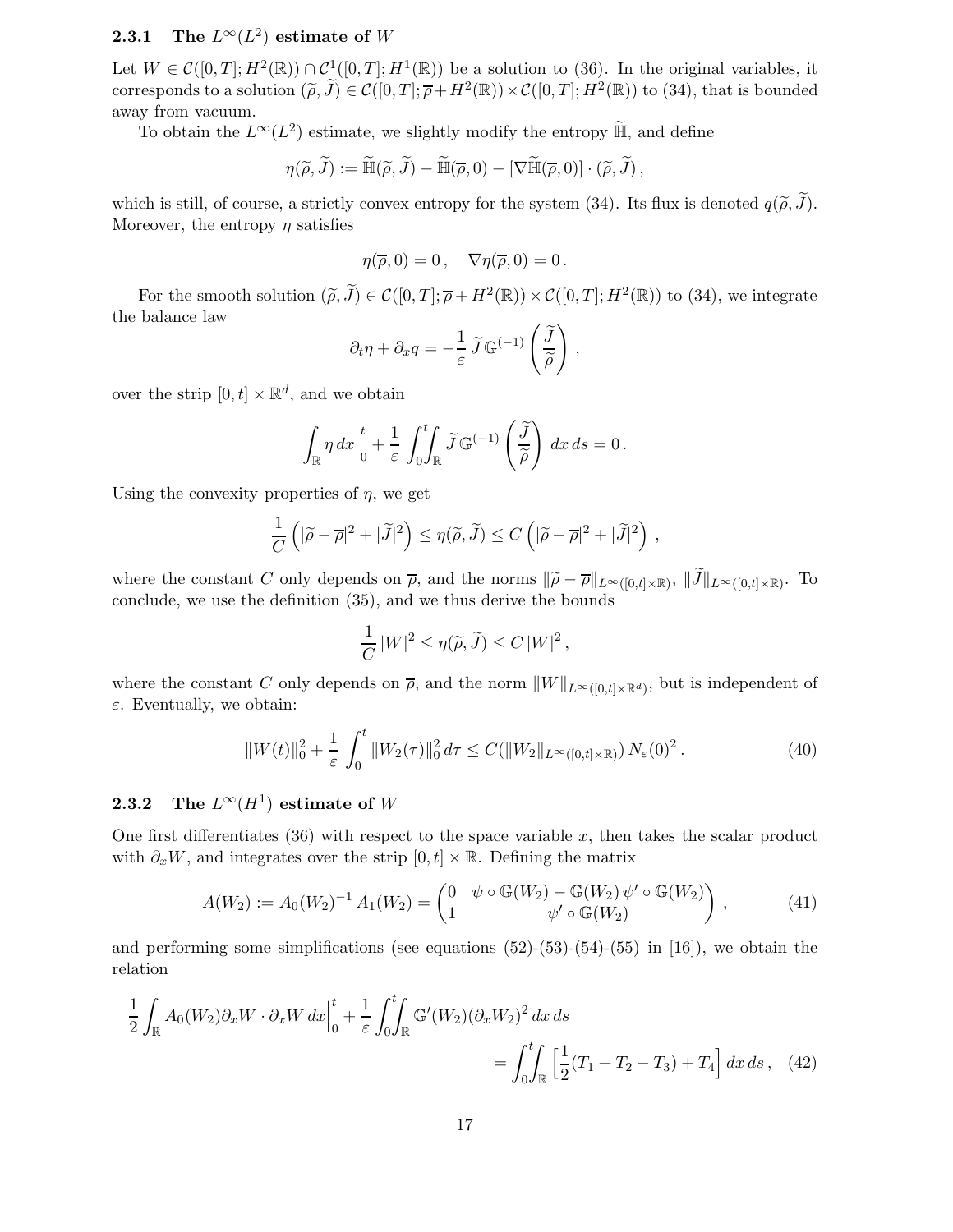### 2.3.1 The $L^\infty(L^2)$ estimate of $W$

Let $W \in \mathcal{C}([0,T];H^2(\mathbb{R})) \cap \mathcal{C}^1([0,T];H^1(\mathbb{R}))$ be a solution to (36). In the original variables, it corresponds to a solution $(\widetilde{\rho},\widetilde{J}) \in \mathcal{C}([0,T];\overline{\rho}+H^2(\mathbb{R}))\times\mathcal{C}([0,T];H^2(\mathbb{R}))$ to (34), that is bounded away from vacuum.

To obtain the $L^\infty(L^2)$ estimate, we slightly modify the entropy $\widetilde{\mathbb{H}}$, and define

$$\eta(\widetilde{\rho},\widetilde{J}) := \widetilde{\mathbb{H}}(\widetilde{\rho},\widetilde{J}) - \widetilde{\mathbb{H}}(\overline{\rho},0) - [\nabla\widetilde{\mathbb{H}}(\overline{\rho},0)]\cdot(\widetilde{\rho},\widetilde{J})\,,$$

which is still, of course, a strictly convex entropy for the system (34). Its flux is denoted $q(\widetilde{\rho},\widetilde{J})$. Moreover, the entropy $\eta$ satisfies

$$\eta(\overline{\rho},0) = 0\,, \quad \nabla\eta(\overline{\rho},0) = 0\,.$$

For the smooth solution $(\widetilde{\rho},\widetilde{J}) \in \mathcal{C}([0,T];\overline{\rho}+H^2(\mathbb{R}))\times\mathcal{C}([0,T];H^2(\mathbb{R}))$ to (34), we integrate the balance law

$$\partial_t\eta + \partial_x q = -\frac{1}{\varepsilon}\,\widetilde{J}\,\mathbb{G}^{(-1)}\left(\frac{\widetilde{J}}{\widetilde{\rho}}\right)\,,$$

over the strip $[0,t]\times\mathbb{R}^d$, and we obtain

$$\int_{\mathbb{R}}\eta\,dx\Big|_0^t + \frac{1}{\varepsilon}\int_0^t\!\!\int_{\mathbb{R}}\widetilde{J}\,\mathbb{G}^{(-1)}\left(\frac{\widetilde{J}}{\widetilde{\rho}}\right)\,dx\,ds = 0\,.$$

Using the convexity properties of $\eta$, we get

$$\frac{1}{C}\left(|\widetilde{\rho}-\overline{\rho}|^2 + |\widetilde{J}|^2\right) \le \eta(\widetilde{\rho},\widetilde{J}) \le C\left(|\widetilde{\rho}-\overline{\rho}|^2 + |\widetilde{J}|^2\right)\,,$$

where the constant $C$ only depends on $\overline{\rho}$, and the norms $\|\widetilde{\rho}-\overline{\rho}\|_{L^\infty([0,t]\times\mathbb{R})}$, $\|\widetilde{J}\|_{L^\infty([0,t]\times\mathbb{R})}$. To conclude, we use the definition (35), and we thus derive the bounds

$$\frac{1}{C}\,|W|^2 \le \eta(\widetilde{\rho},\widetilde{J}) \le C\,|W|^2\,,$$

where the constant $C$ only depends on $\overline{\rho}$, and the norm $\|W\|_{L^\infty([0,t]\times\mathbb{R}^d)}$, but is independent of $\varepsilon$. Eventually, we obtain:

$$\|W(t)\|_0^2 + \frac{1}{\varepsilon}\int_0^t\|W_2(\tau)\|_0^2\,d\tau \le C(\|W_2\|_{L^\infty([0,t]\times\mathbb{R})})\,N_\varepsilon(0)^2\,. \tag{40}$$

### 2.3.2 The $L^\infty(H^1)$ estimate of $W$

One first differentiates (36) with respect to the space variable $x$, then takes the scalar product with $\partial_x W$, and integrates over the strip $[0,t]\times\mathbb{R}$. Defining the matrix

$$A(W_2) := A_0(W_2)^{-1}A_1(W_2) = \begin{pmatrix} 0 & \psi\circ\mathbb{G}(W_2) - \mathbb{G}(W_2)\,\psi'\circ\mathbb{G}(W_2) \\ 1 & \psi'\circ\mathbb{G}(W_2)\end{pmatrix}\,, \tag{41}$$

and performing some simplifications (see equations (52)-(53)-(54)-(55) in [16]), we obtain the relation

$$\frac{1}{2}\int_{\mathbb{R}} A_0(W_2)\partial_x W\cdot\partial_x W\,dx\Big|_0^t + \frac{1}{\varepsilon}\int_0^t\!\!\int_{\mathbb{R}}\mathbb{G}'(W_2)(\partial_x W_2)^2\,dx\,ds = \int_0^t\!\!\int_{\mathbb{R}}\Big[\frac{1}{2}(T_1+T_2-T_3)+T_4\Big]\,dx\,ds\,, \tag{42}$$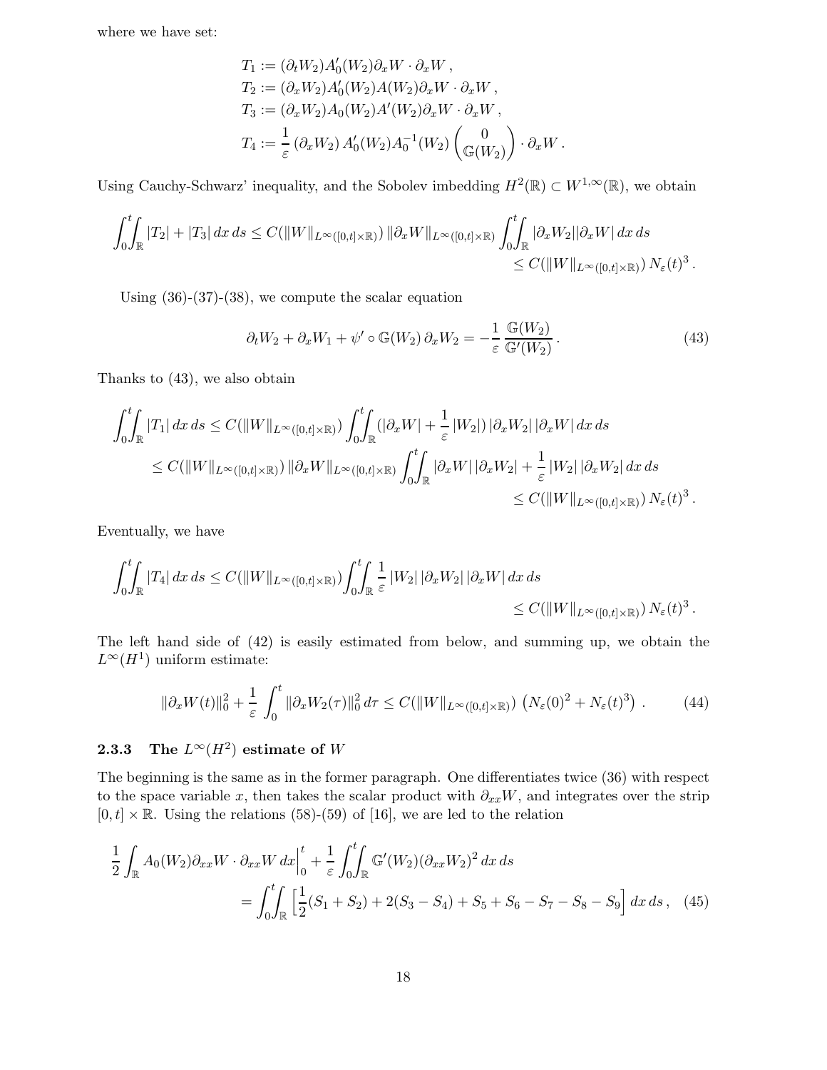where we have set:

$$
\begin{aligned}
T_1 &:= (\partial_t W_2) A_0'(W_2) \partial_x W \cdot \partial_x W \,, \\
T_2 &:= (\partial_x W_2) A_0'(W_2) A(W_2) \partial_x W \cdot \partial_x W \,, \\
T_3 &:= (\partial_x W_2) A_0(W_2) A'(W_2) \partial_x W \cdot \partial_x W \,, \\
T_4 &:= \frac{1}{\varepsilon} \left(\partial_x W_2\right) A_0'(W_2) A_0^{-1}(W_2) \begin{pmatrix} 0 \\ \mathbb{G}(W_2) \end{pmatrix} \cdot \partial_x W \,.
\end{aligned}
$$

Using Cauchy-Schwarz' inequality, and the Sobolev imbedding $H^2(\mathbb{R}) \subset W^{1,\infty}(\mathbb{R})$, we obtain

$$
\begin{aligned}
\int_0^t\!\!\int_{\mathbb{R}} |T_2| + |T_3| \, dx \, ds &\leq C(\|W\|_{L^\infty([0,t]\times\mathbb{R})}) \, \|\partial_x W\|_{L^\infty([0,t]\times\mathbb{R})} \int_0^t\!\!\int_{\mathbb{R}} |\partial_x W_2| |\partial_x W| \, dx \, ds \\
&\leq C(\|W\|_{L^\infty([0,t]\times\mathbb{R})}) \, N_\varepsilon(t)^3 \,.
\end{aligned}
$$

Using (36)-(37)-(38), we compute the scalar equation

$$
\partial_t W_2 + \partial_x W_1 + \psi' \circ \mathbb{G}(W_2) \, \partial_x W_2 = -\frac{1}{\varepsilon} \frac{\mathbb{G}(W_2)}{\mathbb{G}'(W_2)} \,. \tag{43}
$$

Thanks to (43), we also obtain

$$
\begin{aligned}
\int_0^t\!\!\int_{\mathbb{R}} |T_1| \, dx \, ds &\leq C(\|W\|_{L^\infty([0,t]\times\mathbb{R})}) \int_0^t\!\!\int_{\mathbb{R}} (|\partial_x W| + \frac{1}{\varepsilon} |W_2|) \, |\partial_x W_2| \, |\partial_x W| \, dx \, ds \\
&\leq C(\|W\|_{L^\infty([0,t]\times\mathbb{R})}) \, \|\partial_x W\|_{L^\infty([0,t]\times\mathbb{R})} \int_0^t\!\!\int_{\mathbb{R}} |\partial_x W| \, |\partial_x W_2| + \frac{1}{\varepsilon} |W_2| \, |\partial_x W_2| \, dx \, ds \\
&\leq C(\|W\|_{L^\infty([0,t]\times\mathbb{R})}) \, N_\varepsilon(t)^3 \,.
\end{aligned}
$$

Eventually, we have

$$
\begin{aligned}
\int_0^t\!\!\int_{\mathbb{R}} |T_4| \, dx \, ds &\leq C(\|W\|_{L^\infty([0,t]\times\mathbb{R})}) \int_0^t\!\!\int_{\mathbb{R}} \frac{1}{\varepsilon} \, |W_2| \, |\partial_x W_2| \, |\partial_x W| \, dx \, ds \\
&\leq C(\|W\|_{L^\infty([0,t]\times\mathbb{R})}) \, N_\varepsilon(t)^3 \,.
\end{aligned}
$$

The left hand side of (42) is easily estimated from below, and summing up, we obtain the $L^\infty(H^1)$ uniform estimate:

$$
\|\partial_x W(t)\|_0^2 + \frac{1}{\varepsilon} \int_0^t \|\partial_x W_2(\tau)\|_0^2 \, d\tau \leq C(\|W\|_{L^\infty([0,t]\times\mathbb{R})}) \left( N_\varepsilon(0)^2 + N_\varepsilon(t)^3 \right) \,. \tag{44}
$$

### 2.3.3 The $L^\infty(H^2)$ estimate of $W$

The beginning is the same as in the former paragraph. One differentiates twice (36) with respect to the space variable $x$, then takes the scalar product with $\partial_{xx} W$, and integrates over the strip $[0,t] \times \mathbb{R}$. Using the relations (58)-(59) of [16], we are led to the relation

$$
\begin{aligned}
\frac{1}{2} \int_{\mathbb{R}} A_0(W_2) \partial_{xx} W \cdot \partial_{xx} W \, dx \Big|_0^t &+ \frac{1}{\varepsilon} \int_0^t\!\!\int_{\mathbb{R}} \mathbb{G}'(W_2) (\partial_{xx} W_2)^2 \, dx \, ds \\
&= \int_0^t\!\!\int_{\mathbb{R}} \Big[ \frac{1}{2}(S_1 + S_2) + 2(S_3 - S_4) + S_5 + S_6 - S_7 - S_8 - S_9 \Big] \, dx \, ds \,, \quad (45)
\end{aligned}
$$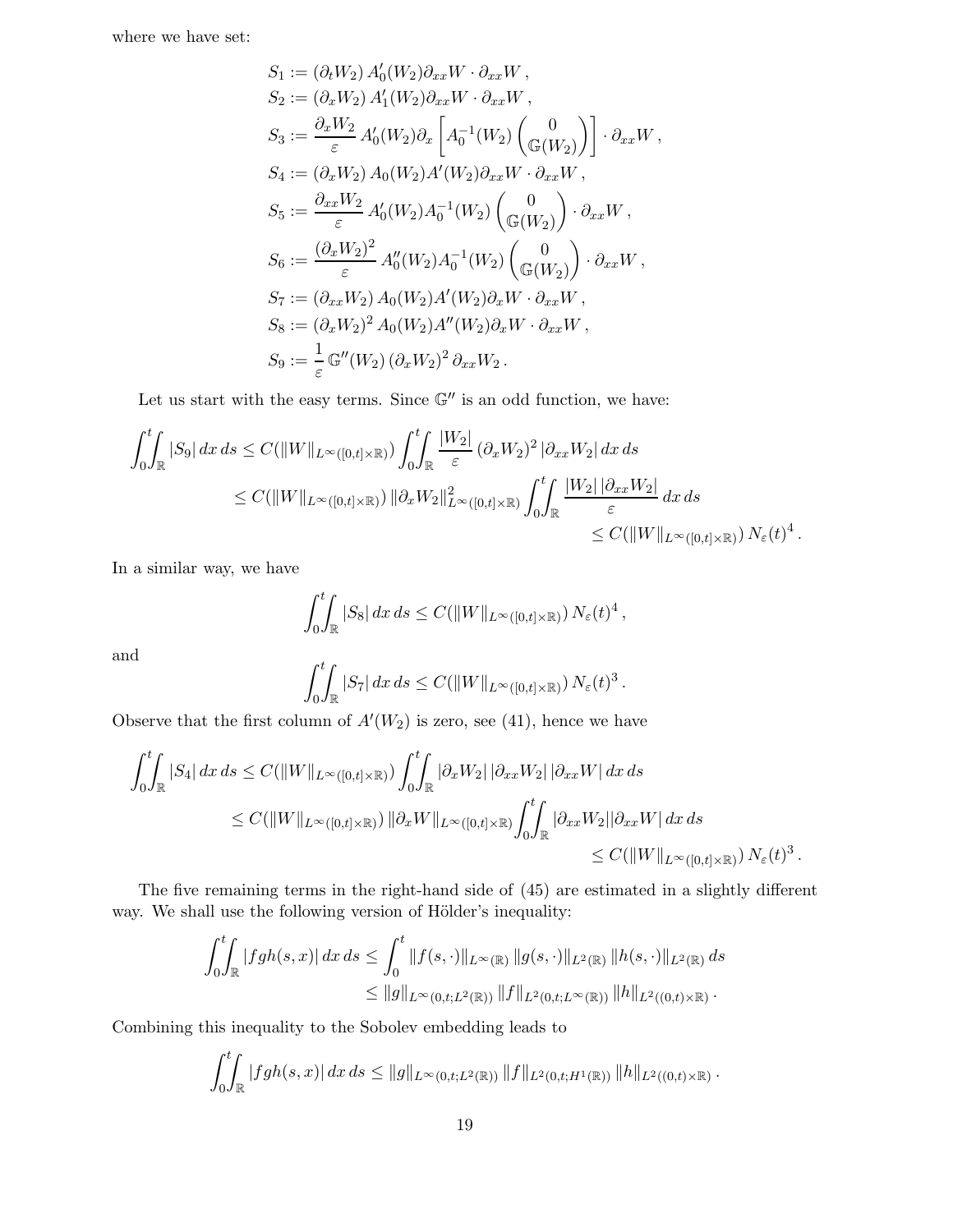where we have set:

$$
\begin{aligned}
S_1 &:= (\partial_t W_2)\, A_0'(W_2)\partial_{xx} W \cdot \partial_{xx} W\,,\\
S_2 &:= (\partial_x W_2)\, A_1'(W_2)\partial_{xx} W \cdot \partial_{xx} W\,,\\
S_3 &:= \frac{\partial_x W_2}{\varepsilon}\, A_0'(W_2)\partial_x \left[ A_0^{-1}(W_2) \begin{pmatrix} 0 \\ \mathbb{G}(W_2) \end{pmatrix} \right] \cdot \partial_{xx} W\,,\\
S_4 &:= (\partial_x W_2)\, A_0(W_2) A'(W_2)\partial_{xx} W \cdot \partial_{xx} W\,,\\
S_5 &:= \frac{\partial_{xx} W_2}{\varepsilon}\, A_0'(W_2) A_0^{-1}(W_2) \begin{pmatrix} 0 \\ \mathbb{G}(W_2) \end{pmatrix} \cdot \partial_{xx} W\,,\\
S_6 &:= \frac{(\partial_x W_2)^2}{\varepsilon}\, A_0''(W_2) A_0^{-1}(W_2) \begin{pmatrix} 0 \\ \mathbb{G}(W_2) \end{pmatrix} \cdot \partial_{xx} W\,,\\
S_7 &:= (\partial_{xx} W_2)\, A_0(W_2) A'(W_2)\partial_x W \cdot \partial_{xx} W\,,\\
S_8 &:= (\partial_x W_2)^2\, A_0(W_2) A''(W_2)\partial_x W \cdot \partial_{xx} W\,,\\
S_9 &:= \frac{1}{\varepsilon}\, \mathbb{G}''(W_2)\, (\partial_x W_2)^2\, \partial_{xx} W_2\,.
\end{aligned}
$$

Let us start with the easy terms. Since $\mathbb{G}''$ is an odd function, we have:

$$
\begin{aligned}
\int_0^t\!\!\int_{\mathbb{R}} |S_9|\, dx\, ds &\le C(\|W\|_{L^\infty([0,t]\times\mathbb{R})}) \int_0^t\!\!\int_{\mathbb{R}} \frac{|W_2|}{\varepsilon}\, (\partial_x W_2)^2\, |\partial_{xx} W_2|\, dx\, ds\\
&\le C(\|W\|_{L^\infty([0,t]\times\mathbb{R})})\, \|\partial_x W_2\|^2_{L^\infty([0,t]\times\mathbb{R})} \int_0^t\!\!\int_{\mathbb{R}} \frac{|W_2|\, |\partial_{xx} W_2|}{\varepsilon}\, dx\, ds\\
&\le C(\|W\|_{L^\infty([0,t]\times\mathbb{R})})\, N_\varepsilon(t)^4\,.
\end{aligned}
$$

In a similar way, we have

$$
\int_0^t\!\!\int_{\mathbb{R}} |S_8|\, dx\, ds \le C(\|W\|_{L^\infty([0,t]\times\mathbb{R})})\, N_\varepsilon(t)^4\,,
$$

and

$$
\int_0^t\!\!\int_{\mathbb{R}} |S_7|\, dx\, ds \le C(\|W\|_{L^\infty([0,t]\times\mathbb{R})})\, N_\varepsilon(t)^3\,.
$$

Observe that the first column of $A'(W_2)$ is zero, see (41), hence we have

$$
\begin{aligned}
\int_0^t\!\!\int_{\mathbb{R}} |S_4|\, dx\, ds &\le C(\|W\|_{L^\infty([0,t]\times\mathbb{R})}) \int_0^t\!\!\int_{\mathbb{R}} |\partial_x W_2|\, |\partial_{xx} W_2|\, |\partial_{xx} W|\, dx\, ds\\
&\le C(\|W\|_{L^\infty([0,t]\times\mathbb{R})})\, \|\partial_x W\|_{L^\infty([0,t]\times\mathbb{R})} \int_0^t\!\!\int_{\mathbb{R}} |\partial_{xx} W_2| |\partial_{xx} W|\, dx\, ds\\
&\le C(\|W\|_{L^\infty([0,t]\times\mathbb{R})})\, N_\varepsilon(t)^3\,.
\end{aligned}
$$

The five remaining terms in the right-hand side of (45) are estimated in a slightly different way. We shall use the following version of Hölder's inequality:

$$
\begin{aligned}
\int_0^t\!\!\int_{\mathbb{R}} |fgh(s,x)|\, dx\, ds &\le \int_0^t \|f(s,\cdot)\|_{L^\infty(\mathbb{R})}\, \|g(s,\cdot)\|_{L^2(\mathbb{R})}\, \|h(s,\cdot)\|_{L^2(\mathbb{R})}\, ds\\
&\le \|g\|_{L^\infty(0,t;L^2(\mathbb{R}))}\, \|f\|_{L^2(0,t;L^\infty(\mathbb{R}))}\, \|h\|_{L^2((0,t)\times\mathbb{R})}\,.
\end{aligned}
$$

Combining this inequality to the Sobolev embedding leads to

$$
\int_0^t\!\!\int_{\mathbb{R}} |fgh(s,x)|\, dx\, ds \le \|g\|_{L^\infty(0,t;L^2(\mathbb{R}))}\, \|f\|_{L^2(0,t;H^1(\mathbb{R}))}\, \|h\|_{L^2((0,t)\times\mathbb{R})}\,.
$$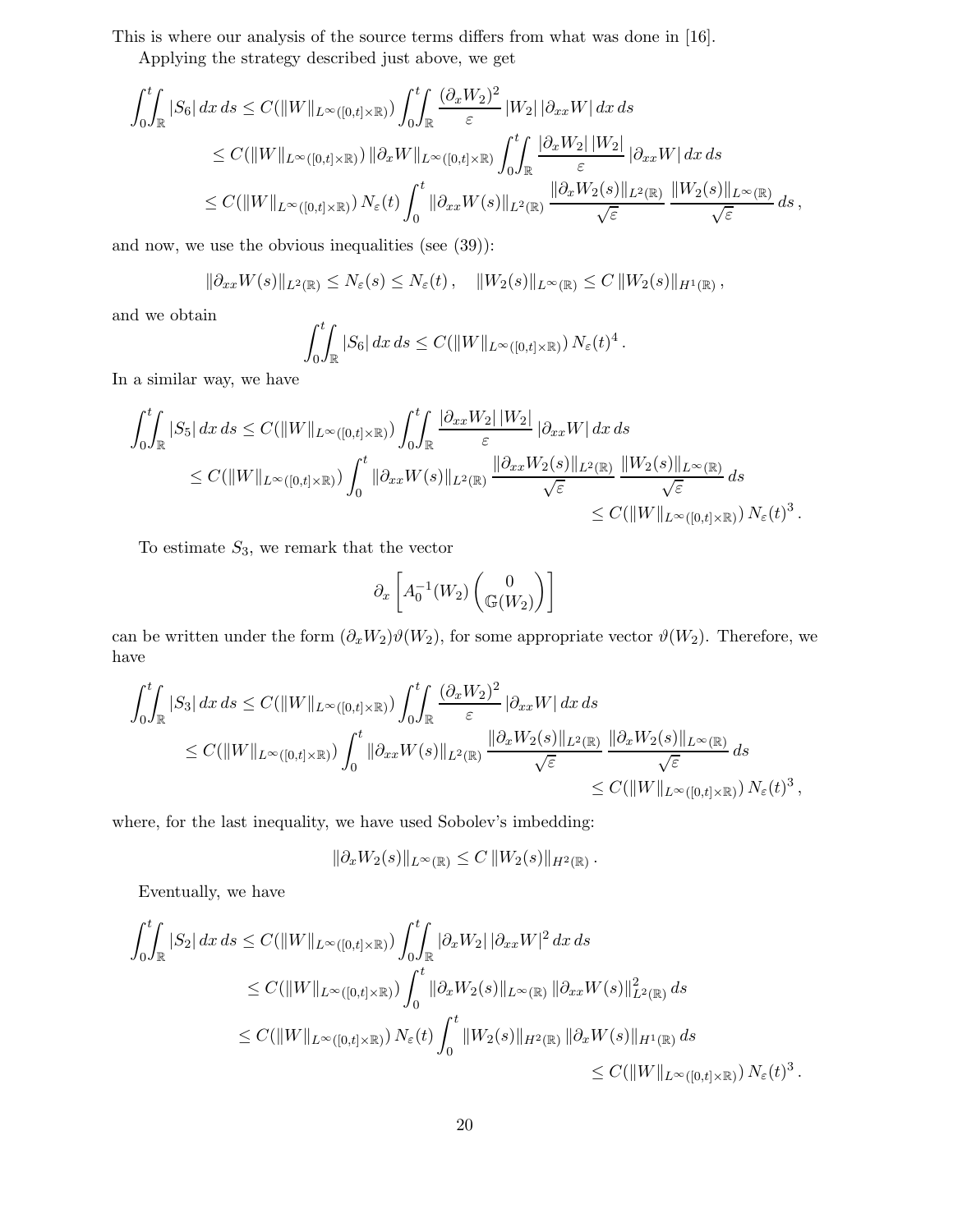This is where our analysis of the source terms differs from what was done in [16].

Applying the strategy described just above, we get

$$
\begin{aligned}
\int_0^t\!\!\int_{\mathbb{R}} |S_6|\,dx\,ds &\leq C(\|W\|_{L^\infty([0,t]\times\mathbb{R})}) \int_0^t\!\!\int_{\mathbb{R}} \frac{(\partial_x W_2)^2}{\varepsilon}\,|W_2|\,|\partial_{xx} W|\,dx\,ds \\
&\leq C(\|W\|_{L^\infty([0,t]\times\mathbb{R})})\,\|\partial_x W\|_{L^\infty([0,t]\times\mathbb{R})} \int_0^t\!\!\int_{\mathbb{R}} \frac{|\partial_x W_2|\,|W_2|}{\varepsilon}\,|\partial_{xx} W|\,dx\,ds \\
&\leq C(\|W\|_{L^\infty([0,t]\times\mathbb{R})})\,N_\varepsilon(t) \int_0^t \|\partial_{xx} W(s)\|_{L^2(\mathbb{R})}\,\frac{\|\partial_x W_2(s)\|_{L^2(\mathbb{R})}}{\sqrt{\varepsilon}}\,\frac{\|W_2(s)\|_{L^\infty(\mathbb{R})}}{\sqrt{\varepsilon}}\,ds\,,
\end{aligned}
$$

and now, we use the obvious inequalities (see (39)):

$$
\|\partial_{xx} W(s)\|_{L^2(\mathbb{R})} \leq N_\varepsilon(s) \leq N_\varepsilon(t)\,, \quad \|W_2(s)\|_{L^\infty(\mathbb{R})} \leq C\,\|W_2(s)\|_{H^1(\mathbb{R})}\,,
$$

and we obtain

$$
\int_0^t\!\!\int_{\mathbb{R}} |S_6|\,dx\,ds \leq C(\|W\|_{L^\infty([0,t]\times\mathbb{R})})\,N_\varepsilon(t)^4\,.
$$

In a similar way, we have

$$
\begin{aligned}
\int_0^t\!\!\int_{\mathbb{R}} |S_5|\,dx\,ds &\leq C(\|W\|_{L^\infty([0,t]\times\mathbb{R})}) \int_0^t\!\!\int_{\mathbb{R}} \frac{|\partial_{xx} W_2|\,|W_2|}{\varepsilon}\,|\partial_{xx} W|\,dx\,ds \\
&\leq C(\|W\|_{L^\infty([0,t]\times\mathbb{R})}) \int_0^t \|\partial_{xx} W(s)\|_{L^2(\mathbb{R})}\,\frac{\|\partial_{xx} W_2(s)\|_{L^2(\mathbb{R})}}{\sqrt{\varepsilon}}\,\frac{\|W_2(s)\|_{L^\infty(\mathbb{R})}}{\sqrt{\varepsilon}}\,ds \\
&\leq C(\|W\|_{L^\infty([0,t]\times\mathbb{R})})\,N_\varepsilon(t)^3\,.
\end{aligned}
$$

To estimate $S_3$, we remark that the vector

$$
\partial_x \left[ A_0^{-1}(W_2) \begin{pmatrix} 0 \\ \mathbb{G}(W_2) \end{pmatrix} \right]
$$

can be written under the form $(\partial_x W_2)\vartheta(W_2)$, for some appropriate vector $\vartheta(W_2)$. Therefore, we have

$$
\begin{aligned}
\int_0^t\!\!\int_{\mathbb{R}} |S_3|\,dx\,ds &\leq C(\|W\|_{L^\infty([0,t]\times\mathbb{R})}) \int_0^t\!\!\int_{\mathbb{R}} \frac{(\partial_x W_2)^2}{\varepsilon}\,|\partial_{xx} W|\,dx\,ds \\
&\leq C(\|W\|_{L^\infty([0,t]\times\mathbb{R})}) \int_0^t \|\partial_{xx} W(s)\|_{L^2(\mathbb{R})}\,\frac{\|\partial_x W_2(s)\|_{L^2(\mathbb{R})}}{\sqrt{\varepsilon}}\,\frac{\|\partial_x W_2(s)\|_{L^\infty(\mathbb{R})}}{\sqrt{\varepsilon}}\,ds \\
&\leq C(\|W\|_{L^\infty([0,t]\times\mathbb{R})})\,N_\varepsilon(t)^3\,,
\end{aligned}
$$

where, for the last inequality, we have used Sobolev's imbedding:

$$
\|\partial_x W_2(s)\|_{L^\infty(\mathbb{R})} \leq C\,\|W_2(s)\|_{H^2(\mathbb{R})}\,.
$$

Eventually, we have

$$
\begin{aligned}
\int_0^t\!\!\int_{\mathbb{R}} |S_2|\,dx\,ds &\leq C(\|W\|_{L^\infty([0,t]\times\mathbb{R})}) \int_0^t\!\!\int_{\mathbb{R}} |\partial_x W_2|\,|\partial_{xx} W|^2\,dx\,ds \\
&\leq C(\|W\|_{L^\infty([0,t]\times\mathbb{R})}) \int_0^t \|\partial_x W_2(s)\|_{L^\infty(\mathbb{R})}\,\|\partial_{xx} W(s)\|_{L^2(\mathbb{R})}^2\,ds \\
&\leq C(\|W\|_{L^\infty([0,t]\times\mathbb{R})})\,N_\varepsilon(t) \int_0^t \|W_2(s)\|_{H^2(\mathbb{R})}\,\|\partial_x W(s)\|_{H^1(\mathbb{R})}\,ds \\
&\leq C(\|W\|_{L^\infty([0,t]\times\mathbb{R})})\,N_\varepsilon(t)^3\,.
\end{aligned}
$$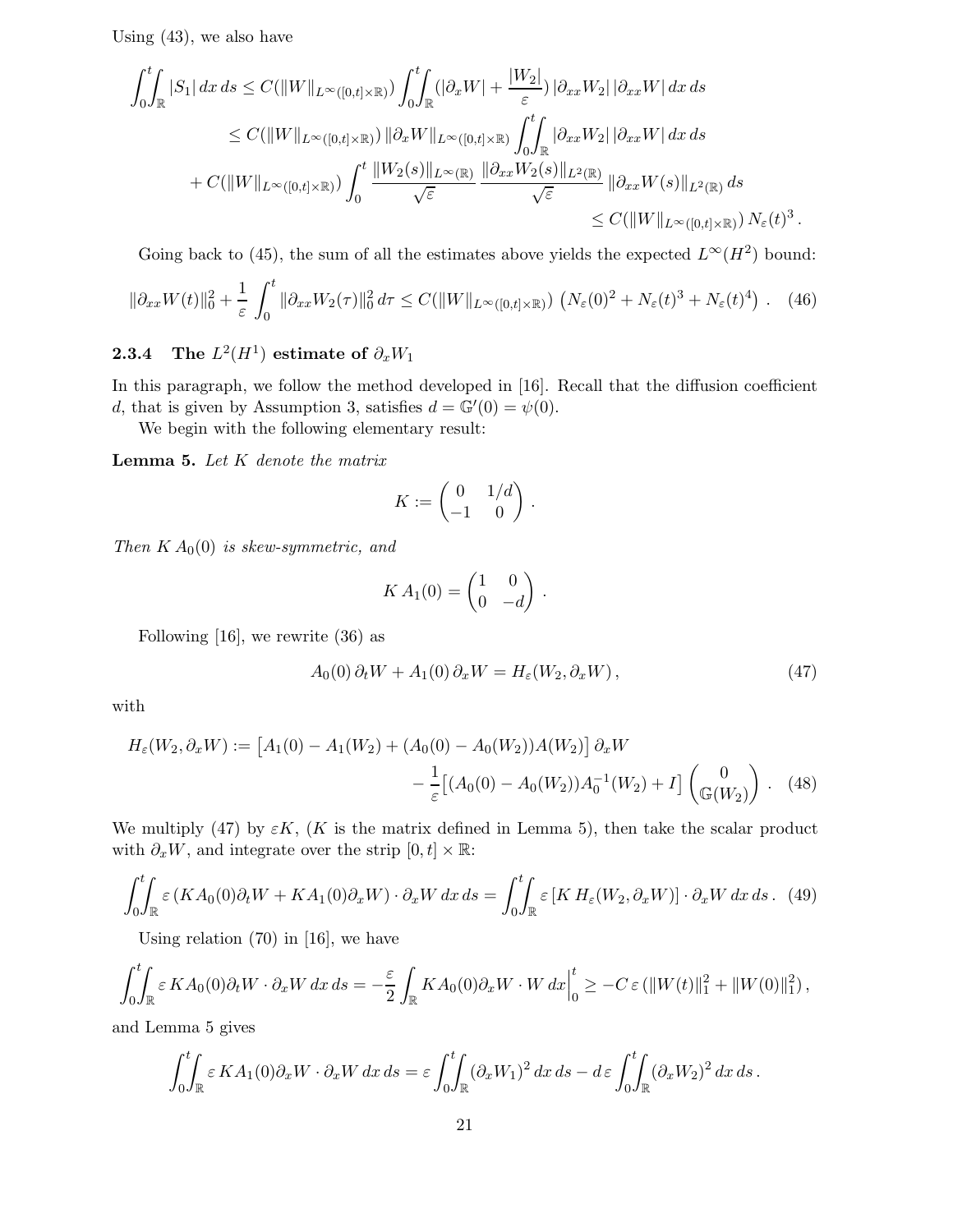Using (43), we also have

$$
\begin{aligned}
\int_0^t\!\!\int_{\mathbb{R}} |S_1|\,dx\,ds &\le C(\|W\|_{L^\infty([0,t]\times\mathbb{R})}) \int_0^t\!\!\int_{\mathbb{R}} (|\partial_x W| + \frac{|W_2|}{\varepsilon})\,|\partial_{xx} W_2|\,|\partial_{xx} W|\,dx\,ds \\
&\le C(\|W\|_{L^\infty([0,t]\times\mathbb{R})})\,\|\partial_x W\|_{L^\infty([0,t]\times\mathbb{R})} \int_0^t\!\!\int_{\mathbb{R}} |\partial_{xx} W_2|\,|\partial_{xx} W|\,dx\,ds \\
&+ C(\|W\|_{L^\infty([0,t]\times\mathbb{R})}) \int_0^t \frac{\|W_2(s)\|_{L^\infty(\mathbb{R})}}{\sqrt{\varepsilon}}\,\frac{\|\partial_{xx} W_2(s)\|_{L^2(\mathbb{R})}}{\sqrt{\varepsilon}}\,\|\partial_{xx} W(s)\|_{L^2(\mathbb{R})}\,ds \\
&\le C(\|W\|_{L^\infty([0,t]\times\mathbb{R})})\,N_\varepsilon(t)^3\,.
\end{aligned}
$$

Going back to (45), the sum of all the estimates above yields the expected $L^\infty(H^2)$ bound:

$$
\|\partial_{xx} W(t)\|_0^2 + \frac{1}{\varepsilon}\int_0^t \|\partial_{xx} W_2(\tau)\|_0^2\,d\tau \le C(\|W\|_{L^\infty([0,t]\times\mathbb{R})})\,\left(N_\varepsilon(0)^2 + N_\varepsilon(t)^3 + N_\varepsilon(t)^4\right)\,. \quad (46)
$$

### 2.3.4 The $L^2(H^1)$ estimate of $\partial_x W_1$

In this paragraph, we follow the method developed in [16]. Recall that the diffusion coefficient $d$, that is given by Assumption 3, satisfies $d = \mathbb{G}'(0) = \psi(0)$.

We begin with the following elementary result:

**Lemma 5.** *Let $K$ denote the matrix*

$$
K := \begin{pmatrix} 0 & 1/d \\ -1 & 0 \end{pmatrix}\,.
$$

*Then $K\,A_0(0)$ is skew-symmetric, and*

$$
K\,A_1(0) = \begin{pmatrix} 1 & 0 \\ 0 & -d \end{pmatrix}\,.
$$

Following [16], we rewrite (36) as

$$
A_0(0)\,\partial_t W + A_1(0)\,\partial_x W = H_\varepsilon(W_2, \partial_x W)\,, \quad (47)
$$

with

$$
\begin{aligned}
H_\varepsilon(W_2, \partial_x W) := \big[A_1(0) - A_1(W_2) + (A_0(0) - A_0(W_2))A(W_2)\big]\,\partial_x W \\
- \frac{1}{\varepsilon}\big[(A_0(0) - A_0(W_2))A_0^{-1}(W_2) + I\big]\begin{pmatrix} 0 \\ \mathbb{G}(W_2) \end{pmatrix}\,. \quad (48)
\end{aligned}
$$

We multiply (47) by $\varepsilon K$, ($K$ is the matrix defined in Lemma 5), then take the scalar product with $\partial_x W$, and integrate over the strip $[0,t]\times\mathbb{R}$:

$$
\int_0^t\!\!\int_{\mathbb{R}} \varepsilon\,(KA_0(0)\partial_t W + KA_1(0)\partial_x W)\cdot\partial_x W\,dx\,ds = \int_0^t\!\!\int_{\mathbb{R}} \varepsilon\,[K\,H_\varepsilon(W_2, \partial_x W)]\cdot\partial_x W\,dx\,ds\,. \quad (49)
$$

Using relation (70) in [16], we have

$$
\int_0^t\!\!\int_{\mathbb{R}} \varepsilon\,KA_0(0)\partial_t W\cdot\partial_x W\,dx\,ds = -\frac{\varepsilon}{2}\int_{\mathbb{R}} KA_0(0)\partial_x W\cdot W\,dx\Big|_0^t \ge -C\,\varepsilon\,(\|W(t)\|_1^2 + \|W(0)\|_1^2)\,,
$$

and Lemma 5 gives

$$
\int_0^t\!\!\int_{\mathbb{R}} \varepsilon\,KA_1(0)\partial_x W\cdot\partial_x W\,dx\,ds = \varepsilon\int_0^t\!\!\int_{\mathbb{R}} (\partial_x W_1)^2\,dx\,ds - d\,\varepsilon\int_0^t\!\!\int_{\mathbb{R}} (\partial_x W_2)^2\,dx\,ds\,.
$$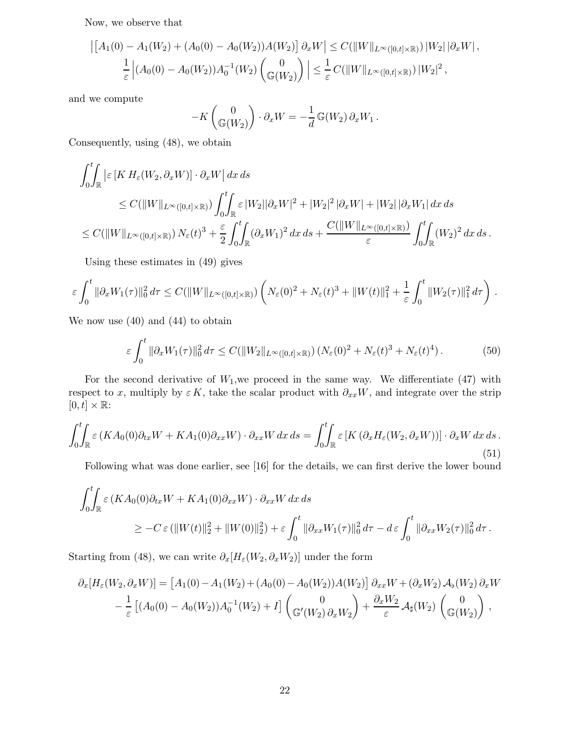Now, we observe that

$$
\begin{aligned}
\left|\left[A_1(0) - A_1(W_2) + (A_0(0) - A_0(W_2))A(W_2)\right] \partial_x W\right| &\leq C(\|W\|_{L^\infty([0,t]\times\mathbb{R})})\, |W_2|\, |\partial_x W| \,, \\
\frac{1}{\varepsilon}\left|(A_0(0) - A_0(W_2))A_0^{-1}(W_2) \begin{pmatrix} 0 \\ \mathbb{G}(W_2) \end{pmatrix} \right| &\leq \frac{1}{\varepsilon}\, C(\|W\|_{L^\infty([0,t]\times\mathbb{R})})\, |W_2|^2 \,,
\end{aligned}
$$

and we compute

$$
-K \begin{pmatrix} 0 \\ \mathbb{G}(W_2) \end{pmatrix} \cdot \partial_x W = -\frac{1}{d}\, \mathbb{G}(W_2)\, \partial_x W_1 \,.
$$

Consequently, using (48), we obtain

$$
\begin{aligned}
&\int_0^t\!\!\int_{\mathbb{R}} \left|\varepsilon\, [K\, H_\varepsilon(W_2, \partial_x W)] \cdot \partial_x W\right| dx\, ds \\
&\qquad \leq C(\|W\|_{L^\infty([0,t]\times\mathbb{R})}) \int_0^t\!\!\int_{\mathbb{R}} \varepsilon\, |W_2| |\partial_x W|^2 + |W_2|^2\, |\partial_x W| + |W_2|\, |\partial_x W_1|\, dx\, ds \\
&\leq C(\|W\|_{L^\infty([0,t]\times\mathbb{R})})\, N_\varepsilon(t)^3 + \frac{\varepsilon}{2} \int_0^t\!\!\int_{\mathbb{R}} (\partial_x W_1)^2\, dx\, ds + \frac{C(\|W\|_{L^\infty([0,t]\times\mathbb{R})})}{\varepsilon} \int_0^t\!\!\int_{\mathbb{R}} (W_2)^2\, dx\, ds \,.
\end{aligned}
$$

Using these estimates in (49) gives

$$
\varepsilon \int_0^t \|\partial_x W_1(\tau)\|_0^2\, d\tau \leq C(\|W\|_{L^\infty([0,t]\times\mathbb{R})}) \left( N_\varepsilon(0)^2 + N_\varepsilon(t)^3 + \|W(t)\|_1^2 + \frac{1}{\varepsilon} \int_0^t \|W_2(\tau)\|_1^2\, d\tau \right) .
$$

We now use (40) and (44) to obtain

$$
\varepsilon \int_0^t \|\partial_x W_1(\tau)\|_0^2\, d\tau \leq C(\|W_2\|_{L^\infty([0,t]\times\mathbb{R})})\, (N_\varepsilon(0)^2 + N_\varepsilon(t)^3 + N_\varepsilon(t)^4) \,. \tag{50}
$$

For the second derivative of $W_1$,we proceed in the same way. We differentiate (47) with respect to $x$, multiply by $\varepsilon\, K$, take the scalar product with $\partial_{xx} W$, and integrate over the strip $[0,t] \times \mathbb{R}$:

$$
\int_0^t\!\!\int_{\mathbb{R}} \varepsilon\, (K A_0(0) \partial_{tx} W + K A_1(0) \partial_{xx} W) \cdot \partial_{xx} W\, dx\, ds = \int_0^t\!\!\int_{\mathbb{R}} \varepsilon\, [K\, (\partial_x H_\varepsilon(W_2, \partial_x W))] \cdot \partial_x W\, dx\, ds \,. \tag{51}
$$

Following what was done earlier, see [16] for the details, we can first derive the lower bound

$$
\begin{aligned}
&\int_0^t\!\!\int_{\mathbb{R}} \varepsilon\, (K A_0(0) \partial_{tx} W + K A_1(0) \partial_{xx} W) \cdot \partial_{xx} W\, dx\, ds \\
&\qquad\qquad \geq -C\, \varepsilon\, (\|W(t)\|_2^2 + \|W(0)\|_2^2) + \varepsilon \int_0^t \|\partial_{xx} W_1(\tau)\|_0^2\, d\tau - d\, \varepsilon \int_0^t \|\partial_{xx} W_2(\tau)\|_0^2\, d\tau \,.
\end{aligned}
$$

Starting from (48), we can write $\partial_x[H_\varepsilon(W_2, \partial_x W_2)]$ under the form

$$
\begin{aligned}
\partial_x[H_\varepsilon(W_2, \partial_x W)] &= \left[A_1(0) - A_1(W_2) + (A_0(0) - A_0(W_2)) A(W_2)\right] \partial_{xx} W + (\partial_x W_2)\, \mathcal{A}_\flat(W_2)\, \partial_x W \\
&\quad - \frac{1}{\varepsilon} \left[(A_0(0) - A_0(W_2)) A_0^{-1}(W_2) + I\right] \begin{pmatrix} 0 \\ \mathbb{G}'(W_2)\, \partial_x W_2 \end{pmatrix} + \frac{\partial_x W_2}{\varepsilon}\, \mathcal{A}_\sharp(W_2) \begin{pmatrix} 0 \\ \mathbb{G}(W_2) \end{pmatrix} ,
\end{aligned}
$$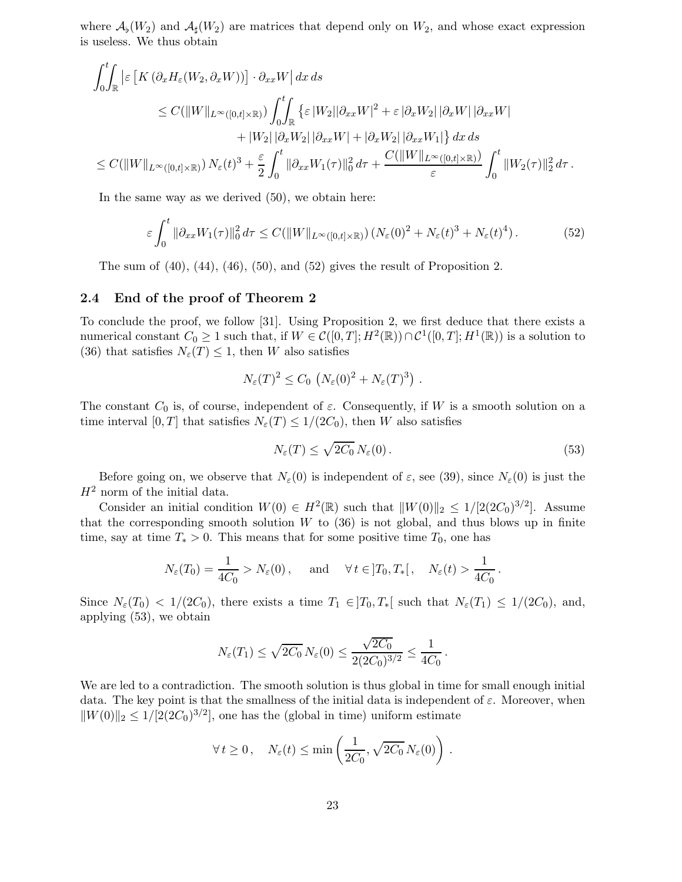where $\mathcal{A}_\flat(W_2)$ and $\mathcal{A}_\sharp(W_2)$ are matrices that depend only on $W_2$, and whose exact expression is useless. We thus obtain

$$
\begin{aligned}
&\int_0^t\!\!\int_{\mathbb{R}} \left|\varepsilon \left[K\left(\partial_x H_\varepsilon(W_2, \partial_x W)\right)\right] \cdot \partial_{xx} W\right| dx\, ds \\
&\qquad \leq C(\|W\|_{L^\infty([0,t]\times\mathbb{R})}) \int_0^t\!\!\int_{\mathbb{R}} \big\{\varepsilon\, |W_2| |\partial_{xx} W|^2 + \varepsilon\, |\partial_x W_2|\, |\partial_x W|\, |\partial_{xx} W| \\
&\qquad\qquad + |W_2|\, |\partial_x W_2|\, |\partial_{xx} W| + |\partial_x W_2|\, |\partial_{xx} W_1|\big\}\, dx\, ds \\
&\leq C(\|W\|_{L^\infty([0,t]\times\mathbb{R})})\, N_\varepsilon(t)^3 + \frac{\varepsilon}{2} \int_0^t \|\partial_{xx} W_1(\tau)\|_0^2\, d\tau + \frac{C(\|W\|_{L^\infty([0,t]\times\mathbb{R})})}{\varepsilon} \int_0^t \|W_2(\tau)\|_2^2\, d\tau\,.
\end{aligned}
$$

In the same way as we derived (50), we obtain here:

$$
\varepsilon \int_0^t \|\partial_{xx} W_1(\tau)\|_0^2\, d\tau \leq C(\|W\|_{L^\infty([0,t]\times\mathbb{R})})\, (N_\varepsilon(0)^2 + N_\varepsilon(t)^3 + N_\varepsilon(t)^4)\,. \tag{52}
$$

The sum of (40), (44), (46), (50), and (52) gives the result of Proposition 2.

### 2.4 End of the proof of Theorem 2

To conclude the proof, we follow [31]. Using Proposition 2, we first deduce that there exists a numerical constant $C_0 \geq 1$ such that, if $W \in \mathcal{C}([0,T]; H^2(\mathbb{R})) \cap \mathcal{C}^1([0,T]; H^1(\mathbb{R}))$ is a solution to (36) that satisfies $N_\varepsilon(T) \leq 1$, then $W$ also satisfies

$$
N_\varepsilon(T)^2 \leq C_0\, \left(N_\varepsilon(0)^2 + N_\varepsilon(T)^3\right)\,.
$$

The constant $C_0$ is, of course, independent of $\varepsilon$. Consequently, if $W$ is a smooth solution on a time interval $[0,T]$ that satisfies $N_\varepsilon(T) \leq 1/(2C_0)$, then $W$ also satisfies

$$
N_\varepsilon(T) \leq \sqrt{2C_0}\, N_\varepsilon(0)\,. \tag{53}
$$

Before going on, we observe that $N_\varepsilon(0)$ is independent of $\varepsilon$, see (39), since $N_\varepsilon(0)$ is just the $H^2$ norm of the initial data.

Consider an initial condition $W(0) \in H^2(\mathbb{R})$ such that $\|W(0)\|_2 \leq 1/[2(2C_0)^{3/2}]$. Assume that the corresponding smooth solution $W$ to (36) is not global, and thus blows up in finite time, say at time $T_* > 0$. This means that for some positive time $T_0$, one has

$$
N_\varepsilon(T_0) = \frac{1}{4C_0} > N_\varepsilon(0)\,, \quad \text{ and } \quad \forall\, t \in ]T_0, T_*[\,, \quad N_\varepsilon(t) > \frac{1}{4C_0}\,.
$$

Since $N_\varepsilon(T_0) < 1/(2C_0)$, there exists a time $T_1 \in ]T_0, T_*[$ such that $N_\varepsilon(T_1) \leq 1/(2C_0)$, and, applying (53), we obtain

$$
N_\varepsilon(T_1) \leq \sqrt{2C_0}\, N_\varepsilon(0) \leq \frac{\sqrt{2C_0}}{2(2C_0)^{3/2}} \leq \frac{1}{4C_0}\,.
$$

We are led to a contradiction. The smooth solution is thus global in time for small enough initial data. The key point is that the smallness of the initial data is independent of $\varepsilon$. Moreover, when $\|W(0)\|_2 \leq 1/[2(2C_0)^{3/2}]$, one has the (global in time) uniform estimate

$$
\forall\, t \geq 0\,, \quad N_\varepsilon(t) \leq \min\left(\frac{1}{2C_0}, \sqrt{2C_0}\, N_\varepsilon(0)\right)\,.
$$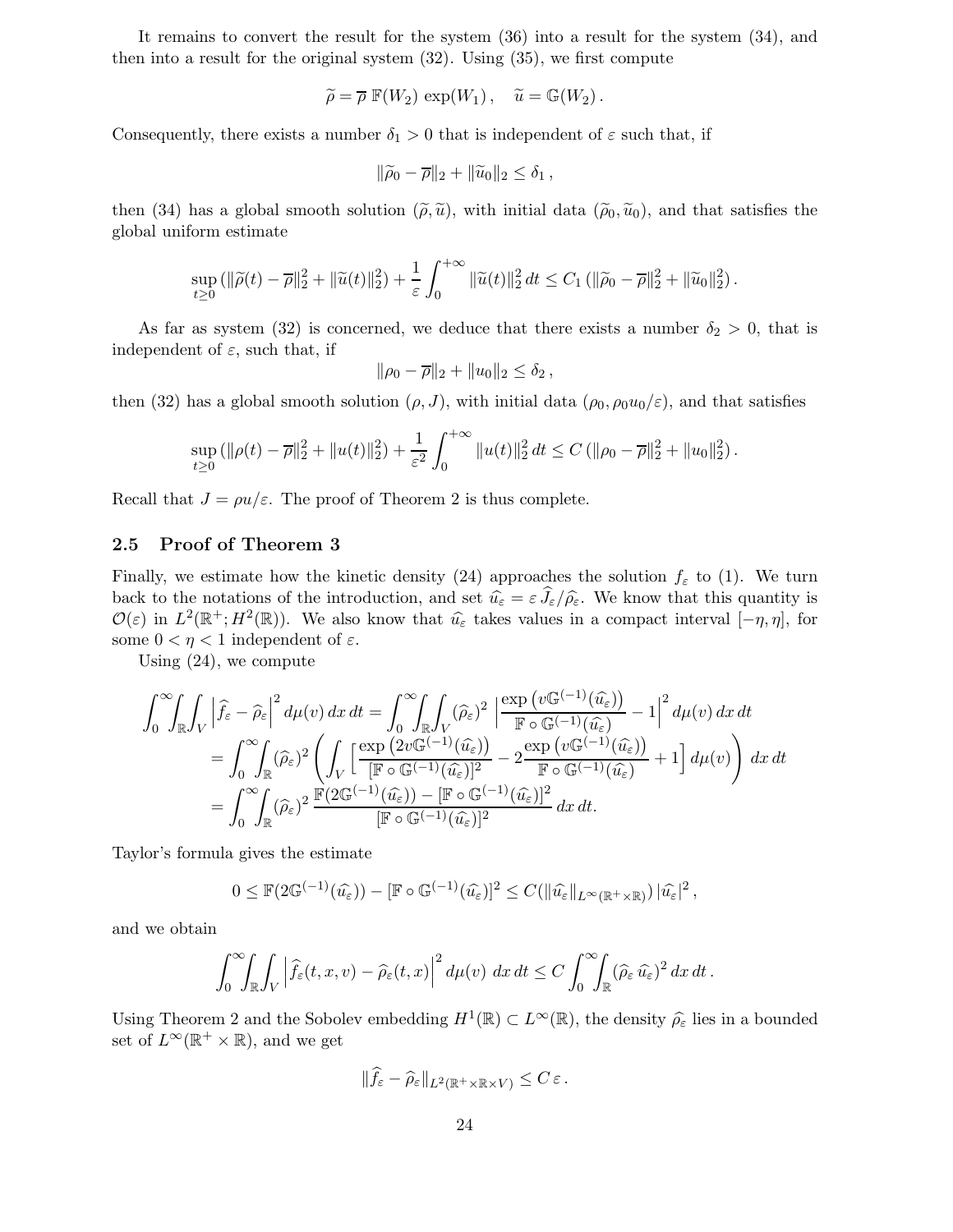It remains to convert the result for the system (36) into a result for the system (34), and then into a result for the original system (32). Using (35), we first compute

$$\widetilde{\rho} = \overline{\rho}\; \mathbb{F}(W_2)\, \exp(W_1)\,, \quad \widetilde{u} = \mathbb{G}(W_2)\,.$$

Consequently, there exists a number $\delta_1 > 0$ that is independent of $\varepsilon$ such that, if

$$\|\widetilde{\rho}_0 - \overline{\rho}\|_2 + \|\widetilde{u}_0\|_2 \leq \delta_1\,,$$

then (34) has a global smooth solution $(\widetilde{\rho}, \widetilde{u})$, with initial data $(\widetilde{\rho}_0, \widetilde{u}_0)$, and that satisfies the global uniform estimate

$$\sup_{t \geq 0} \left(\|\widetilde{\rho}(t) - \overline{\rho}\|_2^2 + \|\widetilde{u}(t)\|_2^2\right) + \frac{1}{\varepsilon}\int_0^{+\infty} \|\widetilde{u}(t)\|_2^2\, dt \leq C_1\left(\|\widetilde{\rho}_0 - \overline{\rho}\|_2^2 + \|\widetilde{u}_0\|_2^2\right).$$

As far as system (32) is concerned, we deduce that there exists a number $\delta_2 > 0$, that is independent of $\varepsilon$, such that, if

$$\|\rho_0 - \overline{\rho}\|_2 + \|u_0\|_2 \leq \delta_2\,,$$

then (32) has a global smooth solution $(\rho, J)$, with initial data $(\rho_0, \rho_0 u_0/\varepsilon)$, and that satisfies

$$\sup_{t \geq 0} \left(\|\rho(t) - \overline{\rho}\|_2^2 + \|u(t)\|_2^2\right) + \frac{1}{\varepsilon^2}\int_0^{+\infty} \|u(t)\|_2^2\, dt \leq C\left(\|\rho_0 - \overline{\rho}\|_2^2 + \|u_0\|_2^2\right).$$

Recall that $J = \rho u/\varepsilon$. The proof of Theorem 2 is thus complete.

### 2.5 Proof of Theorem 3

Finally, we estimate how the kinetic density (24) approaches the solution $f_\varepsilon$ to (1). We turn back to the notations of the introduction, and set $\widehat{u}_\varepsilon = \varepsilon\, \widehat{J}_\varepsilon / \widehat{\rho}_\varepsilon$. We know that this quantity is $\mathcal{O}(\varepsilon)$ in $L^2(\mathbb{R}^+; H^2(\mathbb{R}))$. We also know that $\widehat{u}_\varepsilon$ takes values in a compact interval $[-\eta, \eta]$, for some $0 < \eta < 1$ independent of $\varepsilon$.

Using (24), we compute

$$\begin{aligned}
\int_0^\infty\!\!\int_{\mathbb{R}}\!\int_V \left|\widehat{f}_\varepsilon - \widehat{\rho}_\varepsilon\right|^2 d\mu(v)\, dx\, dt &= \int_0^\infty\!\!\int_{\mathbb{R}}\!\int_V (\widehat{\rho}_\varepsilon)^2 \left|\frac{\exp\left(v\mathbb{G}^{(-1)}(\widehat{u}_\varepsilon)\right)}{\mathbb{F}\circ\mathbb{G}^{(-1)}(\widehat{u}_\varepsilon)} - 1\right|^2 d\mu(v)\, dx\, dt \\
&= \int_0^\infty\!\!\int_{\mathbb{R}} (\widehat{\rho}_\varepsilon)^2 \left(\int_V \Big[\frac{\exp\left(2v\mathbb{G}^{(-1)}(\widehat{u}_\varepsilon)\right)}{[\mathbb{F}\circ\mathbb{G}^{(-1)}(\widehat{u}_\varepsilon)]^2} - 2\frac{\exp\left(v\mathbb{G}^{(-1)}(\widehat{u}_\varepsilon)\right)}{\mathbb{F}\circ\mathbb{G}^{(-1)}(\widehat{u}_\varepsilon)} + 1\Big]\, d\mu(v)\right) dx\, dt \\
&= \int_0^\infty\!\!\int_{\mathbb{R}} (\widehat{\rho}_\varepsilon)^2\, \frac{\mathbb{F}(2\mathbb{G}^{(-1)}(\widehat{u}_\varepsilon)) - [\mathbb{F}\circ\mathbb{G}^{(-1)}(\widehat{u}_\varepsilon)]^2}{[\mathbb{F}\circ\mathbb{G}^{(-1)}(\widehat{u}_\varepsilon)]^2}\, dx\, dt.
\end{aligned}$$

Taylor's formula gives the estimate

$$0 \leq \mathbb{F}(2\mathbb{G}^{(-1)}(\widehat{u}_\varepsilon)) - [\mathbb{F}\circ\mathbb{G}^{(-1)}(\widehat{u}_\varepsilon)]^2 \leq C(\|\widehat{u}_\varepsilon\|_{L^\infty(\mathbb{R}^+\times\mathbb{R})})\, |\widehat{u}_\varepsilon|^2\,,$$

and we obtain

$$\int_0^\infty\!\!\int_{\mathbb{R}}\!\int_V \left|\widehat{f}_\varepsilon(t,x,v) - \widehat{\rho}_\varepsilon(t,x)\right|^2 d\mu(v)\; dx\, dt \leq C\int_0^\infty\!\!\int_{\mathbb{R}} (\widehat{\rho}_\varepsilon\, \widehat{u}_\varepsilon)^2\, dx\, dt\,.$$

Using Theorem 2 and the Sobolev embedding $H^1(\mathbb{R}) \subset L^\infty(\mathbb{R})$, the density $\widehat{\rho}_\varepsilon$ lies in a bounded set of $L^\infty(\mathbb{R}^+ \times \mathbb{R})$, and we get

$$\|\widehat{f}_\varepsilon - \widehat{\rho}_\varepsilon\|_{L^2(\mathbb{R}^+\times\mathbb{R}\times V)} \leq C\,\varepsilon\,.$$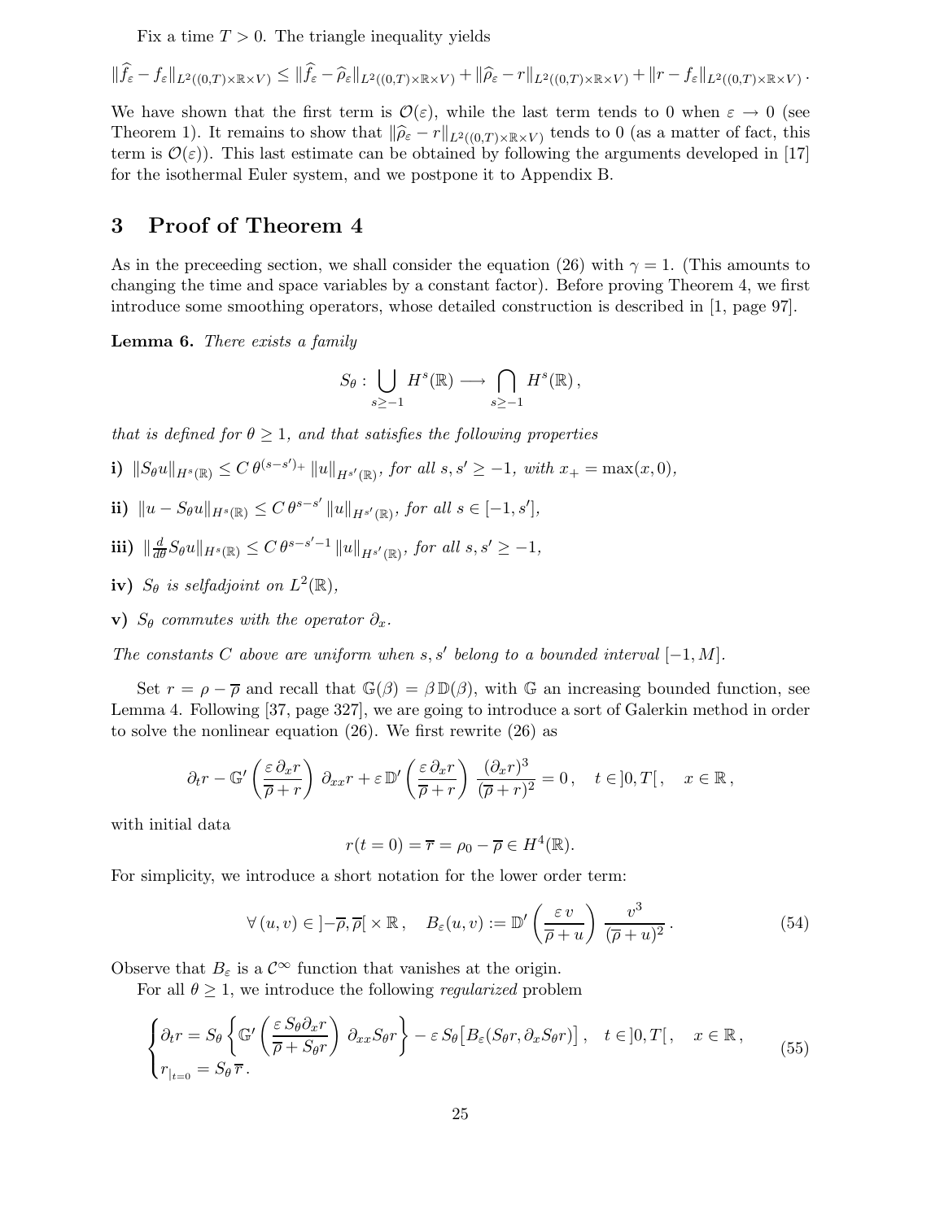Fix a time $T > 0$. The triangle inequality yields

$$\|\widehat{f}_\varepsilon - f_\varepsilon\|_{L^2((0,T)\times\mathbb{R}\times V)} \leq \|\widehat{f}_\varepsilon - \widehat{\rho}_\varepsilon\|_{L^2((0,T)\times\mathbb{R}\times V)} + \|\widehat{\rho}_\varepsilon - r\|_{L^2((0,T)\times\mathbb{R}\times V)} + \|r - f_\varepsilon\|_{L^2((0,T)\times\mathbb{R}\times V)} .$$

We have shown that the first term is $\mathcal{O}(\varepsilon)$, while the last term tends to 0 when $\varepsilon \to 0$ (see Theorem 1). It remains to show that $\|\widehat{\rho}_\varepsilon - r\|_{L^2((0,T)\times\mathbb{R}\times V)}$ tends to 0 (as a matter of fact, this term is $\mathcal{O}(\varepsilon)$). This last estimate can be obtained by following the arguments developed in [17] for the isothermal Euler system, and we postpone it to Appendix B.

# 3 Proof of Theorem 4

As in the preceeding section, we shall consider the equation (26) with $\gamma = 1$. (This amounts to changing the time and space variables by a constant factor). Before proving Theorem 4, we first introduce some smoothing operators, whose detailed construction is described in [1, page 97].

**Lemma 6.** *There exists a family*

$$S_\theta : \bigcup_{s\geq -1} H^s(\mathbb{R}) \longrightarrow \bigcap_{s\geq -1} H^s(\mathbb{R}) ,$$

*that is defined for $\theta \geq 1$, and that satisfies the following properties*

**i)** $\|S_\theta u\|_{H^s(\mathbb{R})} \leq C\, \theta^{(s-s')_+} \|u\|_{H^{s'}(\mathbb{R})}$, *for all $s, s' \geq -1$, with $x_+ = \max(x, 0)$,*

**ii)** $\|u - S_\theta u\|_{H^s(\mathbb{R})} \leq C\, \theta^{s-s'} \|u\|_{H^{s'}(\mathbb{R})}$, *for all $s \in [-1, s']$,*

**iii)** $\|\frac{d}{d\theta} S_\theta u\|_{H^s(\mathbb{R})} \leq C\, \theta^{s-s'-1} \|u\|_{H^{s'}(\mathbb{R})}$, *for all $s, s' \geq -1$,*

**iv)** *$S_\theta$ is selfadjoint on $L^2(\mathbb{R})$,*

**v)** *$S_\theta$ commutes with the operator $\partial_x$.*

*The constants $C$ above are uniform when $s, s'$ belong to a bounded interval $[-1, M]$.*

Set $r = \rho - \overline{\rho}$ and recall that $\mathbb{G}(\beta) = \beta\, \mathbb{D}(\beta)$, with $\mathbb{G}$ an increasing bounded function, see Lemma 4. Following [37, page 327], we are going to introduce a sort of Galerkin method in order to solve the nonlinear equation (26). We first rewrite (26) as

$$\partial_t r - \mathbb{G}'\left(\frac{\varepsilon\, \partial_x r}{\overline{\rho} + r}\right)\, \partial_{xx} r + \varepsilon\, \mathbb{D}'\left(\frac{\varepsilon\, \partial_x r}{\overline{\rho} + r}\right)\, \frac{(\partial_x r)^3}{(\overline{\rho} + r)^2} = 0 \,, \quad t \in ]0, T[\,, \quad x \in \mathbb{R}\,,$$

with initial data

$$r(t = 0) = \overline{r} = \rho_0 - \overline{\rho} \in H^4(\mathbb{R}).$$

For simplicity, we introduce a short notation for the lower order term:

$$\forall\, (u, v) \in ]-\overline{\rho}, \overline{\rho}[ \times \mathbb{R}\,, \quad B_\varepsilon(u, v) := \mathbb{D}'\left(\frac{\varepsilon\, v}{\overline{\rho} + u}\right)\, \frac{v^3}{(\overline{\rho} + u)^2} \,. \tag{54}$$

Observe that $B_\varepsilon$ is a $\mathcal{C}^\infty$ function that vanishes at the origin.

For all $\theta \geq 1$, we introduce the following *regularized* problem

$$\begin{cases} \partial_t r = S_\theta \left\{ \mathbb{G}'\left(\dfrac{\varepsilon\, S_\theta \partial_x r}{\overline{\rho} + S_\theta r}\right)\, \partial_{xx} S_\theta r \right\} - \varepsilon\, S_\theta \big[ B_\varepsilon(S_\theta r, \partial_x S_\theta r) \big] \,, \quad t \in ]0, T[\,, \quad x \in \mathbb{R}\,, \\ r_{|_{t=0}} = S_\theta\, \overline{r} \,. \end{cases} \tag{55}$$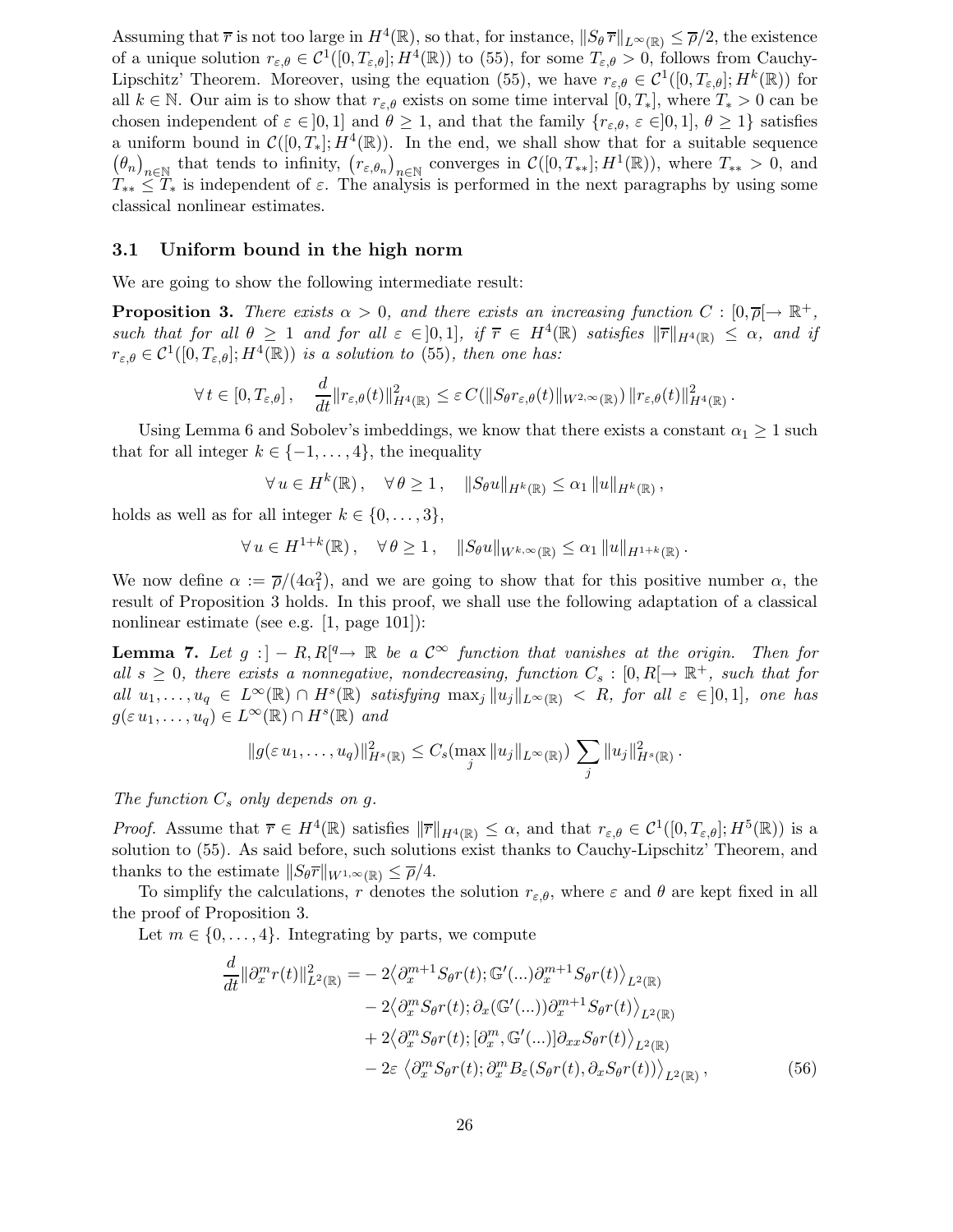Assuming that $\overline{r}$ is not too large in $H^4(\mathbb{R})$, so that, for instance, $\|S_\theta \overline{r}\|_{L^\infty(\mathbb{R})} \leq \overline{\rho}/2$, the existence of a unique solution $r_{\varepsilon,\theta} \in \mathcal{C}^1([0,T_{\varepsilon,\theta}];H^4(\mathbb{R}))$ to (55), for some $T_{\varepsilon,\theta} > 0$, follows from Cauchy-Lipschitz' Theorem. Moreover, using the equation (55), we have $r_{\varepsilon,\theta} \in \mathcal{C}^1([0,T_{\varepsilon,\theta}];H^k(\mathbb{R}))$ for all $k \in \mathbb{N}$. Our aim is to show that $r_{\varepsilon,\theta}$ exists on some time interval $[0,T_*]$, where $T_* > 0$ can be chosen independent of $\varepsilon \in ]0,1]$ and $\theta \geq 1$, and that the family $\{r_{\varepsilon,\theta},\, \varepsilon \in ]0,1],\, \theta \geq 1\}$ satisfies a uniform bound in $\mathcal{C}([0,T_*];H^4(\mathbb{R}))$. In the end, we shall show that for a suitable sequence $(\theta_n)_{n\in\mathbb{N}}$ that tends to infinity, $(r_{\varepsilon,\theta_n})_{n\in\mathbb{N}}$ converges in $\mathcal{C}([0,T_{**}];H^1(\mathbb{R}))$, where $T_{**} > 0$, and $T_{**} \leq T_*$ is independent of $\varepsilon$. The analysis is performed in the next paragraphs by using some classical nonlinear estimates.

### 3.1 Uniform bound in the high norm

We are going to show the following intermediate result:

**Proposition 3.** *There exists $\alpha > 0$, and there exists an increasing function $C : [0,\overline{\rho}[\to \mathbb{R}^+$, such that for all $\theta \geq 1$ and for all $\varepsilon \in ]0,1]$, if $\overline{r} \in H^4(\mathbb{R})$ satisfies $\|\overline{r}\|_{H^4(\mathbb{R})} \leq \alpha$, and if $r_{\varepsilon,\theta} \in \mathcal{C}^1([0,T_{\varepsilon,\theta}];H^4(\mathbb{R}))$ is a solution to (55), then one has:*

$$\forall\, t \in [0,T_{\varepsilon,\theta}]\,, \quad \frac{d}{dt}\|r_{\varepsilon,\theta}(t)\|^2_{H^4(\mathbb{R})} \leq \varepsilon\, C(\|S_\theta r_{\varepsilon,\theta}(t)\|_{W^{2,\infty}(\mathbb{R})})\, \|r_{\varepsilon,\theta}(t)\|^2_{H^4(\mathbb{R})}\,.$$

Using Lemma 6 and Sobolev's imbeddings, we know that there exists a constant $\alpha_1 \geq 1$ such that for all integer $k \in \{-1,\dots,4\}$, the inequality

$$\forall\, u \in H^k(\mathbb{R})\,, \quad \forall\, \theta \geq 1\,, \quad \|S_\theta u\|_{H^k(\mathbb{R})} \leq \alpha_1\, \|u\|_{H^k(\mathbb{R})}\,,$$

holds as well as for all integer $k \in \{0,\dots,3\}$,

$$\forall\, u \in H^{1+k}(\mathbb{R})\,, \quad \forall\, \theta \geq 1\,, \quad \|S_\theta u\|_{W^{k,\infty}(\mathbb{R})} \leq \alpha_1\, \|u\|_{H^{1+k}(\mathbb{R})}\,.$$

We now define $\alpha := \overline{\rho}/(4\alpha_1^2)$, and we are going to show that for this positive number $\alpha$, the result of Proposition 3 holds. In this proof, we shall use the following adaptation of a classical nonlinear estimate (see e.g. [1, page 101]):

**Lemma 7.** *Let $g : ]-R,R[^q \to \mathbb{R}$ be a $\mathcal{C}^\infty$ function that vanishes at the origin. Then for all $s \geq 0$, there exists a nonnegative, nondecreasing, function $C_s : [0,R[\to \mathbb{R}^+$, such that for all $u_1,\dots,u_q \in L^\infty(\mathbb{R}) \cap H^s(\mathbb{R})$ satisfying $\max_j \|u_j\|_{L^\infty(\mathbb{R})} < R$, for all $\varepsilon \in ]0,1]$, one has $g(\varepsilon\, u_1,\dots,u_q) \in L^\infty(\mathbb{R}) \cap H^s(\mathbb{R})$ and*

$$\|g(\varepsilon\, u_1,\dots,u_q)\|^2_{H^s(\mathbb{R})} \leq C_s(\max_j \|u_j\|_{L^\infty(\mathbb{R})})\, \sum_j \|u_j\|^2_{H^s(\mathbb{R})}\,.$$

*The function $C_s$ only depends on $g$.*

*Proof.* Assume that $\overline{r} \in H^4(\mathbb{R})$ satisfies $\|\overline{r}\|_{H^4(\mathbb{R})} \leq \alpha$, and that $r_{\varepsilon,\theta} \in \mathcal{C}^1([0,T_{\varepsilon,\theta}];H^5(\mathbb{R}))$ is a solution to (55). As said before, such solutions exist thanks to Cauchy-Lipschitz' Theorem, and thanks to the estimate $\|S_\theta \overline{r}\|_{W^{1,\infty}(\mathbb{R})} \leq \overline{\rho}/4$.

To simplify the calculations, $r$ denotes the solution $r_{\varepsilon,\theta}$, where $\varepsilon$ and $\theta$ are kept fixed in all the proof of Proposition 3.

Let $m \in \{0,\dots,4\}$. Integrating by parts, we compute

$$\begin{aligned}
\frac{d}{dt}\|\partial_x^m r(t)\|^2_{L^2(\mathbb{R})} = &-2\big\langle \partial_x^{m+1} S_\theta r(t); \mathbb{G}'(...)\partial_x^{m+1} S_\theta r(t)\big\rangle_{L^2(\mathbb{R})} \\
&-2\big\langle \partial_x^{m} S_\theta r(t); \partial_x(\mathbb{G}'(...))\partial_x^{m+1} S_\theta r(t)\big\rangle_{L^2(\mathbb{R})} \\
&+2\big\langle \partial_x^{m} S_\theta r(t); [\partial_x^m, \mathbb{G}'(...)]\partial_{xx} S_\theta r(t)\big\rangle_{L^2(\mathbb{R})} \\
&-2\varepsilon\, \big\langle \partial_x^{m} S_\theta r(t); \partial_x^m B_\varepsilon(S_\theta r(t), \partial_x S_\theta r(t))\big\rangle_{L^2(\mathbb{R})}\,,
\end{aligned} \tag{56}$$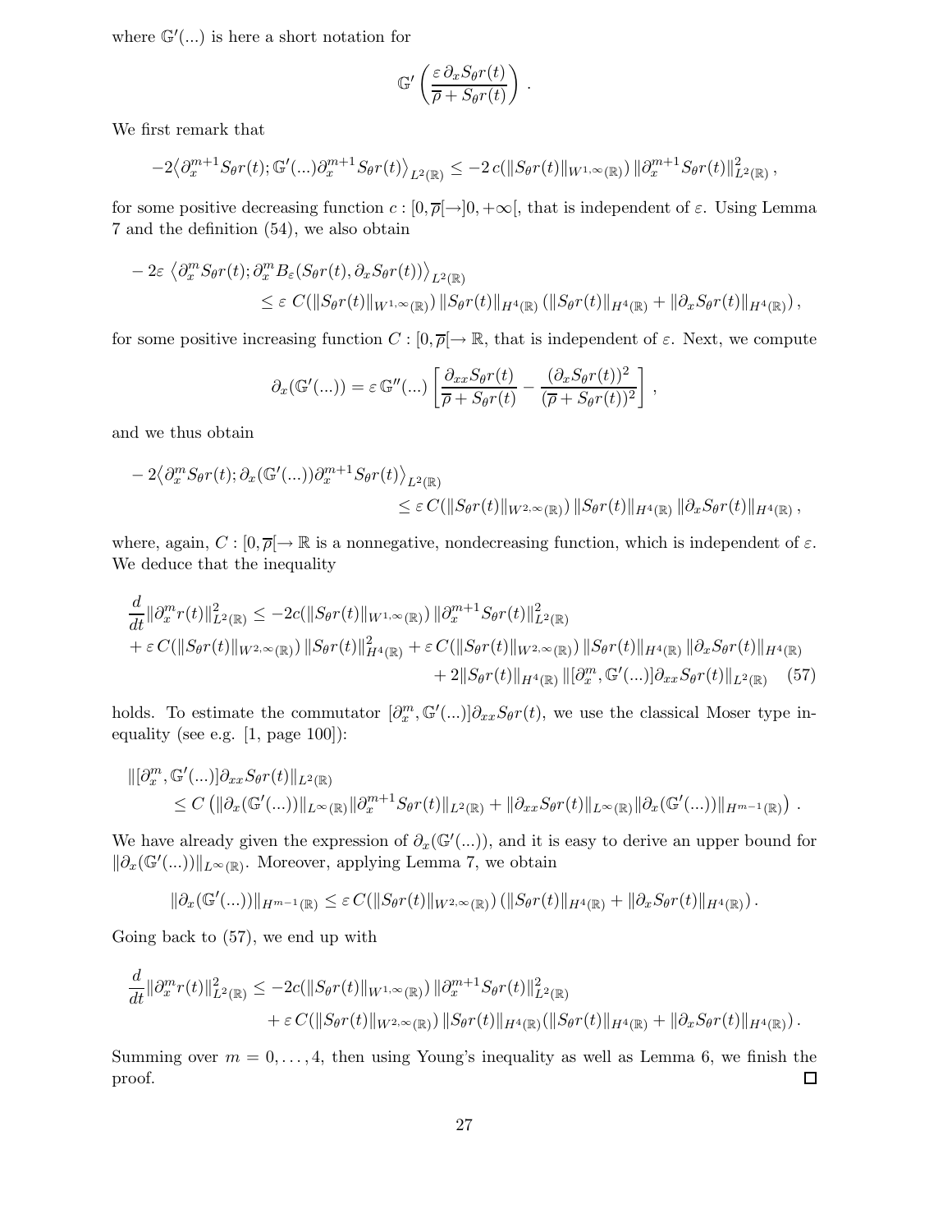where $\mathbb{G}'(...)$ is here a short notation for

$$\mathbb{G}'\left(\frac{\varepsilon\,\partial_x S_\theta r(t)}{\overline{\rho}+S_\theta r(t)}\right)\,.$$

We first remark that

$$-2\big\langle \partial_x^{m+1} S_\theta r(t); \mathbb{G}'(...)\partial_x^{m+1} S_\theta r(t)\big\rangle_{L^2(\mathbb{R})} \le -2\, c(\|S_\theta r(t)\|_{W^{1,\infty}(\mathbb{R})})\, \|\partial_x^{m+1} S_\theta r(t)\|^2_{L^2(\mathbb{R})}\,,$$

for some positive decreasing function $c : [0, \overline{\rho}[\to]0, +\infty[$, that is independent of $\varepsilon$. Using Lemma 7 and the definition (54), we also obtain

$$\begin{aligned}
&-2\varepsilon\, \left\langle \partial_x^m S_\theta r(t); \partial_x^m B_\varepsilon(S_\theta r(t), \partial_x S_\theta r(t))\right\rangle_{L^2(\mathbb{R})}\\
&\qquad\qquad \le \varepsilon\; C(\|S_\theta r(t)\|_{W^{1,\infty}(\mathbb{R})})\, \|S_\theta r(t)\|_{H^4(\mathbb{R})}\, (\|S_\theta r(t)\|_{H^4(\mathbb{R})} + \|\partial_x S_\theta r(t)\|_{H^4(\mathbb{R})})\,,
\end{aligned}$$

for some positive increasing function $C : [0, \overline{\rho}[\to \mathbb{R}$, that is independent of $\varepsilon$. Next, we compute

$$\partial_x(\mathbb{G}'(...)) = \varepsilon\, \mathbb{G}''(...) \left[\frac{\partial_{xx} S_\theta r(t)}{\overline{\rho}+S_\theta r(t)} - \frac{(\partial_x S_\theta r(t))^2}{(\overline{\rho}+S_\theta r(t))^2}\right]\,,$$

and we thus obtain

$$\begin{aligned}
&-2\big\langle \partial_x^m S_\theta r(t); \partial_x(\mathbb{G}'(...))\partial_x^{m+1} S_\theta r(t)\big\rangle_{L^2(\mathbb{R})}\\
&\qquad\qquad \le \varepsilon\, C(\|S_\theta r(t)\|_{W^{2,\infty}(\mathbb{R})})\, \|S_\theta r(t)\|_{H^4(\mathbb{R})}\, \|\partial_x S_\theta r(t)\|_{H^4(\mathbb{R})}\,,
\end{aligned}$$

where, again, $C : [0, \overline{\rho}[\to \mathbb{R}$ is a nonnegative, nondecreasing function, which is independent of $\varepsilon$. We deduce that the inequality

$$\begin{aligned}
\frac{d}{dt}\|\partial_x^m r(t)\|^2_{L^2(\mathbb{R})} &\le -2c(\|S_\theta r(t)\|_{W^{1,\infty}(\mathbb{R})})\, \|\partial_x^{m+1} S_\theta r(t)\|^2_{L^2(\mathbb{R})}\\
&+ \varepsilon\, C(\|S_\theta r(t)\|_{W^{2,\infty}(\mathbb{R})})\, \|S_\theta r(t)\|^2_{H^4(\mathbb{R})} + \varepsilon\, C(\|S_\theta r(t)\|_{W^{2,\infty}(\mathbb{R})})\, \|S_\theta r(t)\|_{H^4(\mathbb{R})}\, \|\partial_x S_\theta r(t)\|_{H^4(\mathbb{R})}\\
&\qquad + 2\|S_\theta r(t)\|_{H^4(\mathbb{R})}\, \|[\partial_x^m, \mathbb{G}'(...)]\partial_{xx} S_\theta r(t)\|_{L^2(\mathbb{R})} \qquad (57)
\end{aligned}$$

holds. To estimate the commutator $[\partial_x^m, \mathbb{G}'(...)]\partial_{xx} S_\theta r(t)$, we use the classical Moser type inequality (see e.g. [1, page 100]):

$$\begin{aligned}
&\|[\partial_x^m, \mathbb{G}'(...)]\partial_{xx} S_\theta r(t)\|_{L^2(\mathbb{R})}\\
&\qquad \le C\left(\|\partial_x(\mathbb{G}'(...))\|_{L^\infty(\mathbb{R})} \|\partial_x^{m+1} S_\theta r(t)\|_{L^2(\mathbb{R})} + \|\partial_{xx} S_\theta r(t)\|_{L^\infty(\mathbb{R})} \|\partial_x(\mathbb{G}'(...))\|_{H^{m-1}(\mathbb{R})}\right)\,.
\end{aligned}$$

We have already given the expression of $\partial_x(\mathbb{G}'(...))$, and it is easy to derive an upper bound for $\|\partial_x(\mathbb{G}'(...))\|_{L^\infty(\mathbb{R})}$. Moreover, applying Lemma 7, we obtain

$$\|\partial_x(\mathbb{G}'(...))\|_{H^{m-1}(\mathbb{R})} \le \varepsilon\, C(\|S_\theta r(t)\|_{W^{2,\infty}(\mathbb{R})})\, (\|S_\theta r(t)\|_{H^4(\mathbb{R})} + \|\partial_x S_\theta r(t)\|_{H^4(\mathbb{R})})\,.$$

Going back to (57), we end up with

$$\begin{aligned}
\frac{d}{dt}\|\partial_x^m r(t)\|^2_{L^2(\mathbb{R})} &\le -2c(\|S_\theta r(t)\|_{W^{1,\infty}(\mathbb{R})})\, \|\partial_x^{m+1} S_\theta r(t)\|^2_{L^2(\mathbb{R})}\\
&\qquad + \varepsilon\, C(\|S_\theta r(t)\|_{W^{2,\infty}(\mathbb{R})})\, \|S_\theta r(t)\|_{H^4(\mathbb{R})} (\|S_\theta r(t)\|_{H^4(\mathbb{R})} + \|\partial_x S_\theta r(t)\|_{H^4(\mathbb{R})})\,.
\end{aligned}$$

Summing over $m = 0, \ldots, 4$, then using Young's inequality as well as Lemma 6, we finish the proof. $\square$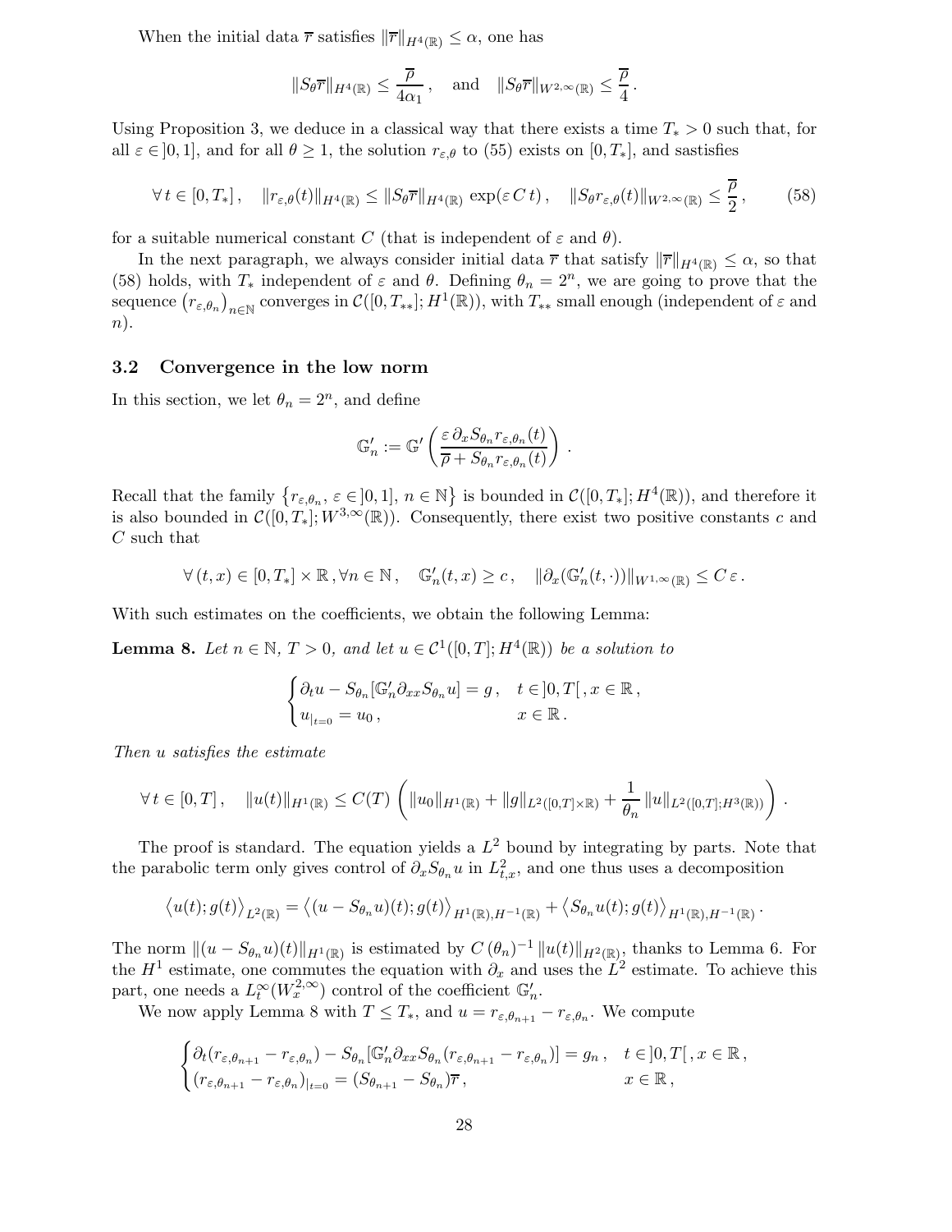When the initial data $\overline{r}$ satisfies $\|\overline{r}\|_{H^4(\mathbb{R})} \leq \alpha$, one has

$$\|S_\theta \overline{r}\|_{H^4(\mathbb{R})} \leq \frac{\overline{\rho}}{4\alpha_1}\,, \quad \text{and} \quad \|S_\theta \overline{r}\|_{W^{2,\infty}(\mathbb{R})} \leq \frac{\overline{\rho}}{4}\,.$$

Using Proposition 3, we deduce in a classical way that there exists a time $T_* > 0$ such that, for all $\varepsilon \in ]0,1]$, and for all $\theta \geq 1$, the solution $r_{\varepsilon,\theta}$ to (55) exists on $[0, T_*]$, and sastisfies

$$\forall\, t \in [0,T_*]\,, \quad \|r_{\varepsilon,\theta}(t)\|_{H^4(\mathbb{R})} \leq \|S_\theta \overline{r}\|_{H^4(\mathbb{R})} \exp(\varepsilon\, C\, t)\,, \quad \|S_\theta r_{\varepsilon,\theta}(t)\|_{W^{2,\infty}(\mathbb{R})} \leq \frac{\overline{\rho}}{2}\,, \tag{58}$$

for a suitable numerical constant $C$ (that is independent of $\varepsilon$ and $\theta$).

In the next paragraph, we always consider initial data $\overline{r}$ that satisfy $\|\overline{r}\|_{H^4(\mathbb{R})} \leq \alpha$, so that (58) holds, with $T_*$ independent of $\varepsilon$ and $\theta$. Defining $\theta_n = 2^n$, we are going to prove that the sequence $\left(r_{\varepsilon,\theta_n}\right)_{n\in\mathbb{N}}$ converges in $\mathcal{C}([0,T_{**}]; H^1(\mathbb{R}))$, with $T_{**}$ small enough (independent of $\varepsilon$ and $n$).

## 3.2 Convergence in the low norm

In this section, we let $\theta_n = 2^n$, and define

$$\mathbb{G}'_n := \mathbb{G}'\left(\frac{\varepsilon\, \partial_x S_{\theta_n} r_{\varepsilon,\theta_n}(t)}{\overline{\rho} + S_{\theta_n} r_{\varepsilon,\theta_n}(t)}\right)\,.$$

Recall that the family $\left\{r_{\varepsilon,\theta_n},\ \varepsilon \in ]0,1],\ n \in \mathbb{N}\right\}$ is bounded in $\mathcal{C}([0,T_*]; H^4(\mathbb{R}))$, and therefore it is also bounded in $\mathcal{C}([0,T_*]; W^{3,\infty}(\mathbb{R}))$. Consequently, there exist two positive constants $c$ and $C$ such that

$$\forall\,(t,x) \in [0,T_*] \times \mathbb{R}\,, \forall n \in \mathbb{N}\,, \quad \mathbb{G}'_n(t,x) \geq c\,, \quad \|\partial_x(\mathbb{G}'_n(t,\cdot))\|_{W^{1,\infty}(\mathbb{R})} \leq C\,\varepsilon\,.$$

With such estimates on the coefficients, we obtain the following Lemma:

**Lemma 8.** *Let $n \in \mathbb{N}$, $T > 0$, and let $u \in \mathcal{C}^1([0,T]; H^4(\mathbb{R}))$ be a solution to*

$$\begin{cases} \partial_t u - S_{\theta_n}[\mathbb{G}'_n \partial_{xx} S_{\theta_n} u] = g\,, & t \in ]0,T[\,, x \in \mathbb{R}\,, \\ u_{|t=0} = u_0\,, & x \in \mathbb{R}\,. \end{cases}$$

*Then $u$ satisfies the estimate*

$$\forall\, t \in [0,T]\,, \quad \|u(t)\|_{H^1(\mathbb{R})} \leq C(T)\,\left(\|u_0\|_{H^1(\mathbb{R})} + \|g\|_{L^2([0,T]\times\mathbb{R})} + \frac{1}{\theta_n}\,\|u\|_{L^2([0,T];H^3(\mathbb{R}))}\right)\,.$$

The proof is standard. The equation yields a $L^2$ bound by integrating by parts. Note that the parabolic term only gives control of $\partial_x S_{\theta_n} u$ in $L^2_{t,x}$, and one thus uses a decomposition

$$\left\langle u(t); g(t)\right\rangle_{L^2(\mathbb{R})} = \left\langle (u - S_{\theta_n} u)(t); g(t)\right\rangle_{H^1(\mathbb{R}),H^{-1}(\mathbb{R})} + \left\langle S_{\theta_n} u(t); g(t)\right\rangle_{H^1(\mathbb{R}),H^{-1}(\mathbb{R})}\,.$$

The norm $\|(u - S_{\theta_n} u)(t)\|_{H^1(\mathbb{R})}$ is estimated by $C\,(\theta_n)^{-1}\,\|u(t)\|_{H^2(\mathbb{R})}$, thanks to Lemma 6. For the $H^1$ estimate, one commutes the equation with $\partial_x$ and uses the $L^2$ estimate. To achieve this part, one needs a $L^\infty_t(W^{2,\infty}_x)$ control of the coefficient $\mathbb{G}'_n$.

We now apply Lemma 8 with $T \leq T_*$, and $u = r_{\varepsilon,\theta_{n+1}} - r_{\varepsilon,\theta_n}$. We compute

$$\begin{cases} \partial_t(r_{\varepsilon,\theta_{n+1}} - r_{\varepsilon,\theta_n}) - S_{\theta_n}[\mathbb{G}'_n \partial_{xx} S_{\theta_n}(r_{\varepsilon,\theta_{n+1}} - r_{\varepsilon,\theta_n})] = g_n\,, & t \in ]0,T[\,, x \in \mathbb{R}\,, \\ (r_{\varepsilon,\theta_{n+1}} - r_{\varepsilon,\theta_n})_{|t=0} = (S_{\theta_{n+1}} - S_{\theta_n})\overline{r}\,, & x \in \mathbb{R}\,, \end{cases}$$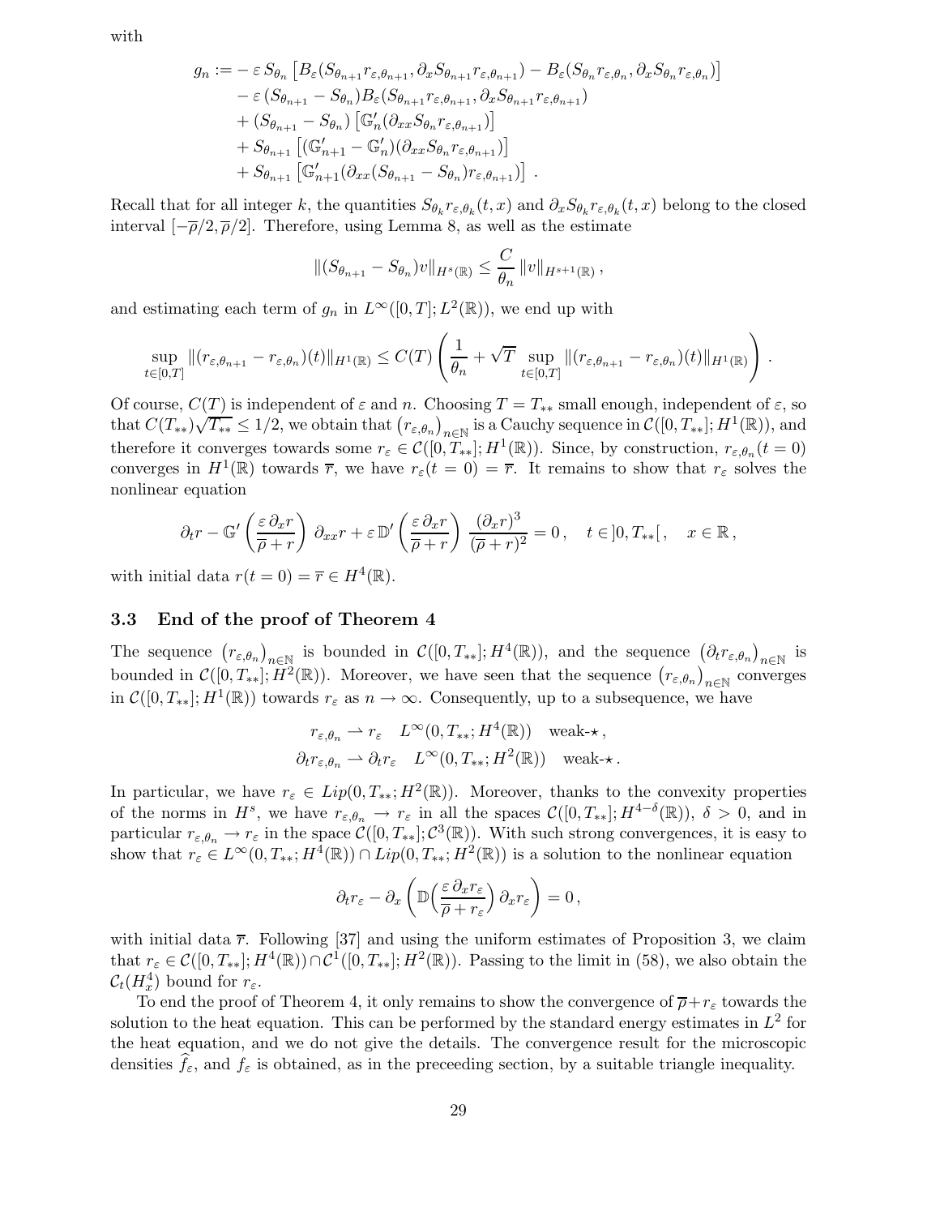with

$$
\begin{aligned}
g_n := & - \varepsilon\, S_{\theta_n} \left[ B_\varepsilon(S_{\theta_{n+1}} r_{\varepsilon,\theta_{n+1}}, \partial_x S_{\theta_{n+1}} r_{\varepsilon,\theta_{n+1}}) - B_\varepsilon(S_{\theta_n} r_{\varepsilon,\theta_n}, \partial_x S_{\theta_n} r_{\varepsilon,\theta_n}) \right] \\
& - \varepsilon\, (S_{\theta_{n+1}} - S_{\theta_n}) B_\varepsilon(S_{\theta_{n+1}} r_{\varepsilon,\theta_{n+1}}, \partial_x S_{\theta_{n+1}} r_{\varepsilon,\theta_{n+1}}) \\
& + (S_{\theta_{n+1}} - S_{\theta_n}) \left[ \mathbb{G}'_n(\partial_{xx} S_{\theta_n} r_{\varepsilon,\theta_{n+1}}) \right] \\
& + S_{\theta_{n+1}} \left[ (\mathbb{G}'_{n+1} - \mathbb{G}'_n)(\partial_{xx} S_{\theta_n} r_{\varepsilon,\theta_{n+1}}) \right] \\
& + S_{\theta_{n+1}} \left[ \mathbb{G}'_{n+1}(\partial_{xx}(S_{\theta_{n+1}} - S_{\theta_n}) r_{\varepsilon,\theta_{n+1}}) \right] \,.
\end{aligned}
$$

Recall that for all integer $k$, the quantities $S_{\theta_k} r_{\varepsilon,\theta_k}(t,x)$ and $\partial_x S_{\theta_k} r_{\varepsilon,\theta_k}(t,x)$ belong to the closed interval $[-\overline{\rho}/2, \overline{\rho}/2]$. Therefore, using Lemma 8, as well as the estimate

$$
\|(S_{\theta_{n+1}} - S_{\theta_n}) v\|_{H^s(\mathbb{R})} \leq \frac{C}{\theta_n} \|v\|_{H^{s+1}(\mathbb{R})} \,,
$$

and estimating each term of $g_n$ in $L^\infty([0,T]; L^2(\mathbb{R}))$, we end up with

$$
\sup_{t\in[0,T]} \|(r_{\varepsilon,\theta_{n+1}} - r_{\varepsilon,\theta_n})(t)\|_{H^1(\mathbb{R})} \leq C(T) \left( \frac{1}{\theta_n} + \sqrt{T} \sup_{t\in[0,T]} \|(r_{\varepsilon,\theta_{n+1}} - r_{\varepsilon,\theta_n})(t)\|_{H^1(\mathbb{R})} \right) .
$$

Of course, $C(T)$ is independent of $\varepsilon$ and $n$. Choosing $T = T_{**}$ small enough, independent of $\varepsilon$, so that $C(T_{**})\sqrt{T_{**}} \leq 1/2$, we obtain that $\left(r_{\varepsilon,\theta_n}\right)_{n\in\mathbb{N}}$ is a Cauchy sequence in $\mathcal{C}([0,T_{**}]; H^1(\mathbb{R}))$, and therefore it converges towards some $r_\varepsilon \in \mathcal{C}([0,T_{**}]; H^1(\mathbb{R}))$. Since, by construction, $r_{\varepsilon,\theta_n}(t=0)$ converges in $H^1(\mathbb{R})$ towards $\overline{r}$, we have $r_\varepsilon(t=0) = \overline{r}$. It remains to show that $r_\varepsilon$ solves the nonlinear equation

$$
\partial_t r - \mathbb{G}'\left(\frac{\varepsilon\, \partial_x r}{\overline{\rho} + r}\right) \partial_{xx} r + \varepsilon\, \mathbb{D}'\left(\frac{\varepsilon\, \partial_x r}{\overline{\rho} + r}\right) \frac{(\partial_x r)^3}{(\overline{\rho} + r)^2} = 0 \,, \quad t \in ]0, T_{**}[\,, \quad x \in \mathbb{R} \,,
$$

with initial data $r(t=0) = \overline{r} \in H^4(\mathbb{R})$.

### 3.3 End of the proof of Theorem 4

The sequence $\left(r_{\varepsilon,\theta_n}\right)_{n\in\mathbb{N}}$ is bounded in $\mathcal{C}([0,T_{**}]; H^4(\mathbb{R}))$, and the sequence $\left(\partial_t r_{\varepsilon,\theta_n}\right)_{n\in\mathbb{N}}$ is bounded in $\mathcal{C}([0,T_{**}]; H^2(\mathbb{R}))$. Moreover, we have seen that the sequence $\left(r_{\varepsilon,\theta_n}\right)_{n\in\mathbb{N}}$ converges in $\mathcal{C}([0,T_{**}]; H^1(\mathbb{R}))$ towards $r_\varepsilon$ as $n \to \infty$. Consequently, up to a subsequence, we have

$$
\begin{aligned}
r_{\varepsilon,\theta_n} &\rightharpoonup r_\varepsilon \quad L^\infty(0,T_{**}; H^4(\mathbb{R})) \quad \text{weak-}\star \,, \\
\partial_t r_{\varepsilon,\theta_n} &\rightharpoonup \partial_t r_\varepsilon \quad L^\infty(0,T_{**}; H^2(\mathbb{R})) \quad \text{weak-}\star \,.
\end{aligned}
$$

In particular, we have $r_\varepsilon \in Lip(0,T_{**}; H^2(\mathbb{R}))$. Moreover, thanks to the convexity properties of the norms in $H^s$, we have $r_{\varepsilon,\theta_n} \to r_\varepsilon$ in all the spaces $\mathcal{C}([0,T_{**}]; H^{4-\delta}(\mathbb{R}))$, $\delta > 0$, and in particular $r_{\varepsilon,\theta_n} \to r_\varepsilon$ in the space $\mathcal{C}([0,T_{**}]; \mathcal{C}^3(\mathbb{R}))$. With such strong convergences, it is easy to show that $r_\varepsilon \in L^\infty(0,T_{**}; H^4(\mathbb{R})) \cap Lip(0,T_{**}; H^2(\mathbb{R}))$ is a solution to the nonlinear equation

$$
\partial_t r_\varepsilon - \partial_x \left( \mathbb{D}\Big(\frac{\varepsilon\, \partial_x r_\varepsilon}{\overline{\rho} + r_\varepsilon}\Big) \partial_x r_\varepsilon \right) = 0 \,,
$$

with initial data $\overline{r}$. Following [37] and using the uniform estimates of Proposition 3, we claim that $r_\varepsilon \in \mathcal{C}([0,T_{**}]; H^4(\mathbb{R})) \cap \mathcal{C}^1([0,T_{**}]; H^2(\mathbb{R}))$. Passing to the limit in (58), we also obtain the $\mathcal{C}_t(H^4_x)$ bound for $r_\varepsilon$.

To end the proof of Theorem 4, it only remains to show the convergence of $\overline{\rho} + r_\varepsilon$ towards the solution to the heat equation. This can be performed by the standard energy estimates in $L^2$ for the heat equation, and we do not give the details. The convergence result for the microscopic densities $\widehat{f}_\varepsilon$, and $f_\varepsilon$ is obtained, as in the preceeding section, by a suitable triangle inequality.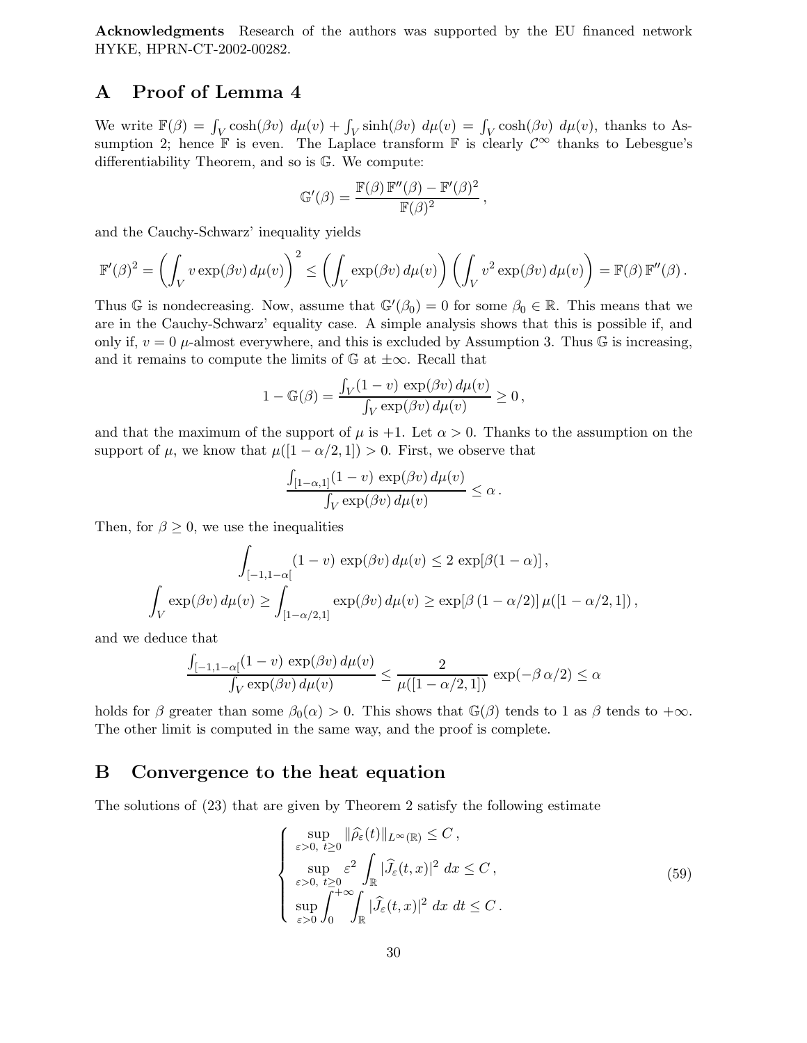**Acknowledgments** Research of the authors was supported by the EU financed network HYKE, HPRN-CT-2002-00282.

## A Proof of Lemma 4

We write $\mathbb{F}(\beta) = \int_V \cosh(\beta v)\ d\mu(v) + \int_V \sinh(\beta v)\ d\mu(v) = \int_V \cosh(\beta v)\ d\mu(v)$, thanks to Assumption 2; hence $\mathbb{F}$ is even. The Laplace transform $\mathbb{F}$ is clearly $\mathcal{C}^\infty$ thanks to Lebesgue's differentiability Theorem, and so is $\mathbb{G}$. We compute:

$$\mathbb{G}'(\beta) = \frac{\mathbb{F}(\beta)\,\mathbb{F}''(\beta) - \mathbb{F}'(\beta)^2}{\mathbb{F}(\beta)^2}\,,$$

and the Cauchy-Schwarz' inequality yields

$$\mathbb{F}'(\beta)^2 = \left(\int_V v \exp(\beta v)\, d\mu(v)\right)^2 \leq \left(\int_V \exp(\beta v)\, d\mu(v)\right)\left(\int_V v^2 \exp(\beta v)\, d\mu(v)\right) = \mathbb{F}(\beta)\,\mathbb{F}''(\beta)\,.$$

Thus $\mathbb{G}$ is nondecreasing. Now, assume that $\mathbb{G}'(\beta_0) = 0$ for some $\beta_0 \in \mathbb{R}$. This means that we are in the Cauchy-Schwarz' equality case. A simple analysis shows that this is possible if, and only if, $v = 0$ $\mu$-almost everywhere, and this is excluded by Assumption 3. Thus $\mathbb{G}$ is increasing, and it remains to compute the limits of $\mathbb{G}$ at $\pm\infty$. Recall that

$$1 - \mathbb{G}(\beta) = \frac{\int_V (1-v)\, \exp(\beta v)\, d\mu(v)}{\int_V \exp(\beta v)\, d\mu(v)} \geq 0\,,$$

and that the maximum of the support of $\mu$ is $+1$. Let $\alpha > 0$. Thanks to the assumption on the support of $\mu$, we know that $\mu([1-\alpha/2, 1]) > 0$. First, we observe that

$$\frac{\int_{[1-\alpha,1]} (1-v)\, \exp(\beta v)\, d\mu(v)}{\int_V \exp(\beta v)\, d\mu(v)} \leq \alpha\,.$$

Then, for $\beta \geq 0$, we use the inequalities

$$\int_{[-1,1-\alpha[} (1-v)\, \exp(\beta v)\, d\mu(v) \leq 2\, \exp[\beta(1-\alpha)]\,,$$

$$\int_V \exp(\beta v)\, d\mu(v) \geq \int_{[1-\alpha/2,1]} \exp(\beta v)\, d\mu(v) \geq \exp[\beta\,(1-\alpha/2)]\, \mu([1-\alpha/2, 1])\,,$$

and we deduce that

$$\frac{\int_{[-1,1-\alpha[} (1-v)\, \exp(\beta v)\, d\mu(v)}{\int_V \exp(\beta v)\, d\mu(v)} \leq \frac{2}{\mu([1-\alpha/2,1])}\, \exp(-\beta\,\alpha/2) \leq \alpha$$

holds for $\beta$ greater than some $\beta_0(\alpha) > 0$. This shows that $\mathbb{G}(\beta)$ tends to 1 as $\beta$ tends to $+\infty$. The other limit is computed in the same way, and the proof is complete.

## B Convergence to the heat equation

The solutions of (23) that are given by Theorem 2 satisfy the following estimate

$$\left\{\begin{array}{l} \displaystyle\sup_{\varepsilon>0,\ t\geq 0} \|\widehat{\rho}_\varepsilon(t)\|_{L^\infty(\mathbb{R})} \leq C\,, \\ \displaystyle\sup_{\varepsilon>0,\ t\geq 0} \varepsilon^2 \int_{\mathbb{R}} |\widehat{J}_\varepsilon(t,x)|^2\ dx \leq C\,, \\ \displaystyle\sup_{\varepsilon>0} \int_0^{+\infty}\!\!\int_{\mathbb{R}} |\widehat{J}_\varepsilon(t,x)|^2\ dx\ dt \leq C\,. \end{array}\right. \tag{59}$$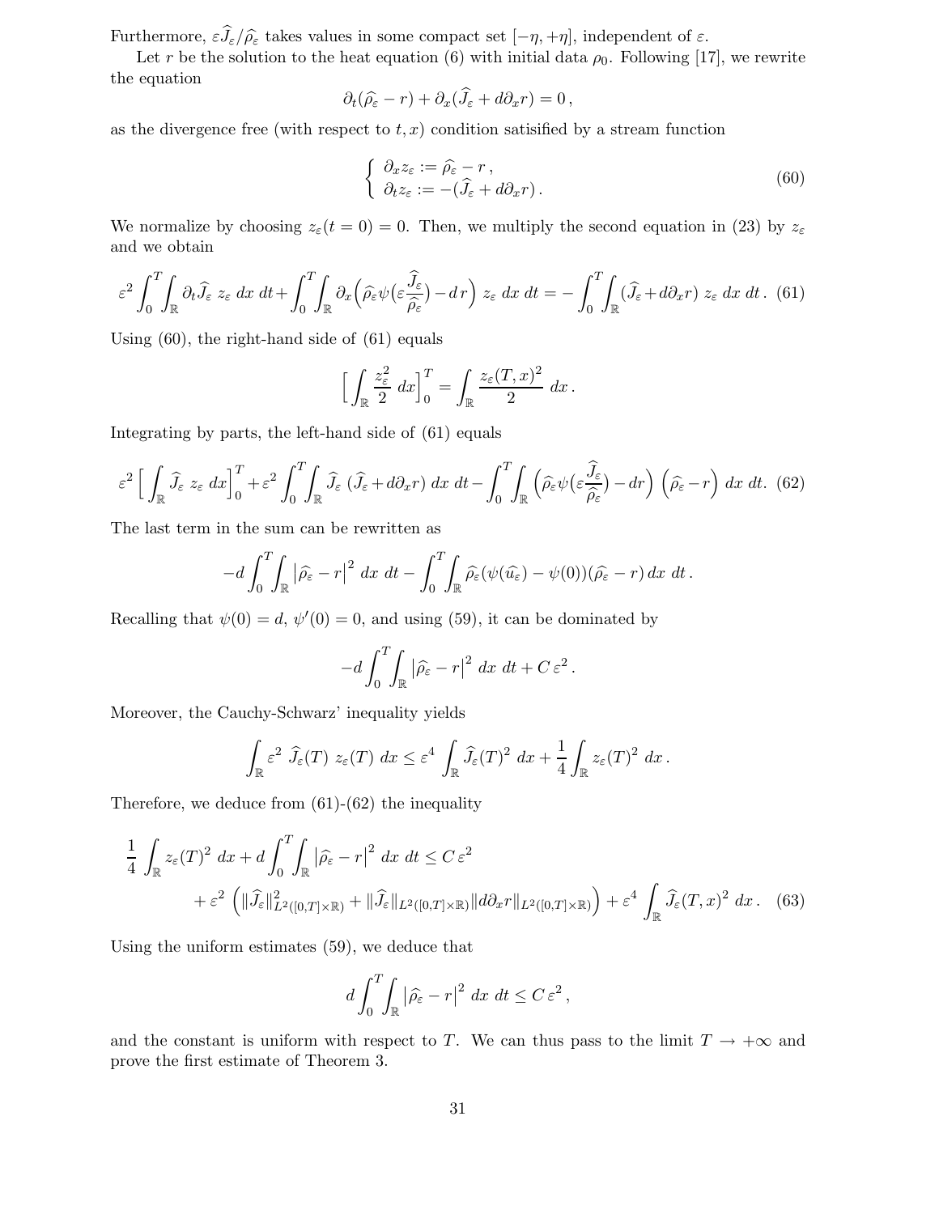Furthermore, $\varepsilon\widehat{J}_\varepsilon/\widehat{\rho}_\varepsilon$ takes values in some compact set $[-\eta,+\eta]$, independent of $\varepsilon$.

Let $r$ be the solution to the heat equation (6) with initial data $\rho_0$. Following [17], we rewrite the equation

$$\partial_t(\widehat{\rho}_\varepsilon - r) + \partial_x(\widehat{J}_\varepsilon + d\partial_x r) = 0\,,$$

as the divergence free (with respect to $t,x$) condition satisified by a stream function

$$\left\{\begin{array}{l} \partial_x z_\varepsilon := \widehat{\rho}_\varepsilon - r\,, \\ \partial_t z_\varepsilon := -(\widehat{J}_\varepsilon + d\partial_x r)\,. \end{array}\right. \tag{60}$$

We normalize by choosing $z_\varepsilon(t=0)=0$. Then, we multiply the second equation in (23) by $z_\varepsilon$ and we obtain

$$\varepsilon^2\int_0^T\!\!\int_{\mathbb{R}} \partial_t\widehat{J}_\varepsilon\; z_\varepsilon\;dx\;dt + \int_0^T\!\!\int_{\mathbb{R}} \partial_x\Big(\widehat{\rho}_\varepsilon\psi\big(\varepsilon\frac{\widehat{J}_\varepsilon}{\widehat{\rho}_\varepsilon}\big) - d\,r\Big)\;z_\varepsilon\;dx\;dt = -\int_0^T\!\!\int_{\mathbb{R}}(\widehat{J}_\varepsilon + d\partial_x r)\;z_\varepsilon\;dx\;dt\,. \tag{61}$$

Using (60), the right-hand side of (61) equals

$$\Big[\int_{\mathbb{R}}\frac{z_\varepsilon^2}{2}\;dx\Big]_0^T = \int_{\mathbb{R}}\frac{z_\varepsilon(T,x)^2}{2}\;dx\,.$$

Integrating by parts, the left-hand side of (61) equals

$$\varepsilon^2\Big[\int_{\mathbb{R}}\widehat{J}_\varepsilon\;z_\varepsilon\;dx\Big]_0^T + \varepsilon^2\int_0^T\!\!\int_{\mathbb{R}}\widehat{J}_\varepsilon\;(\widehat{J}_\varepsilon + d\partial_x r)\;dx\;dt - \int_0^T\!\!\int_{\mathbb{R}}\Big(\widehat{\rho}_\varepsilon\psi\big(\varepsilon\frac{\widehat{J}_\varepsilon}{\widehat{\rho}_\varepsilon}\big) - dr\Big)\;\Big(\widehat{\rho}_\varepsilon - r\Big)\;dx\;dt. \tag{62}$$

The last term in the sum can be rewritten as

$$-d\int_0^T\!\!\int_{\mathbb{R}}\big|\widehat{\rho}_\varepsilon - r\big|^2\;dx\;dt - \int_0^T\!\!\int_{\mathbb{R}}\widehat{\rho}_\varepsilon(\psi(\widehat{u}_\varepsilon) - \psi(0))(\widehat{\rho}_\varepsilon - r)\,dx\;dt\,.$$

Recalling that $\psi(0)=d$, $\psi'(0)=0$, and using (59), it can be dominated by

$$-d\int_0^T\!\!\int_{\mathbb{R}}\big|\widehat{\rho}_\varepsilon - r\big|^2\;dx\;dt + C\,\varepsilon^2\,.$$

Moreover, the Cauchy-Schwarz' inequality yields

$$\int_{\mathbb{R}}\varepsilon^2\;\widehat{J}_\varepsilon(T)\;z_\varepsilon(T)\;dx \le \varepsilon^4\int_{\mathbb{R}}\widehat{J}_\varepsilon(T)^2\;dx + \frac{1}{4}\int_{\mathbb{R}}z_\varepsilon(T)^2\;dx\,.$$

Therefore, we deduce from (61)-(62) the inequality

$$\begin{aligned}\frac{1}{4}\int_{\mathbb{R}}z_\varepsilon(T)^2\;dx + d\int_0^T\!\!\int_{\mathbb{R}}\big|\widehat{\rho}_\varepsilon - r\big|^2\;dx\;dt &\le C\,\varepsilon^2 \\ &+ \varepsilon^2\;\Big(\|\widehat{J}_\varepsilon\|^2_{L^2([0,T]\times\mathbb{R})} + \|\widehat{J}_\varepsilon\|_{L^2([0,T]\times\mathbb{R})}\|d\partial_x r\|_{L^2([0,T]\times\mathbb{R})}\Big) + \varepsilon^4\int_{\mathbb{R}}\widehat{J}_\varepsilon(T,x)^2\;dx\,.\end{aligned} \tag{63}$$

Using the uniform estimates (59), we deduce that

$$d\int_0^T\!\!\int_{\mathbb{R}}\big|\widehat{\rho}_\varepsilon - r\big|^2\;dx\;dt \le C\,\varepsilon^2\,,$$

and the constant is uniform with respect to $T$. We can thus pass to the limit $T\to+\infty$ and prove the first estimate of Theorem 3.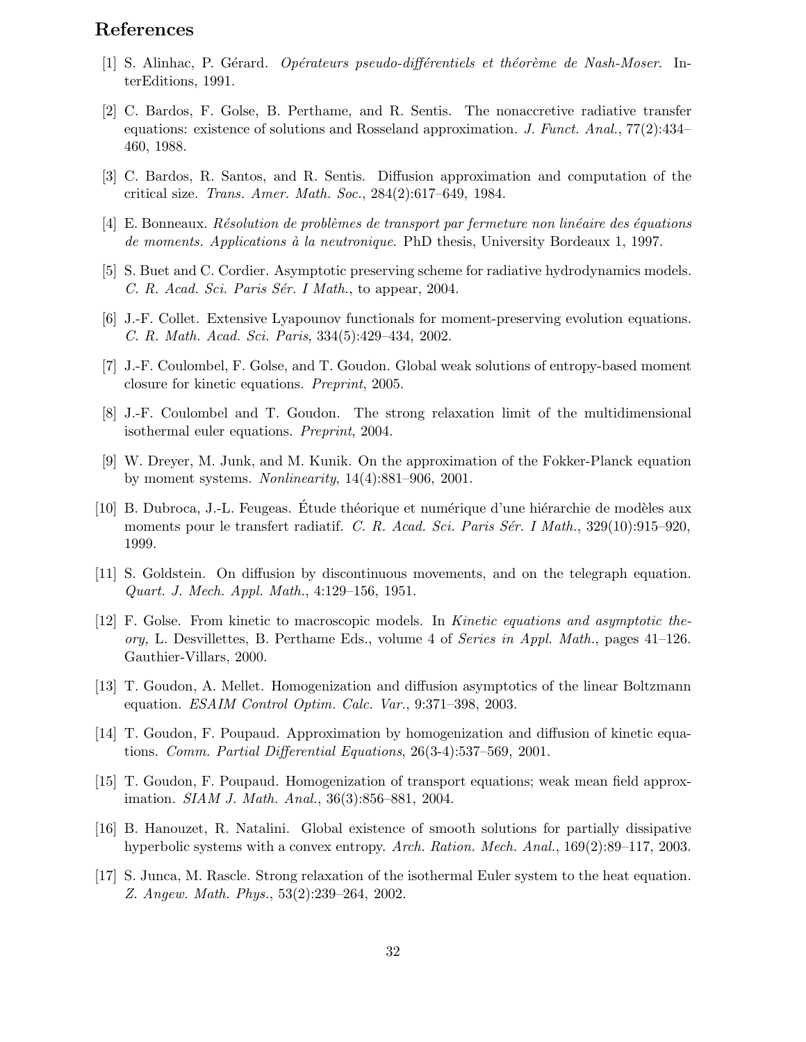## References

[1] S. Alinhac, P. Gérard. *Opérateurs pseudo-différentiels et théorème de Nash-Moser.* InterEditions, 1991.

[2] C. Bardos, F. Golse, B. Perthame, and R. Sentis. The nonaccretive radiative transfer equations: existence of solutions and Rosseland approximation. *J. Funct. Anal.*, 77(2):434–460, 1988.

[3] C. Bardos, R. Santos, and R. Sentis. Diffusion approximation and computation of the critical size. *Trans. Amer. Math. Soc.*, 284(2):617–649, 1984.

[4] E. Bonneaux. *Résolution de problèmes de transport par fermeture non linéaire des équations de moments. Applications à la neutronique.* PhD thesis, University Bordeaux 1, 1997.

[5] S. Buet and C. Cordier. Asymptotic preserving scheme for radiative hydrodynamics models. *C. R. Acad. Sci. Paris Sér. I Math.*, to appear, 2004.

[6] J.-F. Collet. Extensive Lyapounov functionals for moment-preserving evolution equations. *C. R. Math. Acad. Sci. Paris*, 334(5):429–434, 2002.

[7] J.-F. Coulombel, F. Golse, and T. Goudon. Global weak solutions of entropy-based moment closure for kinetic equations. *Preprint*, 2005.

[8] J.-F. Coulombel and T. Goudon. The strong relaxation limit of the multidimensional isothermal euler equations. *Preprint*, 2004.

[9] W. Dreyer, M. Junk, and M. Kunik. On the approximation of the Fokker-Planck equation by moment systems. *Nonlinearity*, 14(4):881–906, 2001.

[10] B. Dubroca, J.-L. Feugeas. Étude théorique et numérique d'une hiérarchie de modèles aux moments pour le transfert radiatif. *C. R. Acad. Sci. Paris Sér. I Math.*, 329(10):915–920, 1999.

[11] S. Goldstein. On diffusion by discontinuous movements, and on the telegraph equation. *Quart. J. Mech. Appl. Math.*, 4:129–156, 1951.

[12] F. Golse. From kinetic to macroscopic models. In *Kinetic equations and asymptotic theory,* L. Desvillettes, B. Perthame Eds., volume 4 of *Series in Appl. Math.*, pages 41–126. Gauthier-Villars, 2000.

[13] T. Goudon, A. Mellet. Homogenization and diffusion asymptotics of the linear Boltzmann equation. *ESAIM Control Optim. Calc. Var.*, 9:371–398, 2003.

[14] T. Goudon, F. Poupaud. Approximation by homogenization and diffusion of kinetic equations. *Comm. Partial Differential Equations*, 26(3-4):537–569, 2001.

[15] T. Goudon, F. Poupaud. Homogenization of transport equations; weak mean field approximation. *SIAM J. Math. Anal.*, 36(3):856–881, 2004.

[16] B. Hanouzet, R. Natalini. Global existence of smooth solutions for partially dissipative hyperbolic systems with a convex entropy. *Arch. Ration. Mech. Anal.*, 169(2):89–117, 2003.

[17] S. Junca, M. Rascle. Strong relaxation of the isothermal Euler system to the heat equation. *Z. Angew. Math. Phys.*, 53(2):239–264, 2002.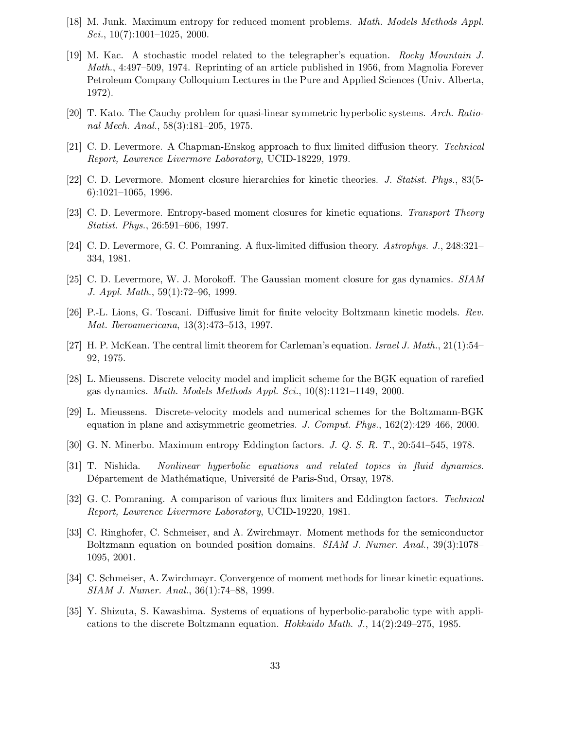[18] M. Junk. Maximum entropy for reduced moment problems. *Math. Models Methods Appl. Sci.*, 10(7):1001–1025, 2000.

[19] M. Kac. A stochastic model related to the telegrapher's equation. *Rocky Mountain J. Math.*, 4:497–509, 1974. Reprinting of an article published in 1956, from Magnolia Forever Petroleum Company Colloquium Lectures in the Pure and Applied Sciences (Univ. Alberta, 1972).

[20] T. Kato. The Cauchy problem for quasi-linear symmetric hyperbolic systems. *Arch. Rational Mech. Anal.*, 58(3):181–205, 1975.

[21] C. D. Levermore. A Chapman-Enskog approach to flux limited diffusion theory. *Technical Report, Lawrence Livermore Laboratory*, UCID-18229, 1979.

[22] C. D. Levermore. Moment closure hierarchies for kinetic theories. *J. Statist. Phys.*, 83(5-6):1021–1065, 1996.

[23] C. D. Levermore. Entropy-based moment closures for kinetic equations. *Transport Theory Statist. Phys.*, 26:591–606, 1997.

[24] C. D. Levermore, G. C. Pomraning. A flux-limited diffusion theory. *Astrophys. J.*, 248:321–334, 1981.

[25] C. D. Levermore, W. J. Morokoff. The Gaussian moment closure for gas dynamics. *SIAM J. Appl. Math.*, 59(1):72–96, 1999.

[26] P.-L. Lions, G. Toscani. Diffusive limit for finite velocity Boltzmann kinetic models. *Rev. Mat. Iberoamericana*, 13(3):473–513, 1997.

[27] H. P. McKean. The central limit theorem for Carleman's equation. *Israel J. Math.*, 21(1):54–92, 1975.

[28] L. Mieussens. Discrete velocity model and implicit scheme for the BGK equation of rarefied gas dynamics. *Math. Models Methods Appl. Sci.*, 10(8):1121–1149, 2000.

[29] L. Mieussens. Discrete-velocity models and numerical schemes for the Boltzmann-BGK equation in plane and axisymmetric geometries. *J. Comput. Phys.*, 162(2):429–466, 2000.

[30] G. N. Minerbo. Maximum entropy Eddington factors. *J. Q. S. R. T.*, 20:541–545, 1978.

[31] T. Nishida. *Nonlinear hyperbolic equations and related topics in fluid dynamics.* Département de Mathématique, Université de Paris-Sud, Orsay, 1978.

[32] G. C. Pomraning. A comparison of various flux limiters and Eddington factors. *Technical Report, Lawrence Livermore Laboratory*, UCID-19220, 1981.

[33] C. Ringhofer, C. Schmeiser, and A. Zwirchmayr. Moment methods for the semiconductor Boltzmann equation on bounded position domains. *SIAM J. Numer. Anal.*, 39(3):1078–1095, 2001.

[34] C. Schmeiser, A. Zwirchmayr. Convergence of moment methods for linear kinetic equations. *SIAM J. Numer. Anal.*, 36(1):74–88, 1999.

[35] Y. Shizuta, S. Kawashima. Systems of equations of hyperbolic-parabolic type with applications to the discrete Boltzmann equation. *Hokkaido Math. J.*, 14(2):249–275, 1985.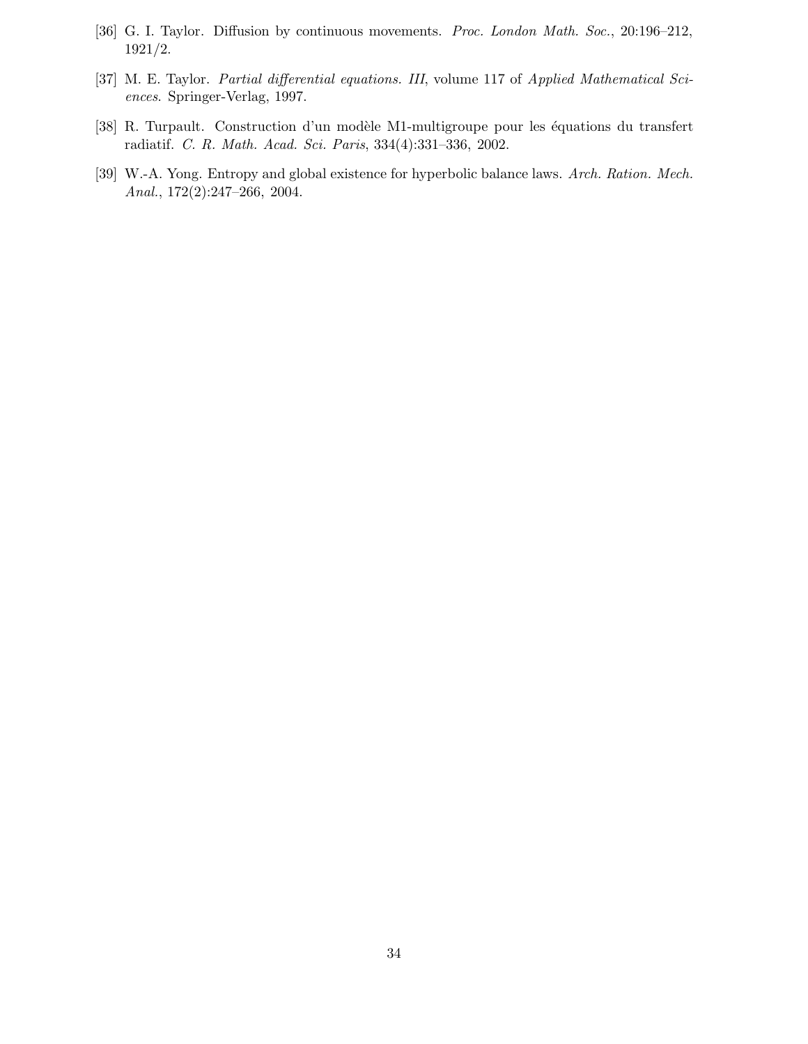[36] G. I. Taylor. Diffusion by continuous movements. *Proc. London Math. Soc.*, 20:196–212, 1921/2.

[37] M. E. Taylor. *Partial differential equations. III*, volume 117 of *Applied Mathematical Sciences*. Springer-Verlag, 1997.

[38] R. Turpault. Construction d'un modèle M1-multigroupe pour les équations du transfert radiatif. *C. R. Math. Acad. Sci. Paris*, 334(4):331–336, 2002.

[39] W.-A. Yong. Entropy and global existence for hyperbolic balance laws. *Arch. Ration. Mech. Anal.*, 172(2):247–266, 2004.